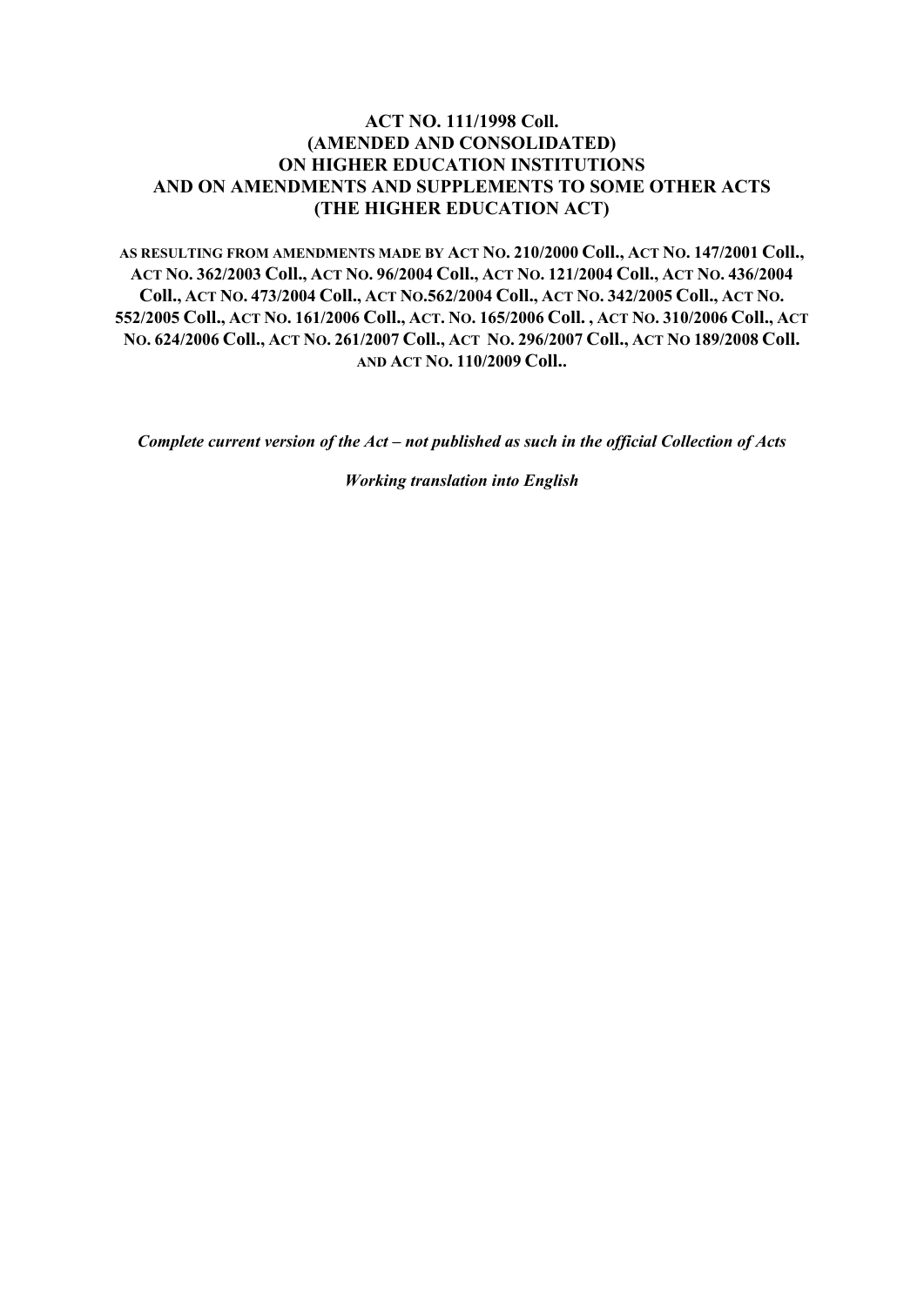# ACT NO. 111/1998 Coll.
# (AMENDED AND CONSOLIDATED)
# ON HIGHER EDUCATION INSTITUTIONS
# AND ON AMENDMENTS AND SUPPLEMENTS TO SOME OTHER ACTS
# (THE HIGHER EDUCATION ACT)

**AS RESULTING FROM AMENDMENTS MADE BY ACT NO. 210/2000 Coll., ACT NO. 147/2001 Coll., ACT NO. 362/2003 Coll., ACT NO. 96/2004 Coll., ACT NO. 121/2004 Coll., ACT NO. 436/2004 Coll., ACT NO. 473/2004 Coll., ACT NO.562/2004 Coll., ACT NO. 342/2005 Coll., ACT NO. 552/2005 Coll., ACT NO. 161/2006 Coll., ACT. NO. 165/2006 Coll. , ACT NO. 310/2006 Coll., ACT NO. 624/2006 Coll., ACT NO. 261/2007 Coll., ACT NO. 296/2007 Coll., ACT NO 189/2008 Coll. AND ACT NO. 110/2009 Coll..**

***Complete current version of the Act – not published as such in the official Collection of Acts***

***Working translation into English***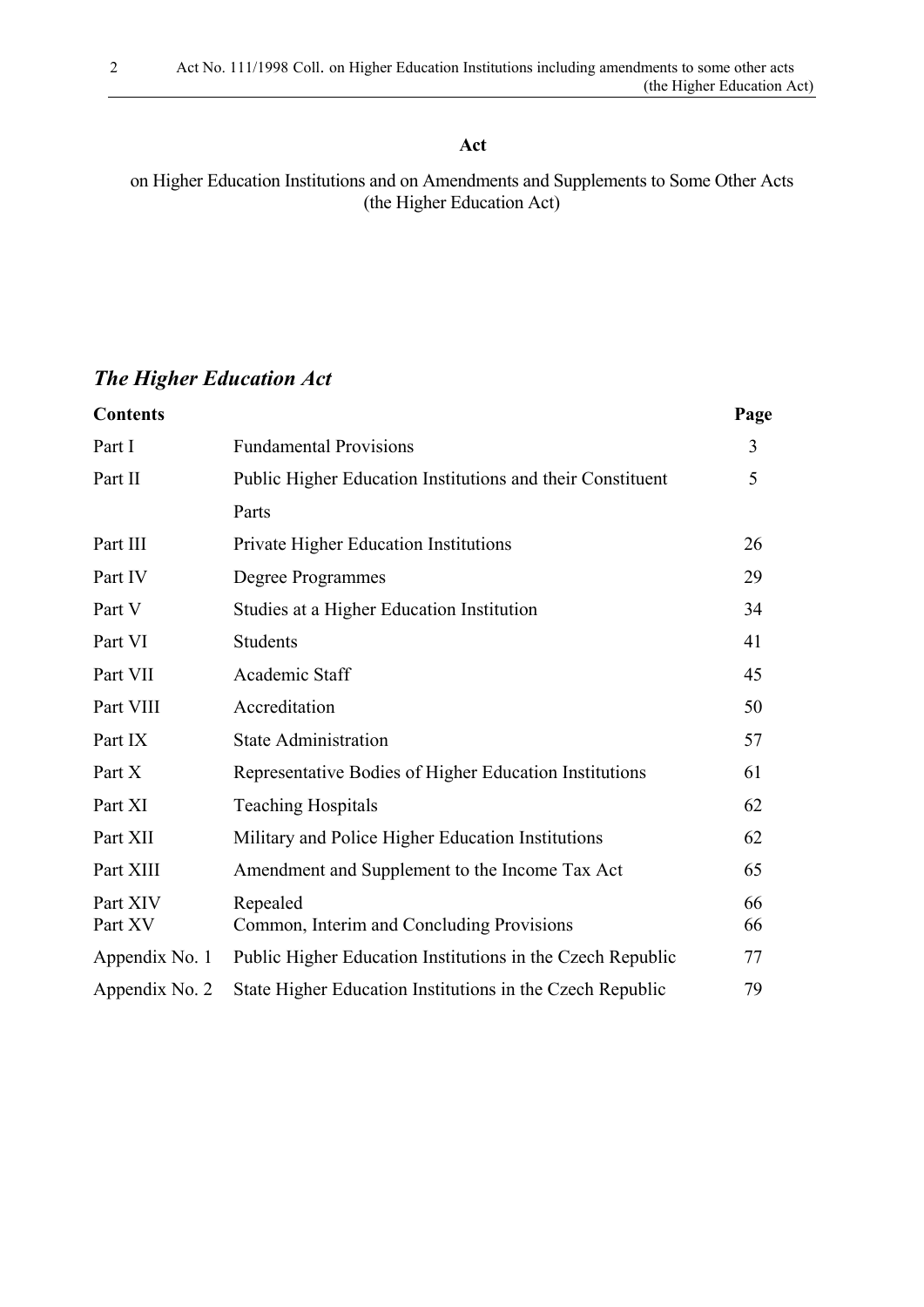**Act**

on Higher Education Institutions and on Amendments and Supplements to Some Other Acts (the Higher Education Act)

## *The Higher Education Act*

| **Contents** | | **Page** |
|---|---|---|
| Part I | Fundamental Provisions | 3 |
| Part II | Public Higher Education Institutions and their Constituent Parts | 5 |
| Part III | Private Higher Education Institutions | 26 |
| Part IV | Degree Programmes | 29 |
| Part V | Studies at a Higher Education Institution | 34 |
| Part VI | Students | 41 |
| Part VII | Academic Staff | 45 |
| Part VIII | Accreditation | 50 |
| Part IX | State Administration | 57 |
| Part X | Representative Bodies of Higher Education Institutions | 61 |
| Part XI | Teaching Hospitals | 62 |
| Part XII | Military and Police Higher Education Institutions | 62 |
| Part XIII | Amendment and Supplement to the Income Tax Act | 65 |
| Part XIV | Repealed | 66 |
| Part XV | Common, Interim and Concluding Provisions | 66 |
| Appendix No. 1 | Public Higher Education Institutions in the Czech Republic | 77 |
| Appendix No. 2 | State Higher Education Institutions in the Czech Republic | 79 |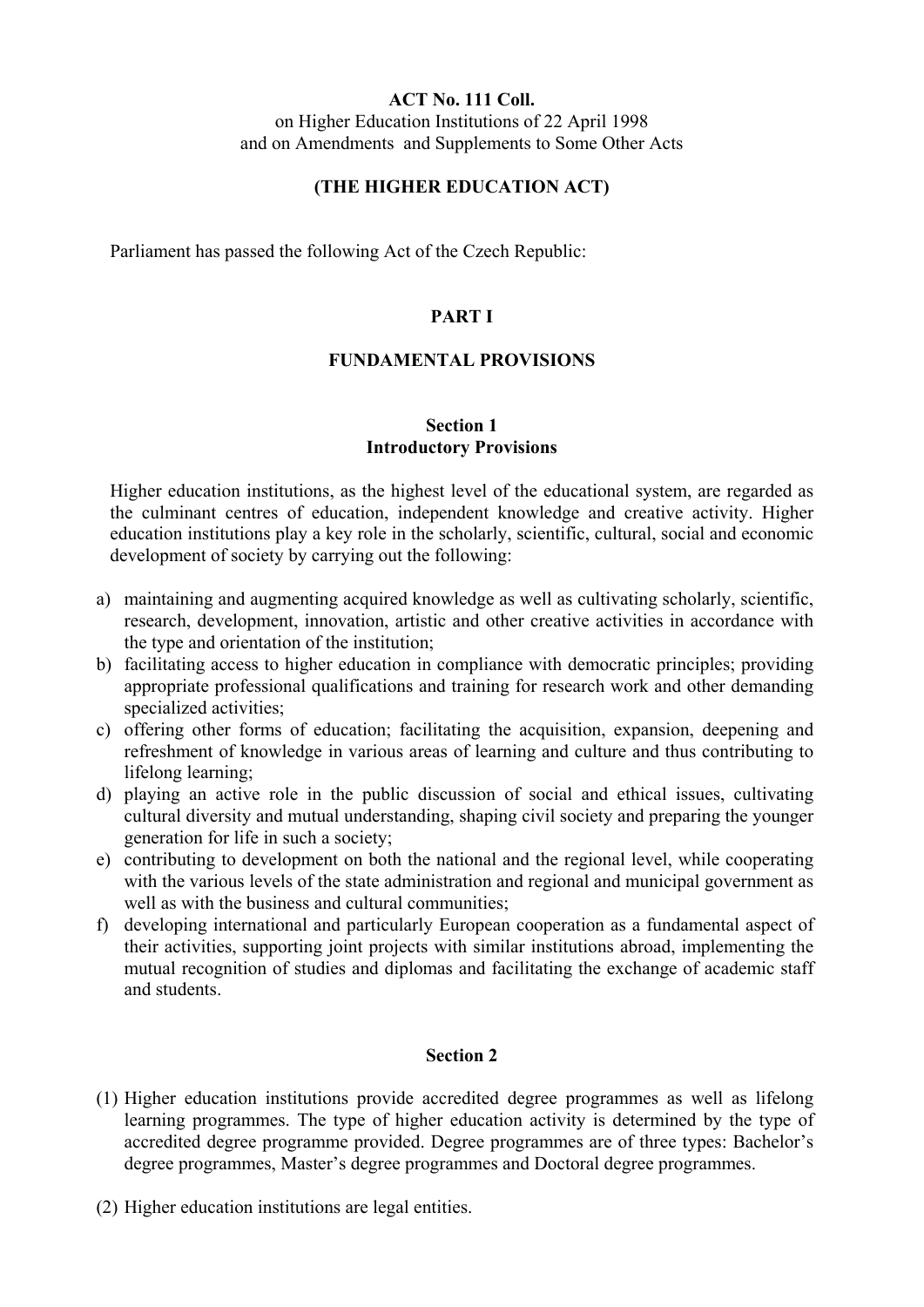**ACT No. 111 Coll.**
on Higher Education Institutions of 22 April 1998
and on Amendments and Supplements to Some Other Acts

**(THE HIGHER EDUCATION ACT)**

Parliament has passed the following Act of the Czech Republic:

# PART I

# FUNDAMENTAL PROVISIONS

## Section 1
## Introductory Provisions

Higher education institutions, as the highest level of the educational system, are regarded as the culminant centres of education, independent knowledge and creative activity. Higher education institutions play a key role in the scholarly, scientific, cultural, social and economic development of society by carrying out the following:

a) maintaining and augmenting acquired knowledge as well as cultivating scholarly, scientific, research, development, innovation, artistic and other creative activities in accordance with the type and orientation of the institution;
b) facilitating access to higher education in compliance with democratic principles; providing appropriate professional qualifications and training for research work and other demanding specialized activities;
c) offering other forms of education; facilitating the acquisition, expansion, deepening and refreshment of knowledge in various areas of learning and culture and thus contributing to lifelong learning;
d) playing an active role in the public discussion of social and ethical issues, cultivating cultural diversity and mutual understanding, shaping civil society and preparing the younger generation for life in such a society;
e) contributing to development on both the national and the regional level, while cooperating with the various levels of the state administration and regional and municipal government as well as with the business and cultural communities;
f) developing international and particularly European cooperation as a fundamental aspect of their activities, supporting joint projects with similar institutions abroad, implementing the mutual recognition of studies and diplomas and facilitating the exchange of academic staff and students.

## Section 2

(1) Higher education institutions provide accredited degree programmes as well as lifelong learning programmes. The type of higher education activity is determined by the type of accredited degree programme provided. Degree programmes are of three types: Bachelor's degree programmes, Master's degree programmes and Doctoral degree programmes.

(2) Higher education institutions are legal entities.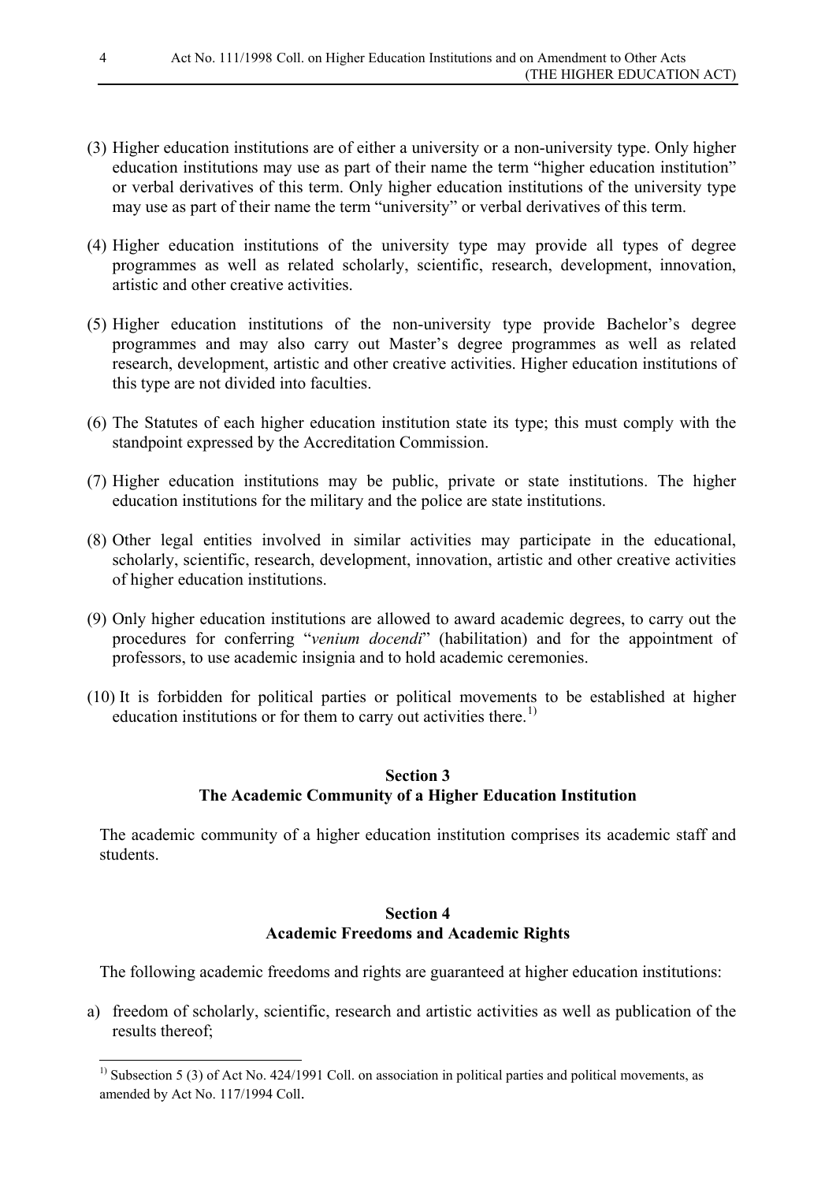(3) Higher education institutions are of either a university or a non-university type. Only higher education institutions may use as part of their name the term "higher education institution" or verbal derivatives of this term. Only higher education institutions of the university type may use as part of their name the term "university" or verbal derivatives of this term.

(4) Higher education institutions of the university type may provide all types of degree programmes as well as related scholarly, scientific, research, development, innovation, artistic and other creative activities.

(5) Higher education institutions of the non-university type provide Bachelor's degree programmes and may also carry out Master's degree programmes as well as related research, development, artistic and other creative activities. Higher education institutions of this type are not divided into faculties.

(6) The Statutes of each higher education institution state its type; this must comply with the standpoint expressed by the Accreditation Commission.

(7) Higher education institutions may be public, private or state institutions. The higher education institutions for the military and the police are state institutions.

(8) Other legal entities involved in similar activities may participate in the educational, scholarly, scientific, research, development, innovation, artistic and other creative activities of higher education institutions.

(9) Only higher education institutions are allowed to award academic degrees, to carry out the procedures for conferring "*venium docendi*" (habilitation) and for the appointment of professors, to use academic insignia and to hold academic ceremonies.

(10) It is forbidden for political parties or political movements to be established at higher education institutions or for them to carry out activities there.[1)]

### Section 3
### The Academic Community of a Higher Education Institution

The academic community of a higher education institution comprises its academic staff and students.

### Section 4
### Academic Freedoms and Academic Rights

The following academic freedoms and rights are guaranteed at higher education institutions:

a) freedom of scholarly, scientific, research and artistic activities as well as publication of the results thereof;

---

[1)] Subsection 5 (3) of Act No. 424/1991 Coll. on association in political parties and political movements, as amended by Act No. 117/1994 Coll.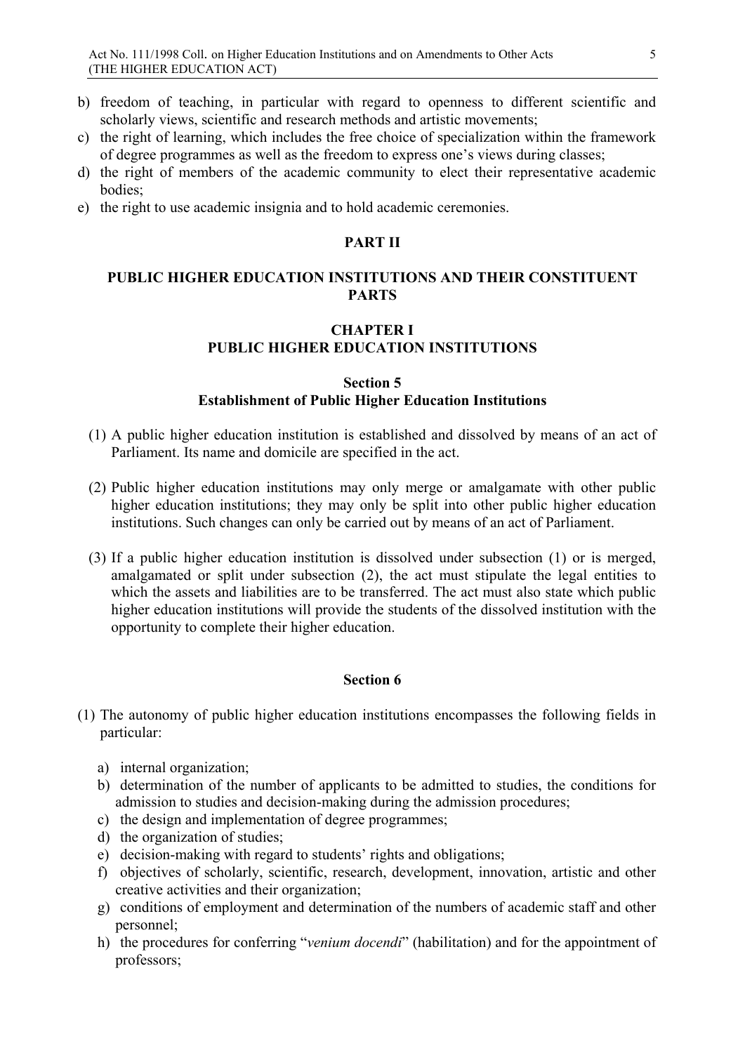b) freedom of teaching, in particular with regard to openness to different scientific and scholarly views, scientific and research methods and artistic movements;
c) the right of learning, which includes the free choice of specialization within the framework of degree programmes as well as the freedom to express one's views during classes;
d) the right of members of the academic community to elect their representative academic bodies;
e) the right to use academic insignia and to hold academic ceremonies.

## PART II

## PUBLIC HIGHER EDUCATION INSTITUTIONS AND THEIR CONSTITUENT PARTS

### CHAPTER I
### PUBLIC HIGHER EDUCATION INSTITUTIONS

#### Section 5
#### Establishment of Public Higher Education Institutions

(1) A public higher education institution is established and dissolved by means of an act of Parliament. Its name and domicile are specified in the act.

(2) Public higher education institutions may only merge or amalgamate with other public higher education institutions; they may only be split into other public higher education institutions. Such changes can only be carried out by means of an act of Parliament.

(3) If a public higher education institution is dissolved under subsection (1) or is merged, amalgamated or split under subsection (2), the act must stipulate the legal entities to which the assets and liabilities are to be transferred. The act must also state which public higher education institutions will provide the students of the dissolved institution with the opportunity to complete their higher education.

#### Section 6

(1) The autonomy of public higher education institutions encompasses the following fields in particular:

a) internal organization;
b) determination of the number of applicants to be admitted to studies, the conditions for admission to studies and decision-making during the admission procedures;
c) the design and implementation of degree programmes;
d) the organization of studies;
e) decision-making with regard to students' rights and obligations;
f) objectives of scholarly, scientific, research, development, innovation, artistic and other creative activities and their organization;
g) conditions of employment and determination of the numbers of academic staff and other personnel;
h) the procedures for conferring "*venium docendi*" (habilitation) and for the appointment of professors;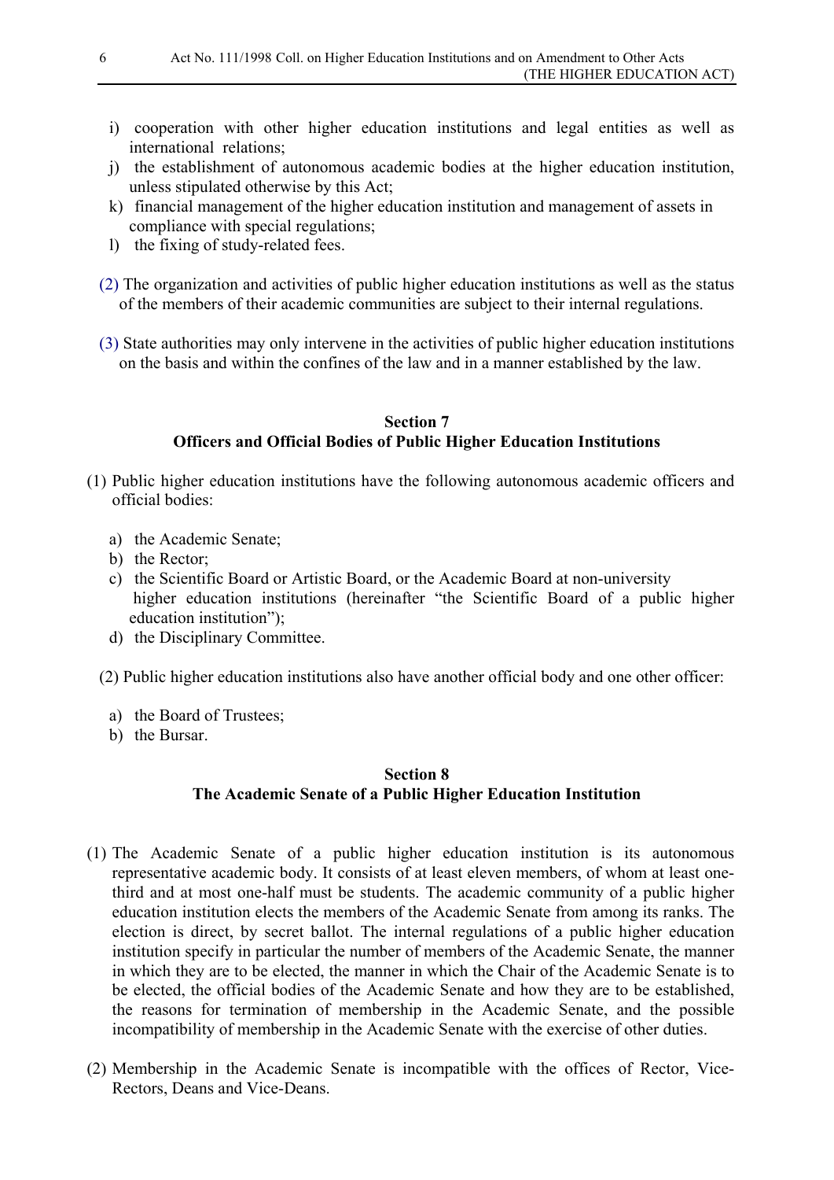i) cooperation with other higher education institutions and legal entities as well as international relations;
j) the establishment of autonomous academic bodies at the higher education institution, unless stipulated otherwise by this Act;
k) financial management of the higher education institution and management of assets in compliance with special regulations;
l) the fixing of study-related fees.

(2) The organization and activities of public higher education institutions as well as the status of the members of their academic communities are subject to their internal regulations.

(3) State authorities may only intervene in the activities of public higher education institutions on the basis and within the confines of the law and in a manner established by the law.

**Section 7**
**Officers and Official Bodies of Public Higher Education Institutions**

(1) Public higher education institutions have the following autonomous academic officers and official bodies:

a) the Academic Senate;
b) the Rector;
c) the Scientific Board or Artistic Board, or the Academic Board at non-university higher education institutions (hereinafter "the Scientific Board of a public higher education institution");
d) the Disciplinary Committee.

(2) Public higher education institutions also have another official body and one other officer:

a) the Board of Trustees;
b) the Bursar.

**Section 8**
**The Academic Senate of a Public Higher Education Institution**

(1) The Academic Senate of a public higher education institution is its autonomous representative academic body. It consists of at least eleven members, of whom at least one-third and at most one-half must be students. The academic community of a public higher education institution elects the members of the Academic Senate from among its ranks. The election is direct, by secret ballot. The internal regulations of a public higher education institution specify in particular the number of members of the Academic Senate, the manner in which they are to be elected, the manner in which the Chair of the Academic Senate is to be elected, the official bodies of the Academic Senate and how they are to be established, the reasons for termination of membership in the Academic Senate, and the possible incompatibility of membership in the Academic Senate with the exercise of other duties.

(2) Membership in the Academic Senate is incompatible with the offices of Rector, Vice-Rectors, Deans and Vice-Deans.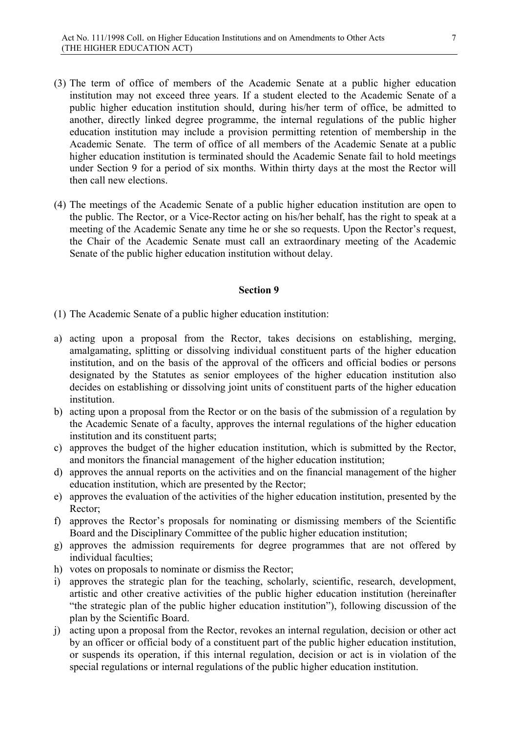(3) The term of office of members of the Academic Senate at a public higher education institution may not exceed three years. If a student elected to the Academic Senate of a public higher education institution should, during his/her term of office, be admitted to another, directly linked degree programme, the internal regulations of the public higher education institution may include a provision permitting retention of membership in the Academic Senate. The term of office of all members of the Academic Senate at a public higher education institution is terminated should the Academic Senate fail to hold meetings under Section 9 for a period of six months. Within thirty days at the most the Rector will then call new elections.

(4) The meetings of the Academic Senate of a public higher education institution are open to the public. The Rector, or a Vice-Rector acting on his/her behalf, has the right to speak at a meeting of the Academic Senate any time he or she so requests. Upon the Rector's request, the Chair of the Academic Senate must call an extraordinary meeting of the Academic Senate of the public higher education institution without delay.

## Section 9

(1) The Academic Senate of a public higher education institution:

a) acting upon a proposal from the Rector, takes decisions on establishing, merging, amalgamating, splitting or dissolving individual constituent parts of the higher education institution, and on the basis of the approval of the officers and official bodies or persons designated by the Statutes as senior employees of the higher education institution also decides on establishing or dissolving joint units of constituent parts of the higher education institution.

b) acting upon a proposal from the Rector or on the basis of the submission of a regulation by the Academic Senate of a faculty, approves the internal regulations of the higher education institution and its constituent parts;

c) approves the budget of the higher education institution, which is submitted by the Rector, and monitors the financial management of the higher education institution;

d) approves the annual reports on the activities and on the financial management of the higher education institution, which are presented by the Rector;

e) approves the evaluation of the activities of the higher education institution, presented by the Rector;

f) approves the Rector's proposals for nominating or dismissing members of the Scientific Board and the Disciplinary Committee of the public higher education institution;

g) approves the admission requirements for degree programmes that are not offered by individual faculties;

h) votes on proposals to nominate or dismiss the Rector;

i) approves the strategic plan for the teaching, scholarly, scientific, research, development, artistic and other creative activities of the public higher education institution (hereinafter "the strategic plan of the public higher education institution"), following discussion of the plan by the Scientific Board.

j) acting upon a proposal from the Rector, revokes an internal regulation, decision or other act by an officer or official body of a constituent part of the public higher education institution, or suspends its operation, if this internal regulation, decision or act is in violation of the special regulations or internal regulations of the public higher education institution.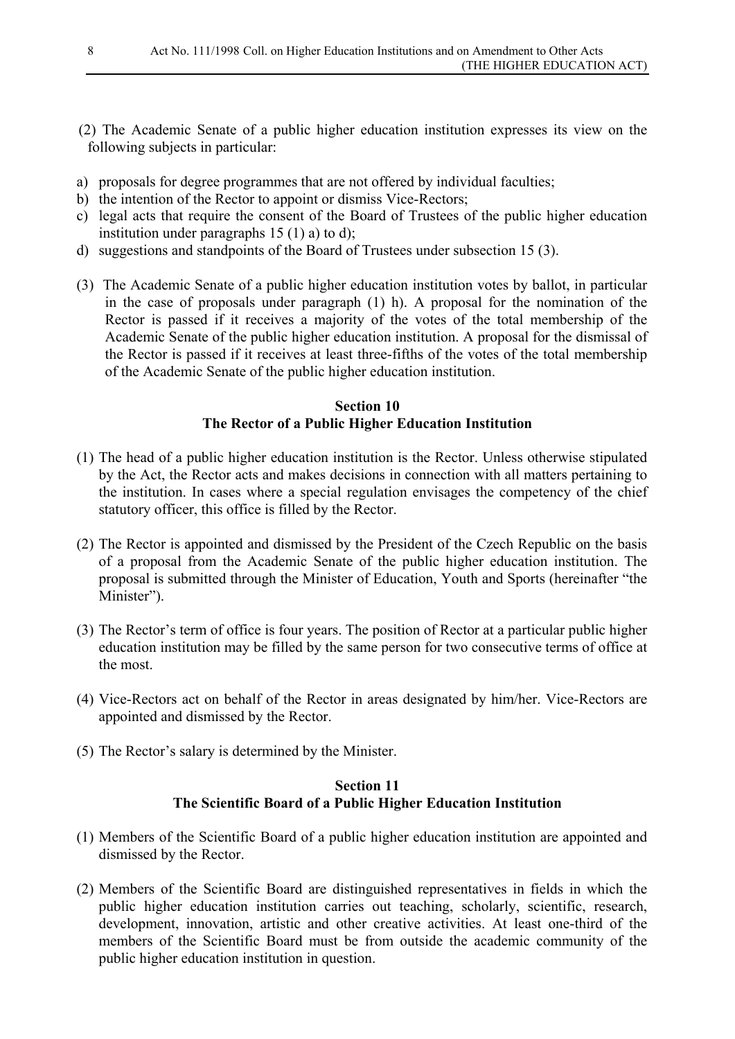(2) The Academic Senate of a public higher education institution expresses its view on the following subjects in particular:

a) proposals for degree programmes that are not offered by individual faculties;
b) the intention of the Rector to appoint or dismiss Vice-Rectors;
c) legal acts that require the consent of the Board of Trustees of the public higher education institution under paragraphs 15 (1) a) to d);
d) suggestions and standpoints of the Board of Trustees under subsection 15 (3).

(3) The Academic Senate of a public higher education institution votes by ballot, in particular in the case of proposals under paragraph (1) h). A proposal for the nomination of the Rector is passed if it receives a majority of the votes of the total membership of the Academic Senate of the public higher education institution. A proposal for the dismissal of the Rector is passed if it receives at least three-fifths of the votes of the total membership of the Academic Senate of the public higher education institution.

## Section 10
## The Rector of a Public Higher Education Institution

(1) The head of a public higher education institution is the Rector. Unless otherwise stipulated by the Act, the Rector acts and makes decisions in connection with all matters pertaining to the institution. In cases where a special regulation envisages the competency of the chief statutory officer, this office is filled by the Rector.

(2) The Rector is appointed and dismissed by the President of the Czech Republic on the basis of a proposal from the Academic Senate of the public higher education institution. The proposal is submitted through the Minister of Education, Youth and Sports (hereinafter "the Minister").

(3) The Rector's term of office is four years. The position of Rector at a particular public higher education institution may be filled by the same person for two consecutive terms of office at the most.

(4) Vice-Rectors act on behalf of the Rector in areas designated by him/her. Vice-Rectors are appointed and dismissed by the Rector.

(5) The Rector's salary is determined by the Minister.

## Section 11
## The Scientific Board of a Public Higher Education Institution

(1) Members of the Scientific Board of a public higher education institution are appointed and dismissed by the Rector.

(2) Members of the Scientific Board are distinguished representatives in fields in which the public higher education institution carries out teaching, scholarly, scientific, research, development, innovation, artistic and other creative activities. At least one-third of the members of the Scientific Board must be from outside the academic community of the public higher education institution in question.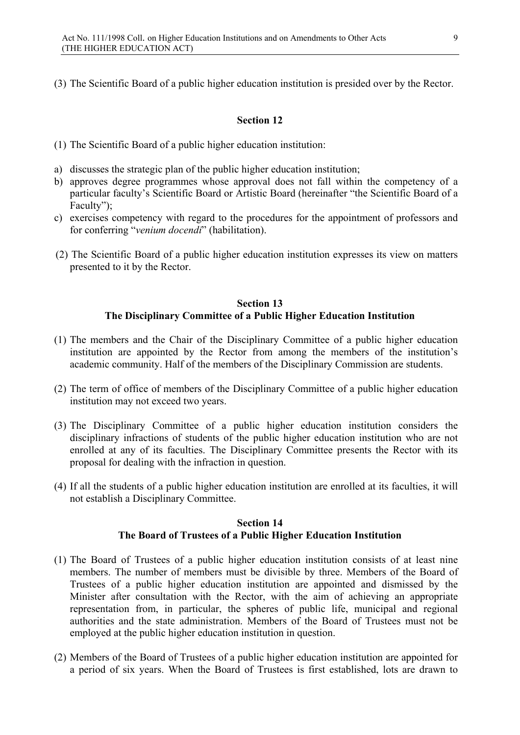(3) The Scientific Board of a public higher education institution is presided over by the Rector.

### Section 12

(1) The Scientific Board of a public higher education institution:

a) discusses the strategic plan of the public higher education institution;
b) approves degree programmes whose approval does not fall within the competency of a particular faculty's Scientific Board or Artistic Board (hereinafter "the Scientific Board of a Faculty");
c) exercises competency with regard to the procedures for the appointment of professors and for conferring "*venium docendi*" (habilitation).

(2) The Scientific Board of a public higher education institution expresses its view on matters presented to it by the Rector.

### Section 13
### The Disciplinary Committee of a Public Higher Education Institution

(1) The members and the Chair of the Disciplinary Committee of a public higher education institution are appointed by the Rector from among the members of the institution's academic community. Half of the members of the Disciplinary Commission are students.

(2) The term of office of members of the Disciplinary Committee of a public higher education institution may not exceed two years.

(3) The Disciplinary Committee of a public higher education institution considers the disciplinary infractions of students of the public higher education institution who are not enrolled at any of its faculties. The Disciplinary Committee presents the Rector with its proposal for dealing with the infraction in question.

(4) If all the students of a public higher education institution are enrolled at its faculties, it will not establish a Disciplinary Committee.

### Section 14
### The Board of Trustees of a Public Higher Education Institution

(1) The Board of Trustees of a public higher education institution consists of at least nine members. The number of members must be divisible by three. Members of the Board of Trustees of a public higher education institution are appointed and dismissed by the Minister after consultation with the Rector, with the aim of achieving an appropriate representation from, in particular, the spheres of public life, municipal and regional authorities and the state administration. Members of the Board of Trustees must not be employed at the public higher education institution in question.

(2) Members of the Board of Trustees of a public higher education institution are appointed for a period of six years. When the Board of Trustees is first established, lots are drawn to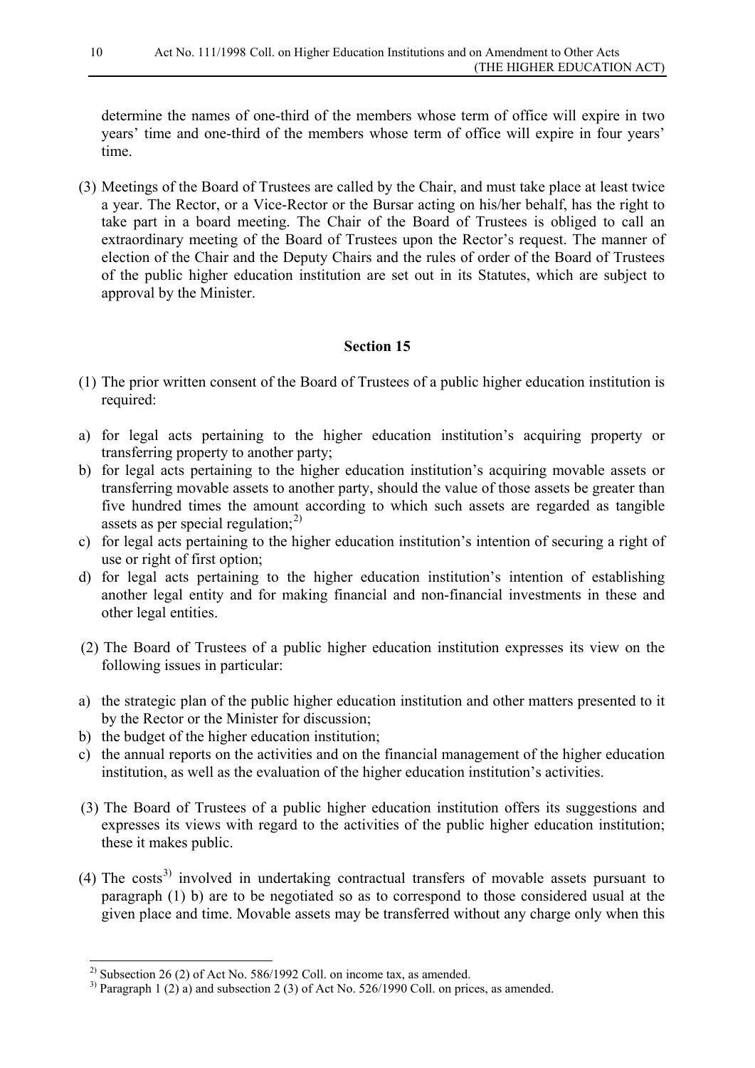determine the names of one-third of the members whose term of office will expire in two years' time and one-third of the members whose term of office will expire in four years' time.

(3) Meetings of the Board of Trustees are called by the Chair, and must take place at least twice a year. The Rector, or a Vice-Rector or the Bursar acting on his/her behalf, has the right to take part in a board meeting. The Chair of the Board of Trustees is obliged to call an extraordinary meeting of the Board of Trustees upon the Rector's request. The manner of election of the Chair and the Deputy Chairs and the rules of order of the Board of Trustees of the public higher education institution are set out in its Statutes, which are subject to approval by the Minister.

**Section 15**

(1) The prior written consent of the Board of Trustees of a public higher education institution is required:

a) for legal acts pertaining to the higher education institution's acquiring property or transferring property to another party;
b) for legal acts pertaining to the higher education institution's acquiring movable assets or transferring movable assets to another party, should the value of those assets be greater than five hundred times the amount according to which such assets are regarded as tangible assets as per special regulation;[2)]
c) for legal acts pertaining to the higher education institution's intention of securing a right of use or right of first option;
d) for legal acts pertaining to the higher education institution's intention of establishing another legal entity and for making financial and non-financial investments in these and other legal entities.

(2) The Board of Trustees of a public higher education institution expresses its view on the following issues in particular:

a) the strategic plan of the public higher education institution and other matters presented to it by the Rector or the Minister for discussion;
b) the budget of the higher education institution;
c) the annual reports on the activities and on the financial management of the higher education institution, as well as the evaluation of the higher education institution's activities.

(3) The Board of Trustees of a public higher education institution offers its suggestions and expresses its views with regard to the activities of the public higher education institution; these it makes public.

(4) The costs[3)] involved in undertaking contractual transfers of movable assets pursuant to paragraph (1) b) are to be negotiated so as to correspond to those considered usual at the given place and time. Movable assets may be transferred without any charge only when this

---

[2)] Subsection 26 (2) of Act No. 586/1992 Coll. on income tax, as amended.
[3)] Paragraph 1 (2) a) and subsection 2 (3) of Act No. 526/1990 Coll. on prices, as amended.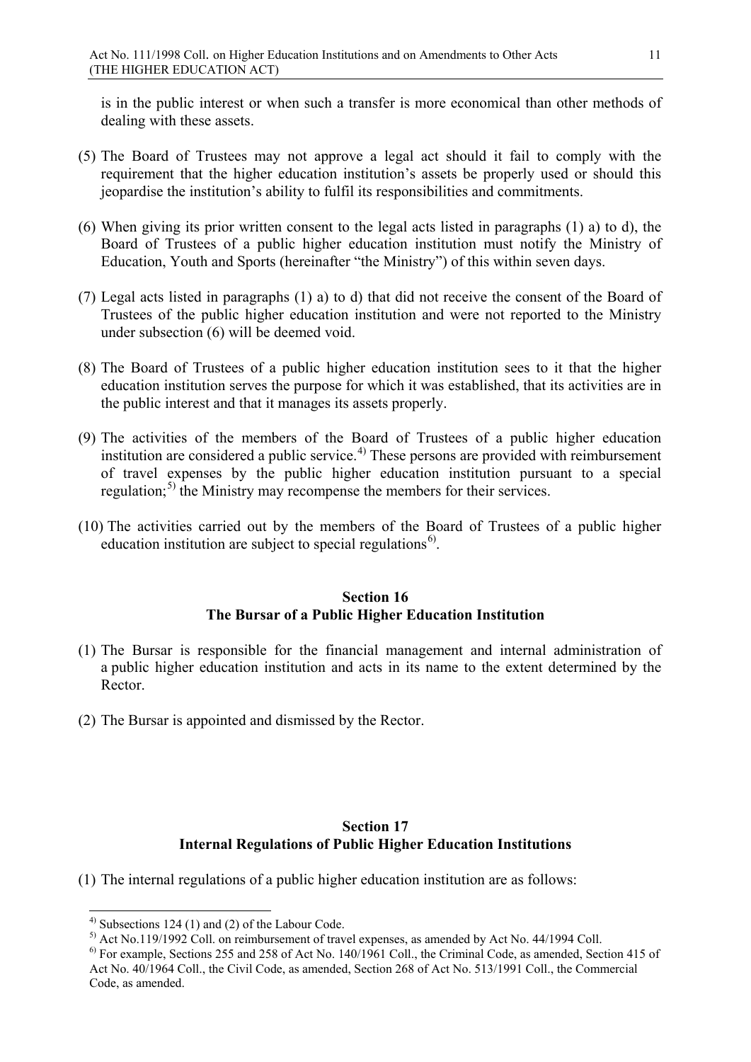is in the public interest or when such a transfer is more economical than other methods of dealing with these assets.

(5) The Board of Trustees may not approve a legal act should it fail to comply with the requirement that the higher education institution's assets be properly used or should this jeopardise the institution's ability to fulfil its responsibilities and commitments.

(6) When giving its prior written consent to the legal acts listed in paragraphs (1) a) to d), the Board of Trustees of a public higher education institution must notify the Ministry of Education, Youth and Sports (hereinafter "the Ministry") of this within seven days.

(7) Legal acts listed in paragraphs (1) a) to d) that did not receive the consent of the Board of Trustees of the public higher education institution and were not reported to the Ministry under subsection (6) will be deemed void.

(8) The Board of Trustees of a public higher education institution sees to it that the higher education institution serves the purpose for which it was established, that its activities are in the public interest and that it manages its assets properly.

(9) The activities of the members of the Board of Trustees of a public higher education institution are considered a public service.[4] These persons are provided with reimbursement of travel expenses by the public higher education institution pursuant to a special regulation;[5] the Ministry may recompense the members for their services.

(10) The activities carried out by the members of the Board of Trustees of a public higher education institution are subject to special regulations[6].

## Section 16
## The Bursar of a Public Higher Education Institution

(1) The Bursar is responsible for the financial management and internal administration of a public higher education institution and acts in its name to the extent determined by the Rector.

(2) The Bursar is appointed and dismissed by the Rector.

## Section 17
## Internal Regulations of Public Higher Education Institutions

(1) The internal regulations of a public higher education institution are as follows:

---

[4] Subsections 124 (1) and (2) of the Labour Code.

[5] Act No.119/1992 Coll. on reimbursement of travel expenses, as amended by Act No. 44/1994 Coll.

[6] For example, Sections 255 and 258 of Act No. 140/1961 Coll., the Criminal Code, as amended, Section 415 of Act No. 40/1964 Coll., the Civil Code, as amended, Section 268 of Act No. 513/1991 Coll., the Commercial Code, as amended.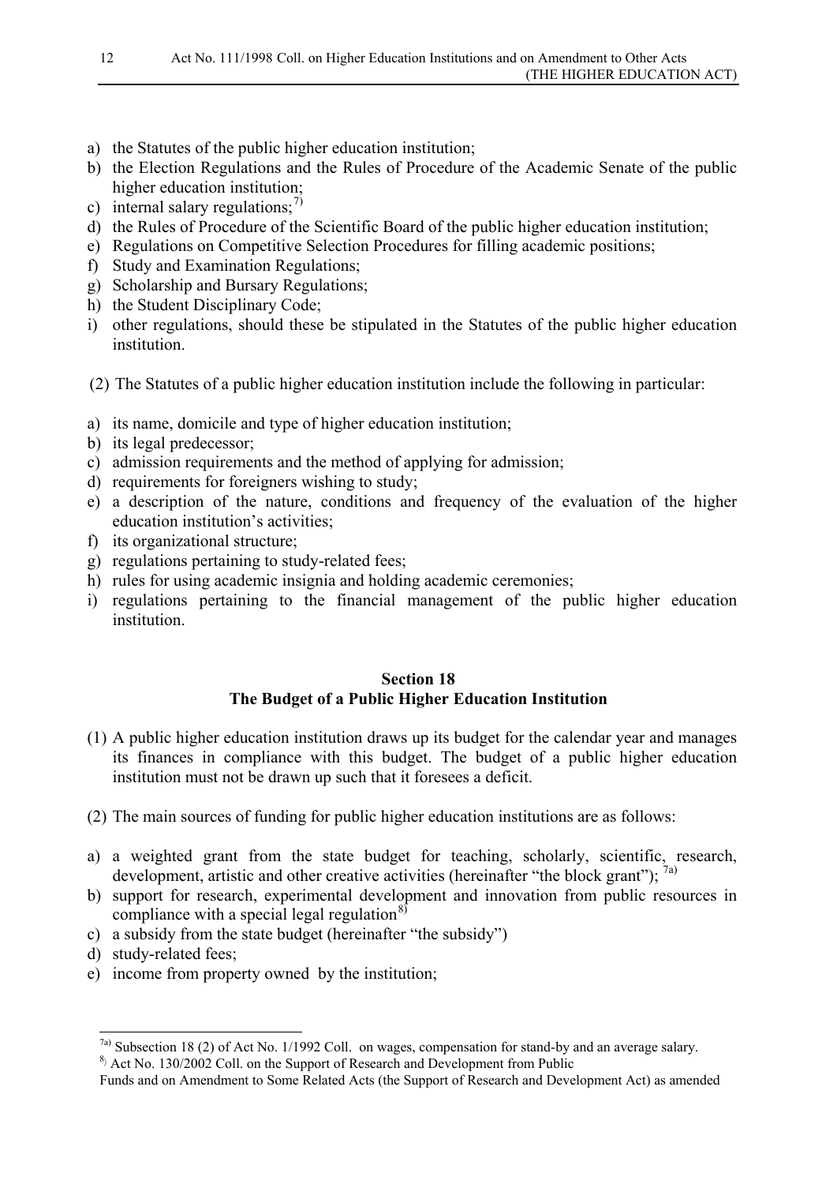a) the Statutes of the public higher education institution;
b) the Election Regulations and the Rules of Procedure of the Academic Senate of the public higher education institution;
c) internal salary regulations;[7)]
d) the Rules of Procedure of the Scientific Board of the public higher education institution;
e) Regulations on Competitive Selection Procedures for filling academic positions;
f) Study and Examination Regulations;
g) Scholarship and Bursary Regulations;
h) the Student Disciplinary Code;
i) other regulations, should these be stipulated in the Statutes of the public higher education institution.

(2) The Statutes of a public higher education institution include the following in particular:

a) its name, domicile and type of higher education institution;
b) its legal predecessor;
c) admission requirements and the method of applying for admission;
d) requirements for foreigners wishing to study;
e) a description of the nature, conditions and frequency of the evaluation of the higher education institution's activities;
f) its organizational structure;
g) regulations pertaining to study-related fees;
h) rules for using academic insignia and holding academic ceremonies;
i) regulations pertaining to the financial management of the public higher education institution.

## Section 18
## The Budget of a Public Higher Education Institution

(1) A public higher education institution draws up its budget for the calendar year and manages its finances in compliance with this budget. The budget of a public higher education institution must not be drawn up such that it foresees a deficit.

(2) The main sources of funding for public higher education institutions are as follows:

a) a weighted grant from the state budget for teaching, scholarly, scientific, research, development, artistic and other creative activities (hereinafter "the block grant"); [7a)]
b) support for research, experimental development and innovation from public resources in compliance with a special legal regulation[8)]
c) a subsidy from the state budget (hereinafter "the subsidy")
d) study-related fees;
e) income from property owned by the institution;

---

[7a)] Subsection 18 (2) of Act No. 1/1992 Coll. on wages, compensation for stand-by and an average salary.
[8)] Act No. 130/2002 Coll. on the Support of Research and Development from Public Funds and on Amendment to Some Related Acts (the Support of Research and Development Act) as amended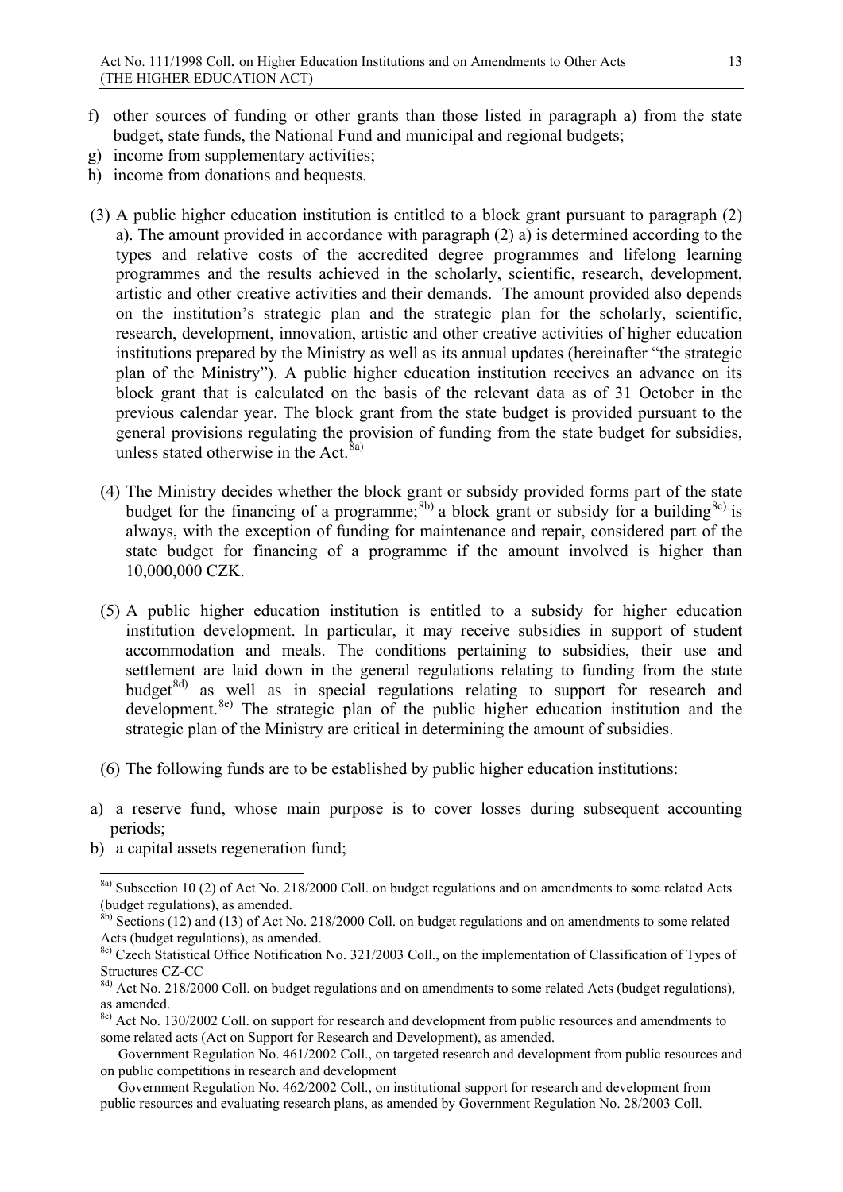f) other sources of funding or other grants than those listed in paragraph a) from the state budget, state funds, the National Fund and municipal and regional budgets;
g) income from supplementary activities;
h) income from donations and bequests.

(3) A public higher education institution is entitled to a block grant pursuant to paragraph (2) a). The amount provided in accordance with paragraph (2) a) is determined according to the types and relative costs of the accredited degree programmes and lifelong learning programmes and the results achieved in the scholarly, scientific, research, development, artistic and other creative activities and their demands. The amount provided also depends on the institution's strategic plan and the strategic plan for the scholarly, scientific, research, development, innovation, artistic and other creative activities of higher education institutions prepared by the Ministry as well as its annual updates (hereinafter "the strategic plan of the Ministry"). A public higher education institution receives an advance on its block grant that is calculated on the basis of the relevant data as of 31 October in the previous calendar year. The block grant from the state budget is provided pursuant to the general provisions regulating the provision of funding from the state budget for subsidies, unless stated otherwise in the Act.[8a)]

(4) The Ministry decides whether the block grant or subsidy provided forms part of the state budget for the financing of a programme;[8b)] a block grant or subsidy for a building[8c)] is always, with the exception of funding for maintenance and repair, considered part of the state budget for financing of a programme if the amount involved is higher than 10,000,000 CZK.

(5) A public higher education institution is entitled to a subsidy for higher education institution development. In particular, it may receive subsidies in support of student accommodation and meals. The conditions pertaining to subsidies, their use and settlement are laid down in the general regulations relating to funding from the state budget[8d)] as well as in special regulations relating to support for research and development.[8e)] The strategic plan of the public higher education institution and the strategic plan of the Ministry are critical in determining the amount of subsidies.

(6) The following funds are to be established by public higher education institutions:

a) a reserve fund, whose main purpose is to cover losses during subsequent accounting periods;
b) a capital assets regeneration fund;

---

[8a)] Subsection 10 (2) of Act No. 218/2000 Coll. on budget regulations and on amendments to some related Acts (budget regulations), as amended.

[8b)] Sections (12) and (13) of Act No. 218/2000 Coll. on budget regulations and on amendments to some related Acts (budget regulations), as amended.

[8c)] Czech Statistical Office Notification No. 321/2003 Coll., on the implementation of Classification of Types of Structures CZ-CC

[8d)] Act No. 218/2000 Coll. on budget regulations and on amendments to some related Acts (budget regulations), as amended.

[8e)] Act No. 130/2002 Coll. on support for research and development from public resources and amendments to some related acts (Act on Support for Research and Development), as amended.

Government Regulation No. 461/2002 Coll., on targeted research and development from public resources and on public competitions in research and development

Government Regulation No. 462/2002 Coll., on institutional support for research and development from public resources and evaluating research plans, as amended by Government Regulation No. 28/2003 Coll.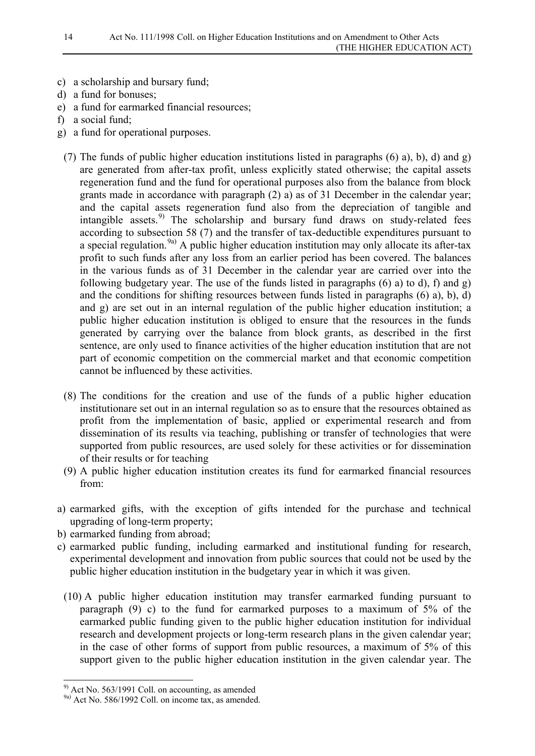c) a scholarship and bursary fund;
d) a fund for bonuses;
e) a fund for earmarked financial resources;
f) a social fund;
g) a fund for operational purposes.

(7) The funds of public higher education institutions listed in paragraphs (6) a), b), d) and g) are generated from after-tax profit, unless explicitly stated otherwise; the capital assets regeneration fund and the fund for operational purposes also from the balance from block grants made in accordance with paragraph (2) a) as of 31 December in the calendar year; and the capital assets regeneration fund also from the depreciation of tangible and intangible assets.[9)] The scholarship and bursary fund draws on study-related fees according to subsection 58 (7) and the transfer of tax-deductible expenditures pursuant to a special regulation.[9a)] A public higher education institution may only allocate its after-tax profit to such funds after any loss from an earlier period has been covered. The balances in the various funds as of 31 December in the calendar year are carried over into the following budgetary year. The use of the funds listed in paragraphs (6) a) to d), f) and g) and the conditions for shifting resources between funds listed in paragraphs (6) a), b), d) and g) are set out in an internal regulation of the public higher education institution; a public higher education institution is obliged to ensure that the resources in the funds generated by carrying over the balance from block grants, as described in the first sentence, are only used to finance activities of the higher education institution that are not part of economic competition on the commercial market and that economic competition cannot be influenced by these activities.

(8) The conditions for the creation and use of the funds of a public higher education institutionare set out in an internal regulation so as to ensure that the resources obtained as profit from the implementation of basic, applied or experimental research and from dissemination of its results via teaching, publishing or transfer of technologies that were supported from public resources, are used solely for these activities or for dissemination of their results or for teaching

(9) A public higher education institution creates its fund for earmarked financial resources from:

a) earmarked gifts, with the exception of gifts intended for the purchase and technical upgrading of long-term property;
b) earmarked funding from abroad;
c) earmarked public funding, including earmarked and institutional funding for research, experimental development and innovation from public sources that could not be used by the public higher education institution in the budgetary year in which it was given.

(10) A public higher education institution may transfer earmarked funding pursuant to paragraph (9) c) to the fund for earmarked purposes to a maximum of 5% of the earmarked public funding given to the public higher education institution for individual research and development projects or long-term research plans in the given calendar year; in the case of other forms of support from public resources, a maximum of 5% of this support given to the public higher education institution in the given calendar year. The

[9)] Act No. 563/1991 Coll. on accounting, as amended

[9a)] Act No. 586/1992 Coll. on income tax, as amended.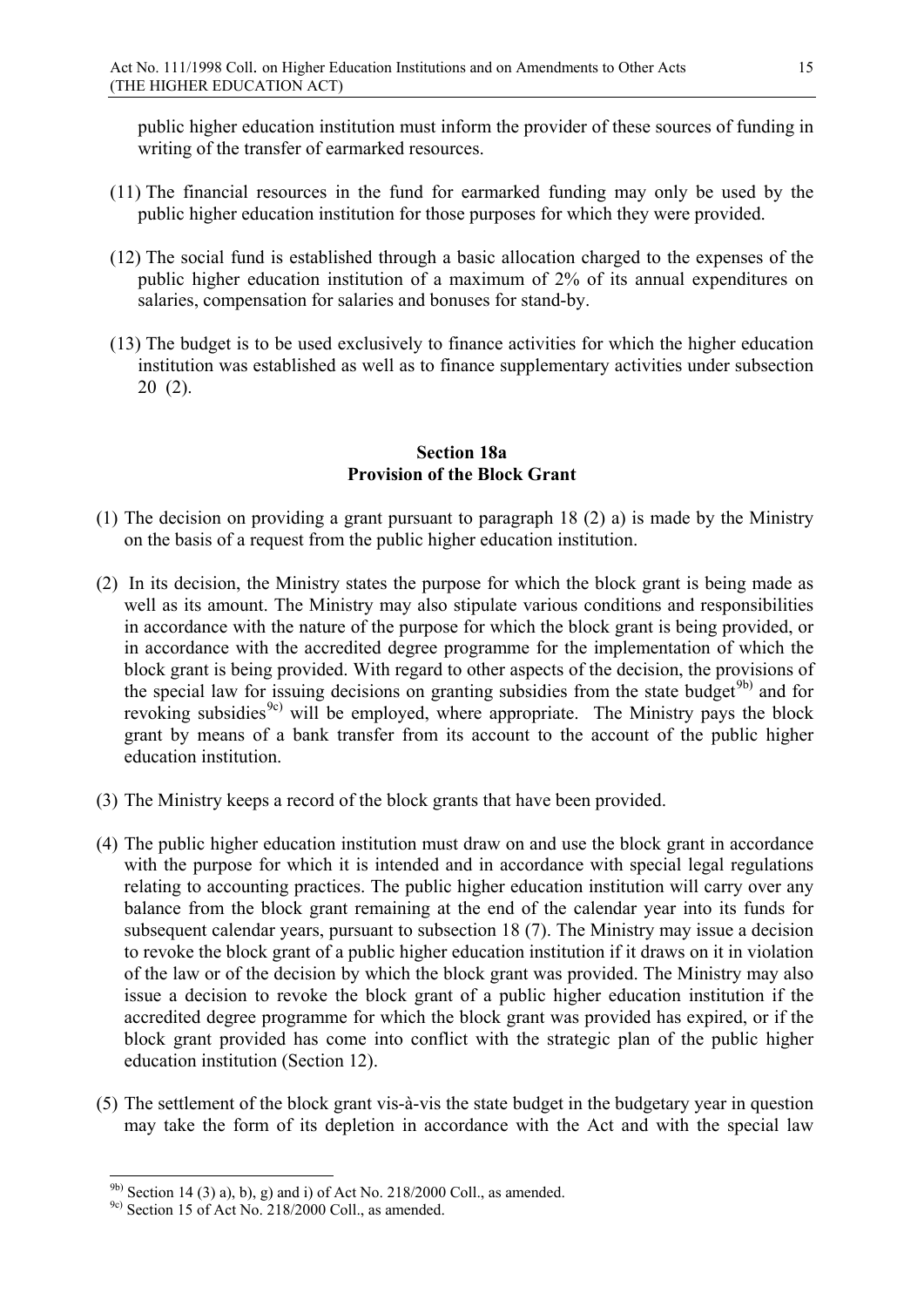public higher education institution must inform the provider of these sources of funding in writing of the transfer of earmarked resources.

(11) The financial resources in the fund for earmarked funding may only be used by the public higher education institution for those purposes for which they were provided.

(12) The social fund is established through a basic allocation charged to the expenses of the public higher education institution of a maximum of 2% of its annual expenditures on salaries, compensation for salaries and bonuses for stand-by.

(13) The budget is to be used exclusively to finance activities for which the higher education institution was established as well as to finance supplementary activities under subsection 20 (2).

### Section 18a
### Provision of the Block Grant

(1) The decision on providing a grant pursuant to paragraph 18 (2) a) is made by the Ministry on the basis of a request from the public higher education institution.

(2) In its decision, the Ministry states the purpose for which the block grant is being made as well as its amount. The Ministry may also stipulate various conditions and responsibilities in accordance with the nature of the purpose for which the block grant is being provided, or in accordance with the accredited degree programme for the implementation of which the block grant is being provided. With regard to other aspects of the decision, the provisions of the special law for issuing decisions on granting subsidies from the state budget[9b)] and for revoking subsidies[9c)] will be employed, where appropriate. The Ministry pays the block grant by means of a bank transfer from its account to the account of the public higher education institution.

(3) The Ministry keeps a record of the block grants that have been provided.

(4) The public higher education institution must draw on and use the block grant in accordance with the purpose for which it is intended and in accordance with special legal regulations relating to accounting practices. The public higher education institution will carry over any balance from the block grant remaining at the end of the calendar year into its funds for subsequent calendar years, pursuant to subsection 18 (7). The Ministry may issue a decision to revoke the block grant of a public higher education institution if it draws on it in violation of the law or of the decision by which the block grant was provided. The Ministry may also issue a decision to revoke the block grant of a public higher education institution if the accredited degree programme for which the block grant was provided has expired, or if the block grant provided has come into conflict with the strategic plan of the public higher education institution (Section 12).

(5) The settlement of the block grant vis-à-vis the state budget in the budgetary year in question may take the form of its depletion in accordance with the Act and with the special law

---

[9b)] Section 14 (3) a), b), g) and i) of Act No. 218/2000 Coll., as amended.

[9c)] Section 15 of Act No. 218/2000 Coll., as amended.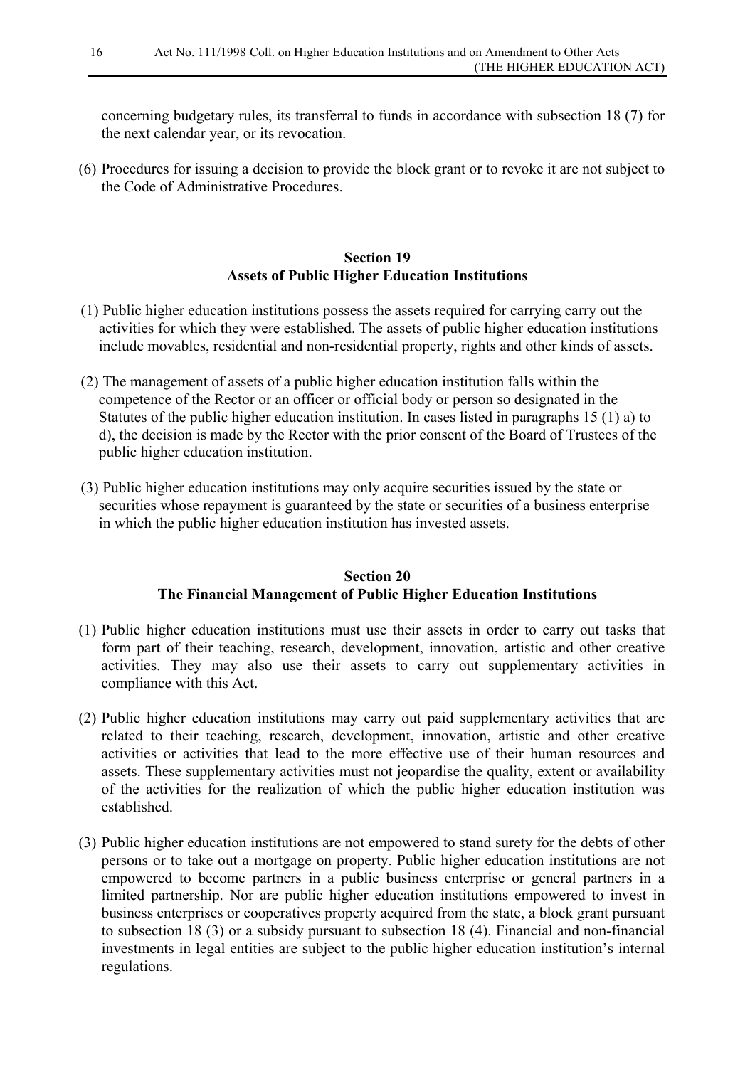concerning budgetary rules, its transferral to funds in accordance with subsection 18 (7) for the next calendar year, or its revocation.

(6) Procedures for issuing a decision to provide the block grant or to revoke it are not subject to the Code of Administrative Procedures.

## Section 19
## Assets of Public Higher Education Institutions

(1) Public higher education institutions possess the assets required for carrying carry out the activities for which they were established. The assets of public higher education institutions include movables, residential and non-residential property, rights and other kinds of assets.

(2) The management of assets of a public higher education institution falls within the competence of the Rector or an officer or official body or person so designated in the Statutes of the public higher education institution. In cases listed in paragraphs 15 (1) a) to d), the decision is made by the Rector with the prior consent of the Board of Trustees of the public higher education institution.

(3) Public higher education institutions may only acquire securities issued by the state or securities whose repayment is guaranteed by the state or securities of a business enterprise in which the public higher education institution has invested assets.

## Section 20
## The Financial Management of Public Higher Education Institutions

(1) Public higher education institutions must use their assets in order to carry out tasks that form part of their teaching, research, development, innovation, artistic and other creative activities. They may also use their assets to carry out supplementary activities in compliance with this Act.

(2) Public higher education institutions may carry out paid supplementary activities that are related to their teaching, research, development, innovation, artistic and other creative activities or activities that lead to the more effective use of their human resources and assets. These supplementary activities must not jeopardise the quality, extent or availability of the activities for the realization of which the public higher education institution was established.

(3) Public higher education institutions are not empowered to stand surety for the debts of other persons or to take out a mortgage on property. Public higher education institutions are not empowered to become partners in a public business enterprise or general partners in a limited partnership. Nor are public higher education institutions empowered to invest in business enterprises or cooperatives property acquired from the state, a block grant pursuant to subsection 18 (3) or a subsidy pursuant to subsection 18 (4). Financial and non-financial investments in legal entities are subject to the public higher education institution's internal regulations.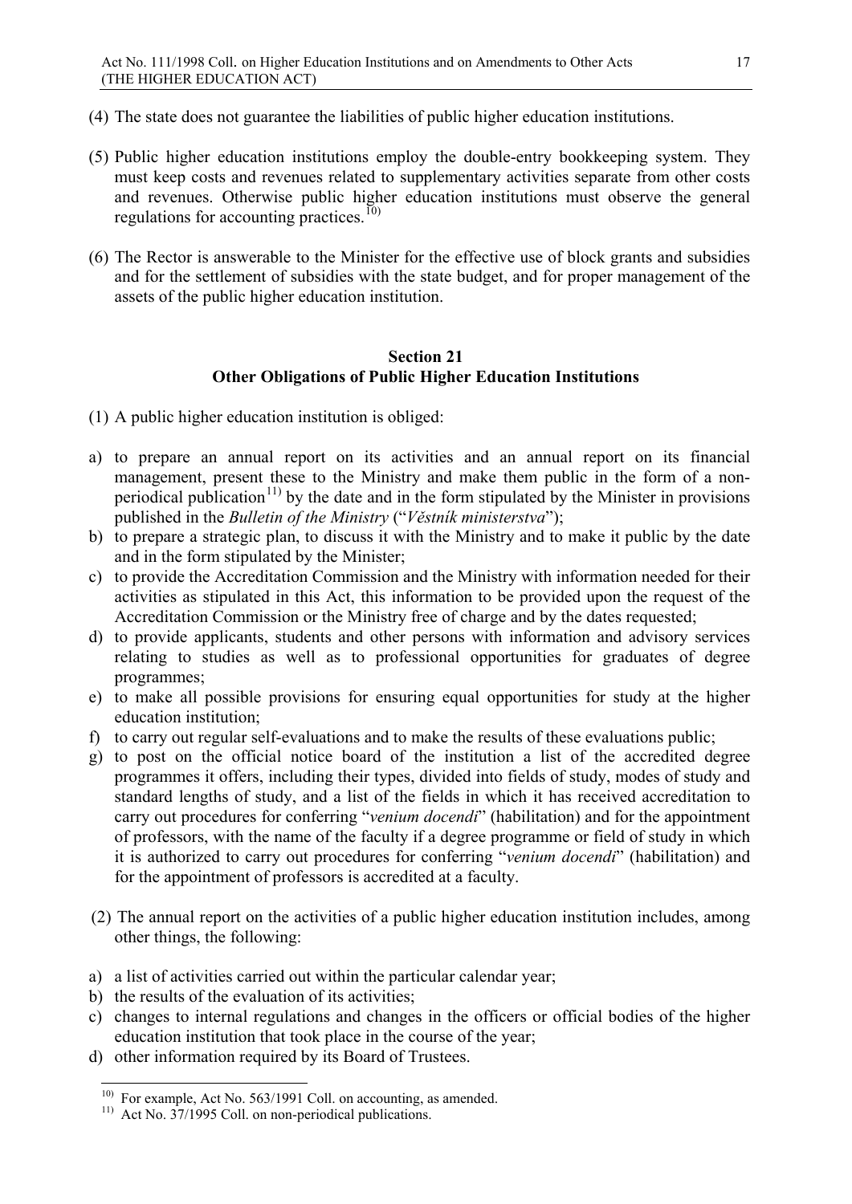(4) The state does not guarantee the liabilities of public higher education institutions.

(5) Public higher education institutions employ the double-entry bookkeeping system. They must keep costs and revenues related to supplementary activities separate from other costs and revenues. Otherwise public higher education institutions must observe the general regulations for accounting practices.[10)]

(6) The Rector is answerable to the Minister for the effective use of block grants and subsidies and for the settlement of subsidies with the state budget, and for proper management of the assets of the public higher education institution.

### Section 21
### Other Obligations of Public Higher Education Institutions

(1) A public higher education institution is obliged:

a) to prepare an annual report on its activities and an annual report on its financial management, present these to the Ministry and make them public in the form of a non-periodical publication[11)] by the date and in the form stipulated by the Minister in provisions published in the *Bulletin of the Ministry* ("*Věstník ministerstva*");
b) to prepare a strategic plan, to discuss it with the Ministry and to make it public by the date and in the form stipulated by the Minister;
c) to provide the Accreditation Commission and the Ministry with information needed for their activities as stipulated in this Act, this information to be provided upon the request of the Accreditation Commission or the Ministry free of charge and by the dates requested;
d) to provide applicants, students and other persons with information and advisory services relating to studies as well as to professional opportunities for graduates of degree programmes;
e) to make all possible provisions for ensuring equal opportunities for study at the higher education institution;
f) to carry out regular self-evaluations and to make the results of these evaluations public;
g) to post on the official notice board of the institution a list of the accredited degree programmes it offers, including their types, divided into fields of study, modes of study and standard lengths of study, and a list of the fields in which it has received accreditation to carry out procedures for conferring "*venium docendi*" (habilitation) and for the appointment of professors, with the name of the faculty if a degree programme or field of study in which it is authorized to carry out procedures for conferring "*venium docendi*" (habilitation) and for the appointment of professors is accredited at a faculty.

(2) The annual report on the activities of a public higher education institution includes, among other things, the following:

a) a list of activities carried out within the particular calendar year;
b) the results of the evaluation of its activities;
c) changes to internal regulations and changes in the officers or official bodies of the higher education institution that took place in the course of the year;
d) other information required by its Board of Trustees.

---

[10)] For example, Act No. 563/1991 Coll. on accounting, as amended.

[11)] Act No. 37/1995 Coll. on non-periodical publications.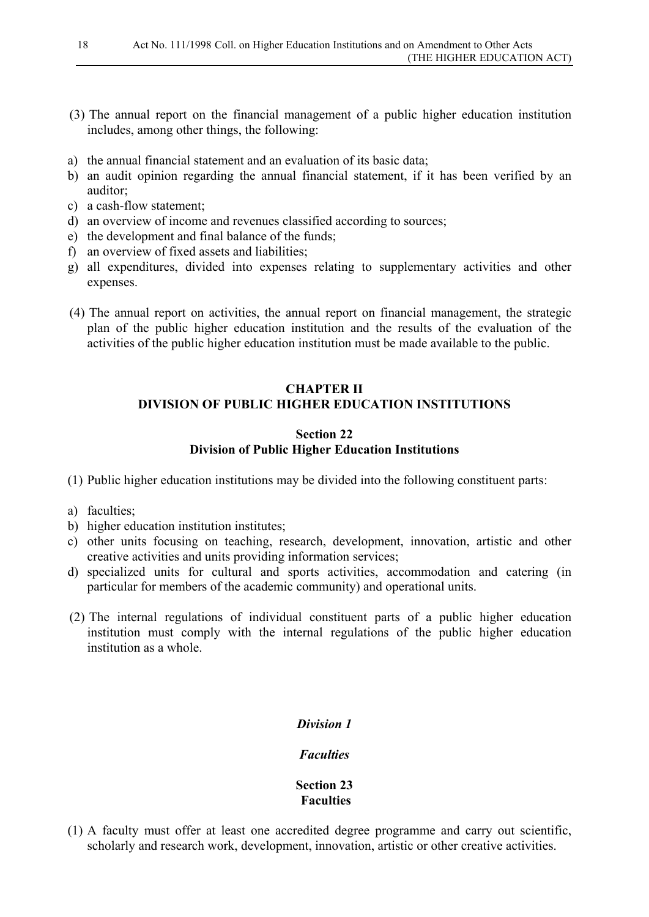(3) The annual report on the financial management of a public higher education institution includes, among other things, the following:

a) the annual financial statement and an evaluation of its basic data;
b) an audit opinion regarding the annual financial statement, if it has been verified by an auditor;
c) a cash-flow statement;
d) an overview of income and revenues classified according to sources;
e) the development and final balance of the funds;
f) an overview of fixed assets and liabilities;
g) all expenditures, divided into expenses relating to supplementary activities and other expenses.

(4) The annual report on activities, the annual report on financial management, the strategic plan of the public higher education institution and the results of the evaluation of the activities of the public higher education institution must be made available to the public.

## CHAPTER II
## DIVISION OF PUBLIC HIGHER EDUCATION INSTITUTIONS

### Section 22
### Division of Public Higher Education Institutions

(1) Public higher education institutions may be divided into the following constituent parts:

a) faculties;
b) higher education institution institutes;
c) other units focusing on teaching, research, development, innovation, artistic and other creative activities and units providing information services;
d) specialized units for cultural and sports activities, accommodation and catering (in particular for members of the academic community) and operational units.

(2) The internal regulations of individual constituent parts of a public higher education institution must comply with the internal regulations of the public higher education institution as a whole.

### *Division 1*

### *Faculties*

### Section 23
### Faculties

(1) A faculty must offer at least one accredited degree programme and carry out scientific, scholarly and research work, development, innovation, artistic or other creative activities.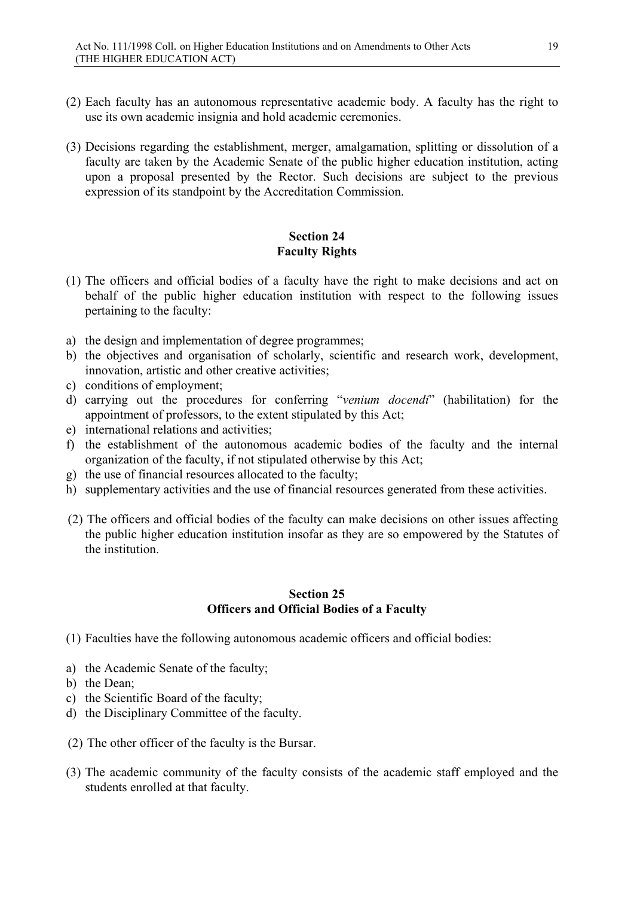(2) Each faculty has an autonomous representative academic body. A faculty has the right to use its own academic insignia and hold academic ceremonies.

(3) Decisions regarding the establishment, merger, amalgamation, splitting or dissolution of a faculty are taken by the Academic Senate of the public higher education institution, acting upon a proposal presented by the Rector. Such decisions are subject to the previous expression of its standpoint by the Accreditation Commission.

## Section 24
## Faculty Rights

(1) The officers and official bodies of a faculty have the right to make decisions and act on behalf of the public higher education institution with respect to the following issues pertaining to the faculty:

a) the design and implementation of degree programmes;
b) the objectives and organisation of scholarly, scientific and research work, development, innovation, artistic and other creative activities;
c) conditions of employment;
d) carrying out the procedures for conferring "*venium docendi*" (habilitation) for the appointment of professors, to the extent stipulated by this Act;
e) international relations and activities;
f) the establishment of the autonomous academic bodies of the faculty and the internal organization of the faculty, if not stipulated otherwise by this Act;
g) the use of financial resources allocated to the faculty;
h) supplementary activities and the use of financial resources generated from these activities.

(2) The officers and official bodies of the faculty can make decisions on other issues affecting the public higher education institution insofar as they are so empowered by the Statutes of the institution.

## Section 25
## Officers and Official Bodies of a Faculty

(1) Faculties have the following autonomous academic officers and official bodies:

a) the Academic Senate of the faculty;
b) the Dean;
c) the Scientific Board of the faculty;
d) the Disciplinary Committee of the faculty.

(2) The other officer of the faculty is the Bursar.

(3) The academic community of the faculty consists of the academic staff employed and the students enrolled at that faculty.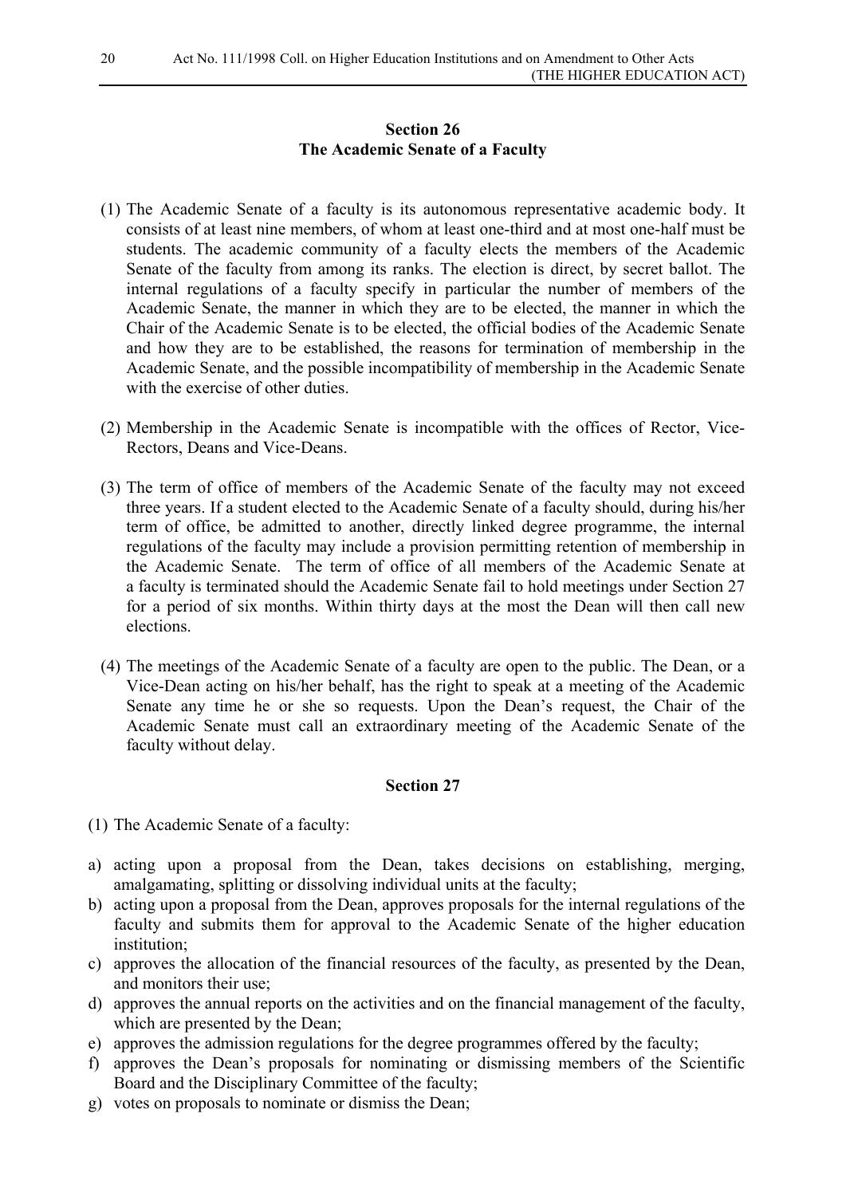### Section 26
### The Academic Senate of a Faculty

(1) The Academic Senate of a faculty is its autonomous representative academic body. It consists of at least nine members, of whom at least one-third and at most one-half must be students. The academic community of a faculty elects the members of the Academic Senate of the faculty from among its ranks. The election is direct, by secret ballot. The internal regulations of a faculty specify in particular the number of members of the Academic Senate, the manner in which they are to be elected, the manner in which the Chair of the Academic Senate is to be elected, the official bodies of the Academic Senate and how they are to be established, the reasons for termination of membership in the Academic Senate, and the possible incompatibility of membership in the Academic Senate with the exercise of other duties.

(2) Membership in the Academic Senate is incompatible with the offices of Rector, Vice-Rectors, Deans and Vice-Deans.

(3) The term of office of members of the Academic Senate of the faculty may not exceed three years. If a student elected to the Academic Senate of a faculty should, during his/her term of office, be admitted to another, directly linked degree programme, the internal regulations of the faculty may include a provision permitting retention of membership in the Academic Senate. The term of office of all members of the Academic Senate at a faculty is terminated should the Academic Senate fail to hold meetings under Section 27 for a period of six months. Within thirty days at the most the Dean will then call new elections.

(4) The meetings of the Academic Senate of a faculty are open to the public. The Dean, or a Vice-Dean acting on his/her behalf, has the right to speak at a meeting of the Academic Senate any time he or she so requests. Upon the Dean's request, the Chair of the Academic Senate must call an extraordinary meeting of the Academic Senate of the faculty without delay.

### Section 27

(1) The Academic Senate of a faculty:

a) acting upon a proposal from the Dean, takes decisions on establishing, merging, amalgamating, splitting or dissolving individual units at the faculty;
b) acting upon a proposal from the Dean, approves proposals for the internal regulations of the faculty and submits them for approval to the Academic Senate of the higher education institution;
c) approves the allocation of the financial resources of the faculty, as presented by the Dean, and monitors their use;
d) approves the annual reports on the activities and on the financial management of the faculty, which are presented by the Dean;
e) approves the admission regulations for the degree programmes offered by the faculty;
f) approves the Dean's proposals for nominating or dismissing members of the Scientific Board and the Disciplinary Committee of the faculty;
g) votes on proposals to nominate or dismiss the Dean;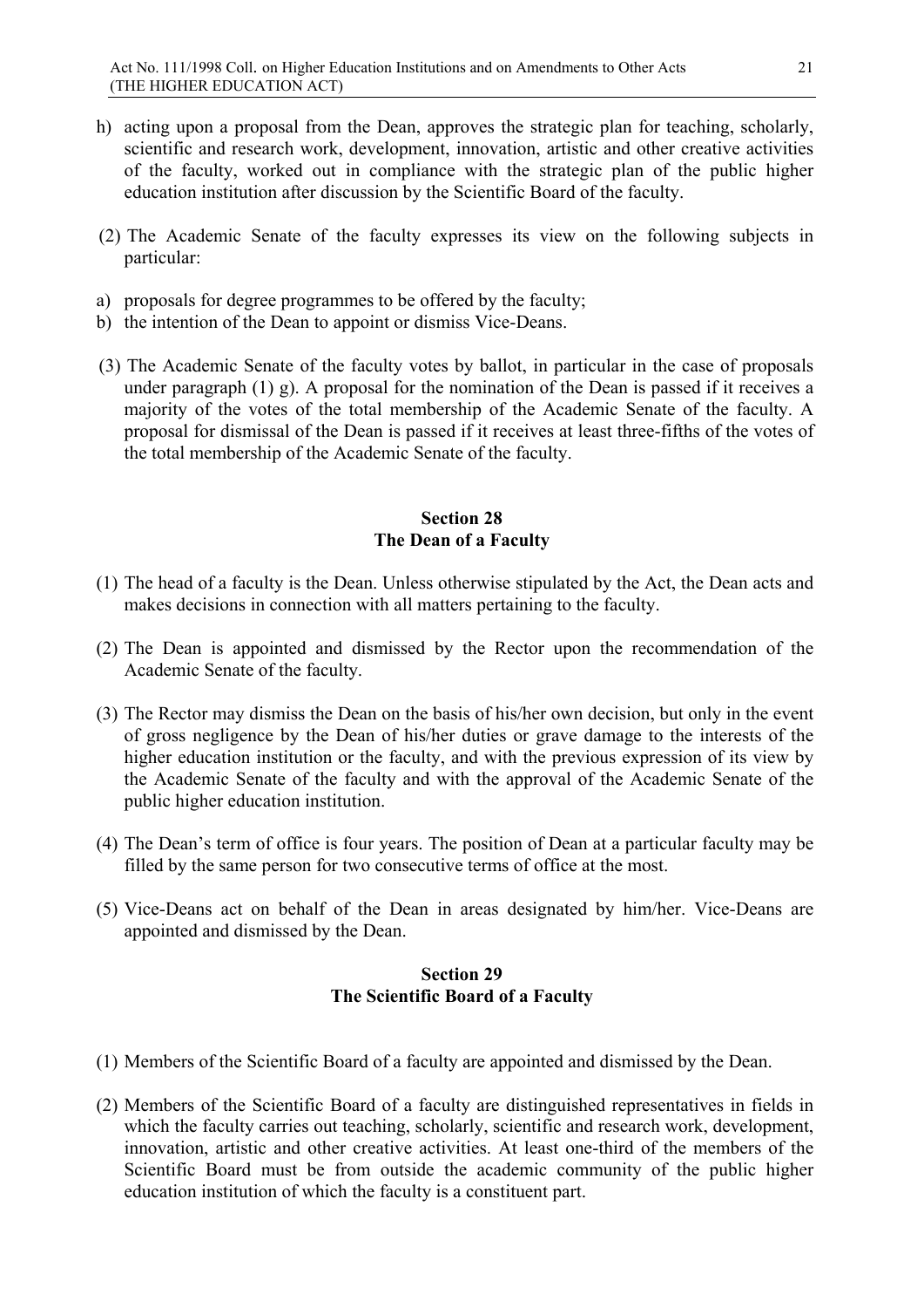h) acting upon a proposal from the Dean, approves the strategic plan for teaching, scholarly, scientific and research work, development, innovation, artistic and other creative activities of the faculty, worked out in compliance with the strategic plan of the public higher education institution after discussion by the Scientific Board of the faculty.

(2) The Academic Senate of the faculty expresses its view on the following subjects in particular:

a) proposals for degree programmes to be offered by the faculty;
b) the intention of the Dean to appoint or dismiss Vice-Deans.

(3) The Academic Senate of the faculty votes by ballot, in particular in the case of proposals under paragraph (1) g). A proposal for the nomination of the Dean is passed if it receives a majority of the votes of the total membership of the Academic Senate of the faculty. A proposal for dismissal of the Dean is passed if it receives at least three-fifths of the votes of the total membership of the Academic Senate of the faculty.

## Section 28
## The Dean of a Faculty

(1) The head of a faculty is the Dean. Unless otherwise stipulated by the Act, the Dean acts and makes decisions in connection with all matters pertaining to the faculty.

(2) The Dean is appointed and dismissed by the Rector upon the recommendation of the Academic Senate of the faculty.

(3) The Rector may dismiss the Dean on the basis of his/her own decision, but only in the event of gross negligence by the Dean of his/her duties or grave damage to the interests of the higher education institution or the faculty, and with the previous expression of its view by the Academic Senate of the faculty and with the approval of the Academic Senate of the public higher education institution.

(4) The Dean's term of office is four years. The position of Dean at a particular faculty may be filled by the same person for two consecutive terms of office at the most.

(5) Vice-Deans act on behalf of the Dean in areas designated by him/her. Vice-Deans are appointed and dismissed by the Dean.

## Section 29
## The Scientific Board of a Faculty

(1) Members of the Scientific Board of a faculty are appointed and dismissed by the Dean.

(2) Members of the Scientific Board of a faculty are distinguished representatives in fields in which the faculty carries out teaching, scholarly, scientific and research work, development, innovation, artistic and other creative activities. At least one-third of the members of the Scientific Board must be from outside the academic community of the public higher education institution of which the faculty is a constituent part.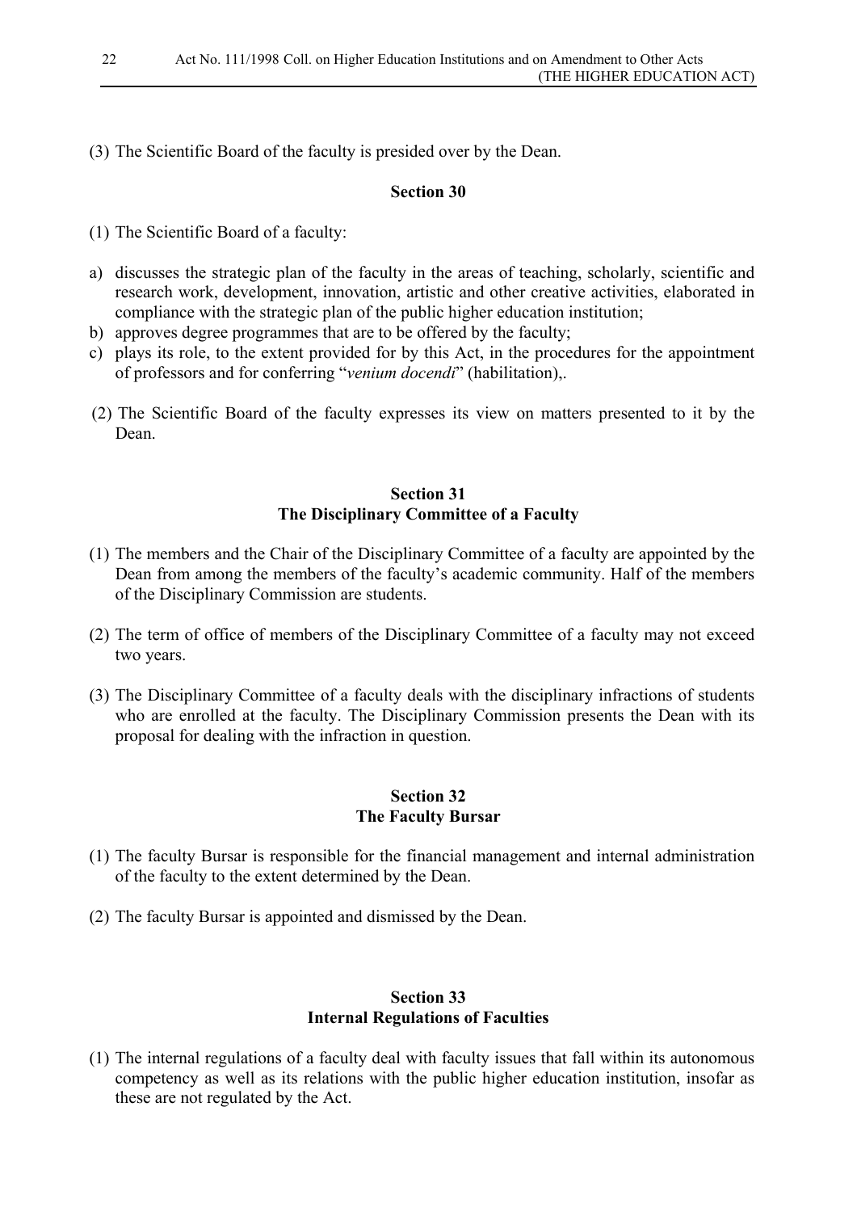(3) The Scientific Board of the faculty is presided over by the Dean.

**Section 30**

(1) The Scientific Board of a faculty:

a) discusses the strategic plan of the faculty in the areas of teaching, scholarly, scientific and research work, development, innovation, artistic and other creative activities, elaborated in compliance with the strategic plan of the public higher education institution;
b) approves degree programmes that are to be offered by the faculty;
c) plays its role, to the extent provided for by this Act, in the procedures for the appointment of professors and for conferring "*venium docendi*" (habilitation),.

(2) The Scientific Board of the faculty expresses its view on matters presented to it by the Dean.

**Section 31**
**The Disciplinary Committee of a Faculty**

(1) The members and the Chair of the Disciplinary Committee of a faculty are appointed by the Dean from among the members of the faculty's academic community. Half of the members of the Disciplinary Commission are students.

(2) The term of office of members of the Disciplinary Committee of a faculty may not exceed two years.

(3) The Disciplinary Committee of a faculty deals with the disciplinary infractions of students who are enrolled at the faculty. The Disciplinary Commission presents the Dean with its proposal for dealing with the infraction in question.

**Section 32**
**The Faculty Bursar**

(1) The faculty Bursar is responsible for the financial management and internal administration of the faculty to the extent determined by the Dean.

(2) The faculty Bursar is appointed and dismissed by the Dean.

**Section 33**
**Internal Regulations of Faculties**

(1) The internal regulations of a faculty deal with faculty issues that fall within its autonomous competency as well as its relations with the public higher education institution, insofar as these are not regulated by the Act.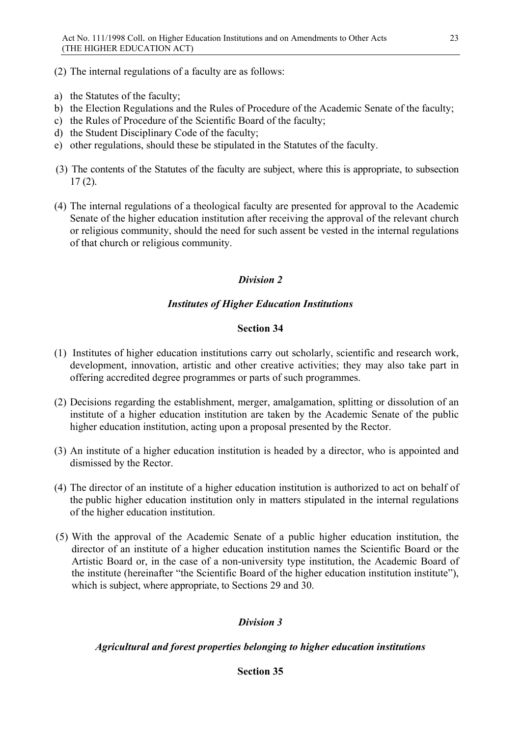(2) The internal regulations of a faculty are as follows:

a) the Statutes of the faculty;
b) the Election Regulations and the Rules of Procedure of the Academic Senate of the faculty;
c) the Rules of Procedure of the Scientific Board of the faculty;
d) the Student Disciplinary Code of the faculty;
e) other regulations, should these be stipulated in the Statutes of the faculty.

(3) The contents of the Statutes of the faculty are subject, where this is appropriate, to subsection 17 (2).

(4) The internal regulations of a theological faculty are presented for approval to the Academic Senate of the higher education institution after receiving the approval of the relevant church or religious community, should the need for such assent be vested in the internal regulations of that church or religious community.

### *Division 2*

### *Institutes of Higher Education Institutions*

#### Section 34

(1) Institutes of higher education institutions carry out scholarly, scientific and research work, development, innovation, artistic and other creative activities; they may also take part in offering accredited degree programmes or parts of such programmes.

(2) Decisions regarding the establishment, merger, amalgamation, splitting or dissolution of an institute of a higher education institution are taken by the Academic Senate of the public higher education institution, acting upon a proposal presented by the Rector.

(3) An institute of a higher education institution is headed by a director, who is appointed and dismissed by the Rector.

(4) The director of an institute of a higher education institution is authorized to act on behalf of the public higher education institution only in matters stipulated in the internal regulations of the higher education institution.

(5) With the approval of the Academic Senate of a public higher education institution, the director of an institute of a higher education institution names the Scientific Board or the Artistic Board or, in the case of a non-university type institution, the Academic Board of the institute (hereinafter "the Scientific Board of the higher education institution institute"), which is subject, where appropriate, to Sections 29 and 30.

### *Division 3*

### *Agricultural and forest properties belonging to higher education institutions*

#### Section 35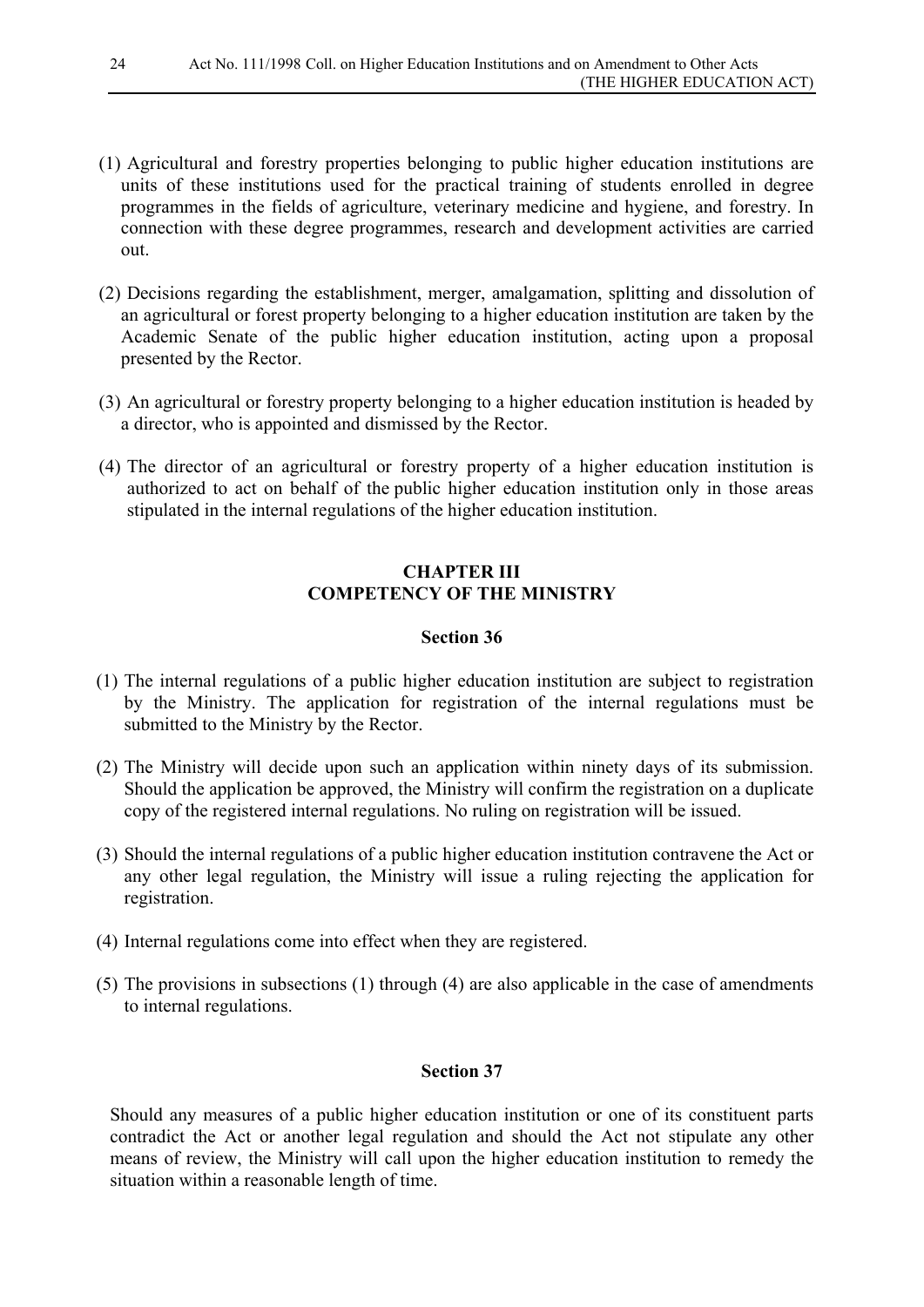(1) Agricultural and forestry properties belonging to public higher education institutions are units of these institutions used for the practical training of students enrolled in degree programmes in the fields of agriculture, veterinary medicine and hygiene, and forestry. In connection with these degree programmes, research and development activities are carried out.

(2) Decisions regarding the establishment, merger, amalgamation, splitting and dissolution of an agricultural or forest property belonging to a higher education institution are taken by the Academic Senate of the public higher education institution, acting upon a proposal presented by the Rector.

(3) An agricultural or forestry property belonging to a higher education institution is headed by a director, who is appointed and dismissed by the Rector.

(4) The director of an agricultural or forestry property of a higher education institution is authorized to act on behalf of the public higher education institution only in those areas stipulated in the internal regulations of the higher education institution.

## CHAPTER III
## COMPETENCY OF THE MINISTRY

### Section 36

(1) The internal regulations of a public higher education institution are subject to registration by the Ministry. The application for registration of the internal regulations must be submitted to the Ministry by the Rector.

(2) The Ministry will decide upon such an application within ninety days of its submission. Should the application be approved, the Ministry will confirm the registration on a duplicate copy of the registered internal regulations. No ruling on registration will be issued.

(3) Should the internal regulations of a public higher education institution contravene the Act or any other legal regulation, the Ministry will issue a ruling rejecting the application for registration.

(4) Internal regulations come into effect when they are registered.

(5) The provisions in subsections (1) through (4) are also applicable in the case of amendments to internal regulations.

### Section 37

Should any measures of a public higher education institution or one of its constituent parts contradict the Act or another legal regulation and should the Act not stipulate any other means of review, the Ministry will call upon the higher education institution to remedy the situation within a reasonable length of time.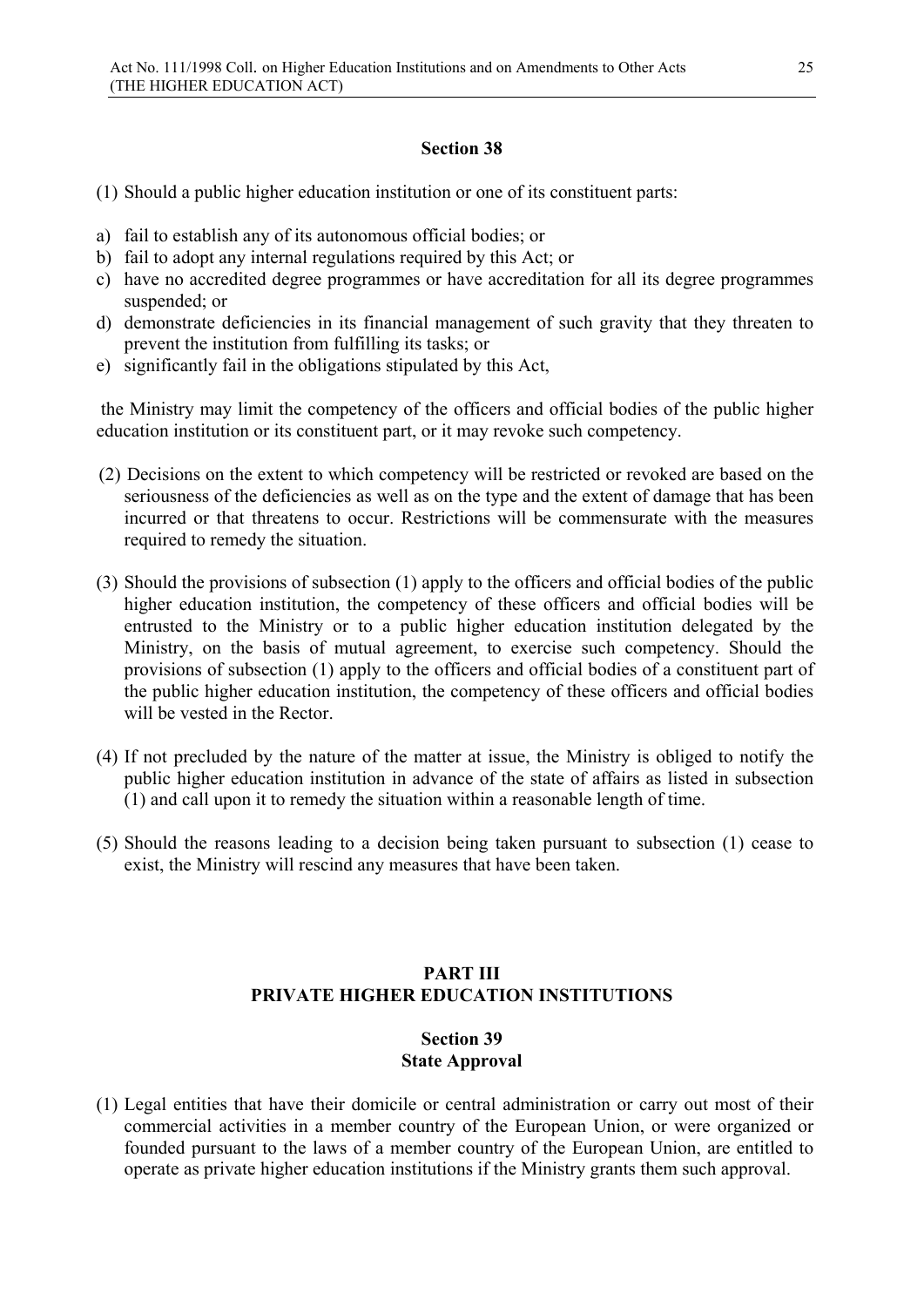### Section 38

(1) Should a public higher education institution or one of its constituent parts:

a) fail to establish any of its autonomous official bodies; or
b) fail to adopt any internal regulations required by this Act; or
c) have no accredited degree programmes or have accreditation for all its degree programmes suspended; or
d) demonstrate deficiencies in its financial management of such gravity that they threaten to prevent the institution from fulfilling its tasks; or
e) significantly fail in the obligations stipulated by this Act,

the Ministry may limit the competency of the officers and official bodies of the public higher education institution or its constituent part, or it may revoke such competency.

(2) Decisions on the extent to which competency will be restricted or revoked are based on the seriousness of the deficiencies as well as on the type and the extent of damage that has been incurred or that threatens to occur. Restrictions will be commensurate with the measures required to remedy the situation.

(3) Should the provisions of subsection (1) apply to the officers and official bodies of the public higher education institution, the competency of these officers and official bodies will be entrusted to the Ministry or to a public higher education institution delegated by the Ministry, on the basis of mutual agreement, to exercise such competency. Should the provisions of subsection (1) apply to the officers and official bodies of a constituent part of the public higher education institution, the competency of these officers and official bodies will be vested in the Rector.

(4) If not precluded by the nature of the matter at issue, the Ministry is obliged to notify the public higher education institution in advance of the state of affairs as listed in subsection (1) and call upon it to remedy the situation within a reasonable length of time.

(5) Should the reasons leading to a decision being taken pursuant to subsection (1) cease to exist, the Ministry will rescind any measures that have been taken.

## PART III
## PRIVATE HIGHER EDUCATION INSTITUTIONS

### Section 39
### State Approval

(1) Legal entities that have their domicile or central administration or carry out most of their commercial activities in a member country of the European Union, or were organized or founded pursuant to the laws of a member country of the European Union, are entitled to operate as private higher education institutions if the Ministry grants them such approval.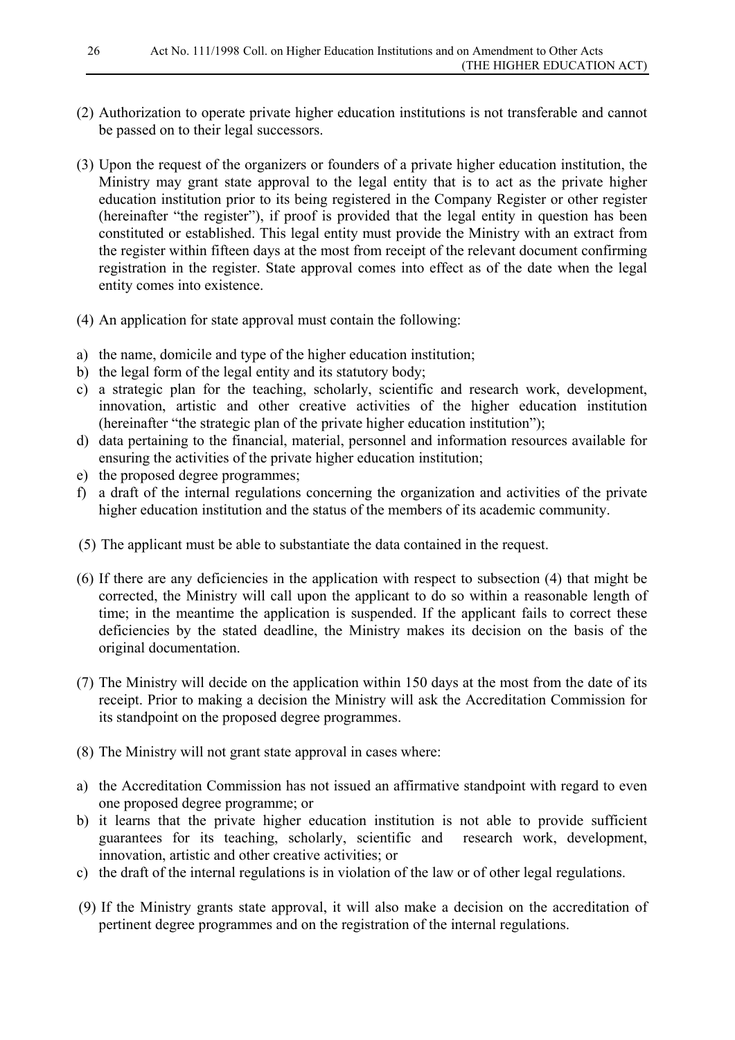(2) Authorization to operate private higher education institutions is not transferable and cannot be passed on to their legal successors.

(3) Upon the request of the organizers or founders of a private higher education institution, the Ministry may grant state approval to the legal entity that is to act as the private higher education institution prior to its being registered in the Company Register or other register (hereinafter "the register"), if proof is provided that the legal entity in question has been constituted or established. This legal entity must provide the Ministry with an extract from the register within fifteen days at the most from receipt of the relevant document confirming registration in the register. State approval comes into effect as of the date when the legal entity comes into existence.

(4) An application for state approval must contain the following:

a) the name, domicile and type of the higher education institution;
b) the legal form of the legal entity and its statutory body;
c) a strategic plan for the teaching, scholarly, scientific and research work, development, innovation, artistic and other creative activities of the higher education institution (hereinafter "the strategic plan of the private higher education institution");
d) data pertaining to the financial, material, personnel and information resources available for ensuring the activities of the private higher education institution;
e) the proposed degree programmes;
f) a draft of the internal regulations concerning the organization and activities of the private higher education institution and the status of the members of its academic community.

(5) The applicant must be able to substantiate the data contained in the request.

(6) If there are any deficiencies in the application with respect to subsection (4) that might be corrected, the Ministry will call upon the applicant to do so within a reasonable length of time; in the meantime the application is suspended. If the applicant fails to correct these deficiencies by the stated deadline, the Ministry makes its decision on the basis of the original documentation.

(7) The Ministry will decide on the application within 150 days at the most from the date of its receipt. Prior to making a decision the Ministry will ask the Accreditation Commission for its standpoint on the proposed degree programmes.

(8) The Ministry will not grant state approval in cases where:

a) the Accreditation Commission has not issued an affirmative standpoint with regard to even one proposed degree programme; or
b) it learns that the private higher education institution is not able to provide sufficient guarantees for its teaching, scholarly, scientific and research work, development, innovation, artistic and other creative activities; or
c) the draft of the internal regulations is in violation of the law or of other legal regulations.

(9) If the Ministry grants state approval, it will also make a decision on the accreditation of pertinent degree programmes and on the registration of the internal regulations.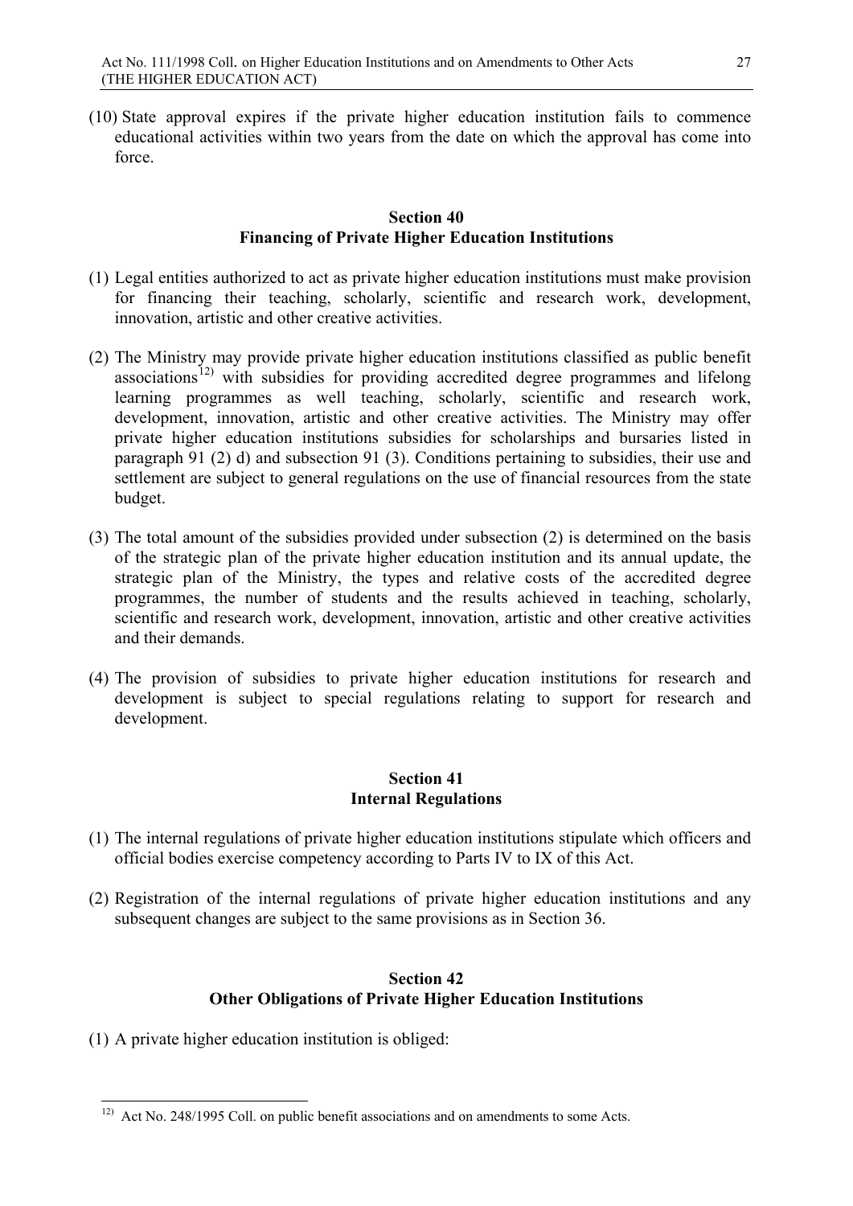(10) State approval expires if the private higher education institution fails to commence educational activities within two years from the date on which the approval has come into force.

## Section 40
## Financing of Private Higher Education Institutions

(1) Legal entities authorized to act as private higher education institutions must make provision for financing their teaching, scholarly, scientific and research work, development, innovation, artistic and other creative activities.

(2) The Ministry may provide private higher education institutions classified as public benefit associations[12] with subsidies for providing accredited degree programmes and lifelong learning programmes as well teaching, scholarly, scientific and research work, development, innovation, artistic and other creative activities. The Ministry may offer private higher education institutions subsidies for scholarships and bursaries listed in paragraph 91 (2) d) and subsection 91 (3). Conditions pertaining to subsidies, their use and settlement are subject to general regulations on the use of financial resources from the state budget.

(3) The total amount of the subsidies provided under subsection (2) is determined on the basis of the strategic plan of the private higher education institution and its annual update, the strategic plan of the Ministry, the types and relative costs of the accredited degree programmes, the number of students and the results achieved in teaching, scholarly, scientific and research work, development, innovation, artistic and other creative activities and their demands.

(4) The provision of subsidies to private higher education institutions for research and development is subject to special regulations relating to support for research and development.

## Section 41
## Internal Regulations

(1) The internal regulations of private higher education institutions stipulate which officers and official bodies exercise competency according to Parts IV to IX of this Act.

(2) Registration of the internal regulations of private higher education institutions and any subsequent changes are subject to the same provisions as in Section 36.

## Section 42
## Other Obligations of Private Higher Education Institutions

(1) A private higher education institution is obliged:

---

[12] Act No. 248/1995 Coll. on public benefit associations and on amendments to some Acts.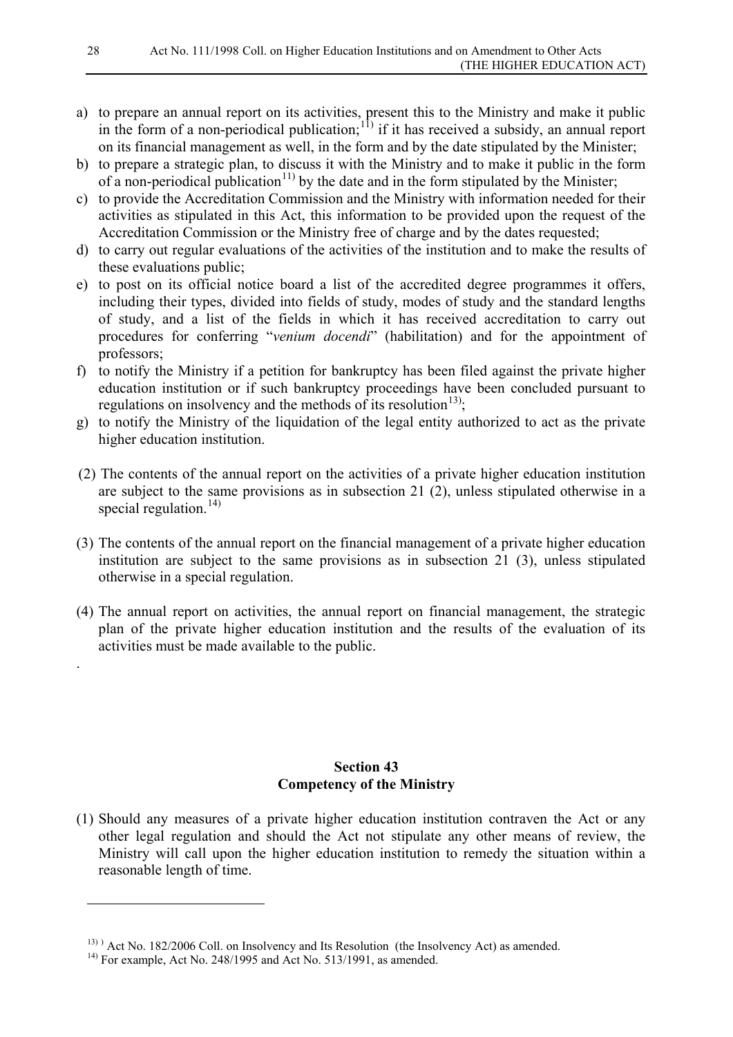a) to prepare an annual report on its activities, present this to the Ministry and make it public in the form of a non-periodical publication;[11)] if it has received a subsidy, an annual report on its financial management as well, in the form and by the date stipulated by the Minister;
b) to prepare a strategic plan, to discuss it with the Ministry and to make it public in the form of a non-periodical publication[11)] by the date and in the form stipulated by the Minister;
c) to provide the Accreditation Commission and the Ministry with information needed for their activities as stipulated in this Act, this information to be provided upon the request of the Accreditation Commission or the Ministry free of charge and by the dates requested;
d) to carry out regular evaluations of the activities of the institution and to make the results of these evaluations public;
e) to post on its official notice board a list of the accredited degree programmes it offers, including their types, divided into fields of study, modes of study and the standard lengths of study, and a list of the fields in which it has received accreditation to carry out procedures for conferring "*venium docendi*" (habilitation) and for the appointment of professors;
f) to notify the Ministry if a petition for bankruptcy has been filed against the private higher education institution or if such bankruptcy proceedings have been concluded pursuant to regulations on insolvency and the methods of its resolution[13)];
g) to notify the Ministry of the liquidation of the legal entity authorized to act as the private higher education institution.

(2) The contents of the annual report on the activities of a private higher education institution are subject to the same provisions as in subsection 21 (2), unless stipulated otherwise in a special regulation.[14)]

(3) The contents of the annual report on the financial management of a private higher education institution are subject to the same provisions as in subsection 21 (3), unless stipulated otherwise in a special regulation.

(4) The annual report on activities, the annual report on financial management, the strategic plan of the private higher education institution and the results of the evaluation of its activities must be made available to the public.

.

## Section 43
## Competency of the Ministry

(1) Should any measures of a private higher education institution contraven the Act or any other legal regulation and should the Act not stipulate any other means of review, the Ministry will call upon the higher education institution to remedy the situation within a reasonable length of time.

---

[13) )] Act No. 182/2006 Coll. on Insolvency and Its Resolution (the Insolvency Act) as amended.

[14)] For example, Act No. 248/1995 and Act No. 513/1991, as amended.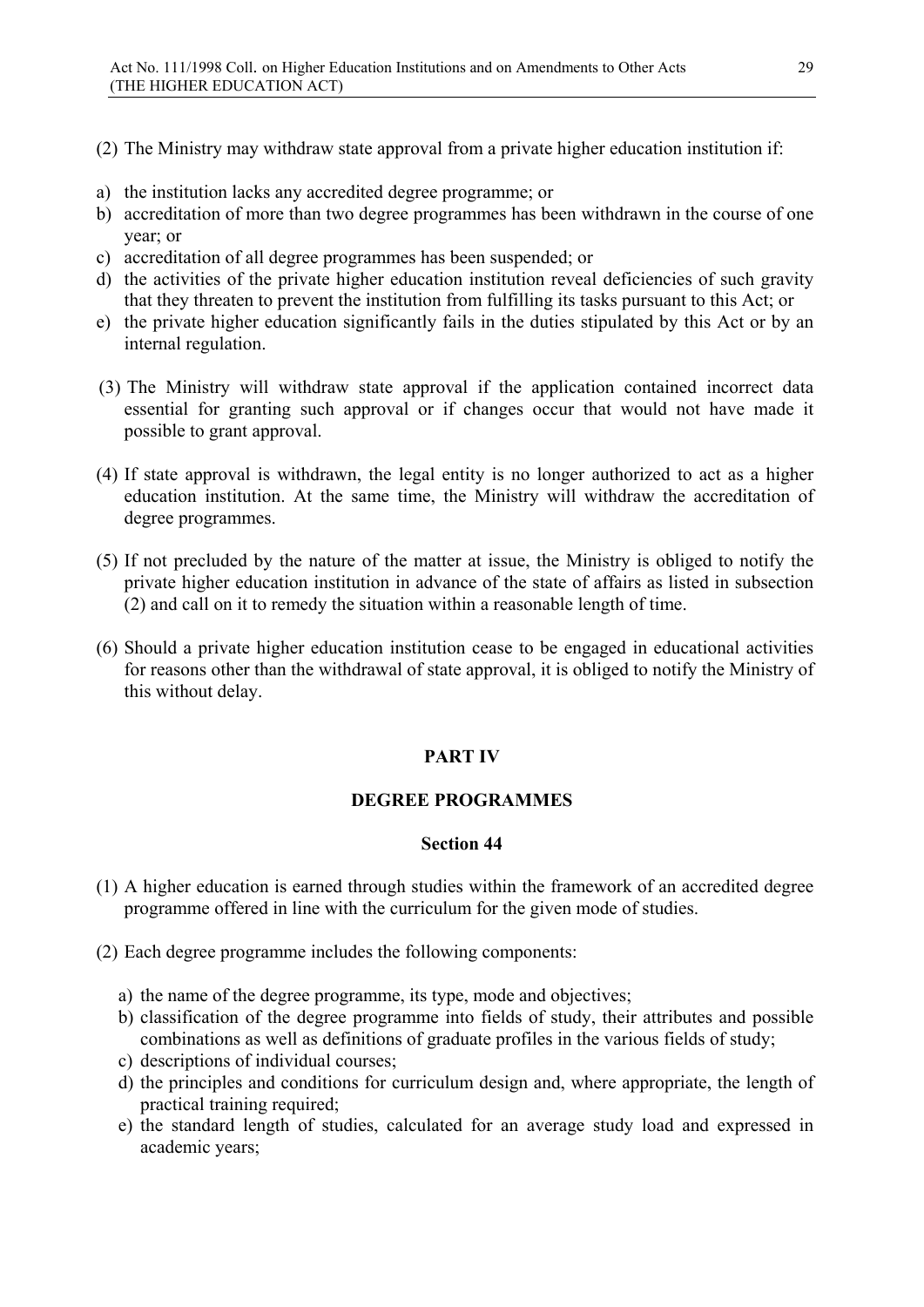(2) The Ministry may withdraw state approval from a private higher education institution if:

a) the institution lacks any accredited degree programme; or
b) accreditation of more than two degree programmes has been withdrawn in the course of one year; or
c) accreditation of all degree programmes has been suspended; or
d) the activities of the private higher education institution reveal deficiencies of such gravity that they threaten to prevent the institution from fulfilling its tasks pursuant to this Act; or
e) the private higher education significantly fails in the duties stipulated by this Act or by an internal regulation.

(3) The Ministry will withdraw state approval if the application contained incorrect data essential for granting such approval or if changes occur that would not have made it possible to grant approval.

(4) If state approval is withdrawn, the legal entity is no longer authorized to act as a higher education institution. At the same time, the Ministry will withdraw the accreditation of degree programmes.

(5) If not precluded by the nature of the matter at issue, the Ministry is obliged to notify the private higher education institution in advance of the state of affairs as listed in subsection (2) and call on it to remedy the situation within a reasonable length of time.

(6) Should a private higher education institution cease to be engaged in educational activities for reasons other than the withdrawal of state approval, it is obliged to notify the Ministry of this without delay.

# PART IV

## DEGREE PROGRAMMES

### Section 44

(1) A higher education is earned through studies within the framework of an accredited degree programme offered in line with the curriculum for the given mode of studies.

(2) Each degree programme includes the following components:

a) the name of the degree programme, its type, mode and objectives;
b) classification of the degree programme into fields of study, their attributes and possible combinations as well as definitions of graduate profiles in the various fields of study;
c) descriptions of individual courses;
d) the principles and conditions for curriculum design and, where appropriate, the length of practical training required;
e) the standard length of studies, calculated for an average study load and expressed in academic years;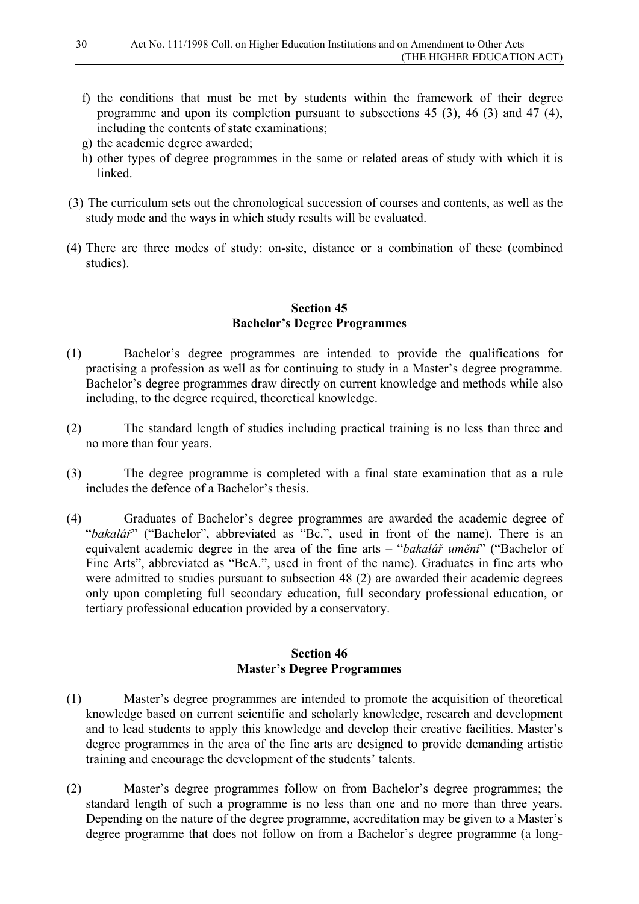f) the conditions that must be met by students within the framework of their degree programme and upon its completion pursuant to subsections 45 (3), 46 (3) and 47 (4), including the contents of state examinations;
g) the academic degree awarded;
h) other types of degree programmes in the same or related areas of study with which it is linked.

(3) The curriculum sets out the chronological succession of courses and contents, as well as the study mode and the ways in which study results will be evaluated.

(4) There are three modes of study: on-site, distance or a combination of these (combined studies).

## Section 45
## Bachelor's Degree Programmes

(1) Bachelor's degree programmes are intended to provide the qualifications for practising a profession as well as for continuing to study in a Master's degree programme. Bachelor's degree programmes draw directly on current knowledge and methods while also including, to the degree required, theoretical knowledge.

(2) The standard length of studies including practical training is no less than three and no more than four years.

(3) The degree programme is completed with a final state examination that as a rule includes the defence of a Bachelor's thesis.

(4) Graduates of Bachelor's degree programmes are awarded the academic degree of "*bakalář*" ("Bachelor", abbreviated as "Bc.", used in front of the name). There is an equivalent academic degree in the area of the fine arts – "*bakalář umění*" ("Bachelor of Fine Arts", abbreviated as "BcA.", used in front of the name). Graduates in fine arts who were admitted to studies pursuant to subsection 48 (2) are awarded their academic degrees only upon completing full secondary education, full secondary professional education, or tertiary professional education provided by a conservatory.

## Section 46
## Master's Degree Programmes

(1) Master's degree programmes are intended to promote the acquisition of theoretical knowledge based on current scientific and scholarly knowledge, research and development and to lead students to apply this knowledge and develop their creative facilities. Master's degree programmes in the area of the fine arts are designed to provide demanding artistic training and encourage the development of the students' talents.

(2) Master's degree programmes follow on from Bachelor's degree programmes; the standard length of such a programme is no less than one and no more than three years. Depending on the nature of the degree programme, accreditation may be given to a Master's degree programme that does not follow on from a Bachelor's degree programme (a long-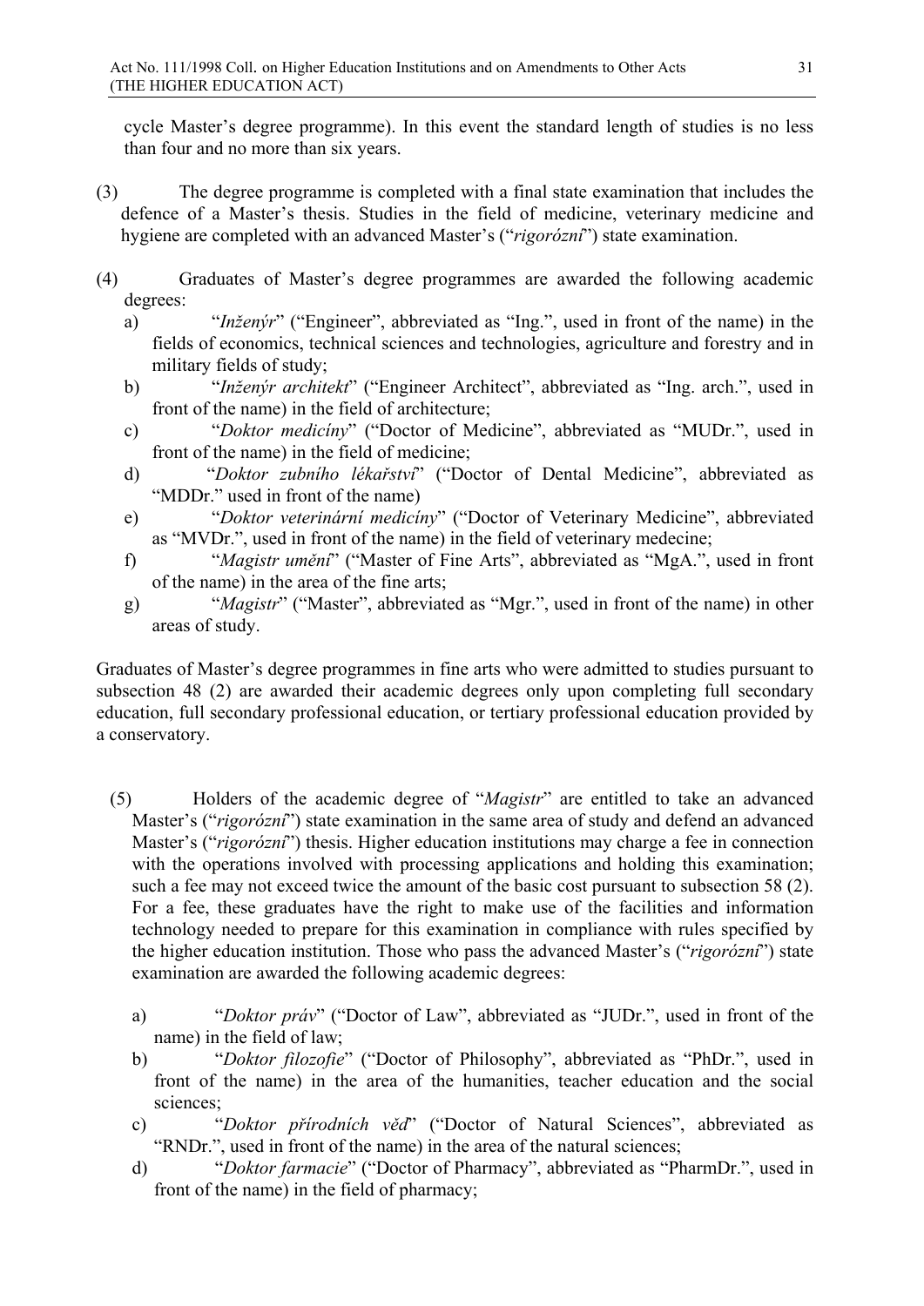cycle Master's degree programme). In this event the standard length of studies is no less than four and no more than six years.

(3) The degree programme is completed with a final state examination that includes the defence of a Master's thesis. Studies in the field of medicine, veterinary medicine and hygiene are completed with an advanced Master's ("*rigorózní*") state examination.

(4) Graduates of Master's degree programmes are awarded the following academic degrees:

a) "*Inženýr*" ("Engineer", abbreviated as "Ing.", used in front of the name) in the fields of economics, technical sciences and technologies, agriculture and forestry and in military fields of study;

b) "*Inženýr architekt*" ("Engineer Architect", abbreviated as "Ing. arch.", used in front of the name) in the field of architecture;

c) "*Doktor medicíny*" ("Doctor of Medicine", abbreviated as "MUDr.", used in front of the name) in the field of medicine;

d) "*Doktor zubního lékařství*" ("Doctor of Dental Medicine", abbreviated as "MDDr." used in front of the name)

e) "*Doktor veterinární medicíny*" ("Doctor of Veterinary Medicine", abbreviated as "MVDr.", used in front of the name) in the field of veterinary medecine;

f) "*Magistr umění*" ("Master of Fine Arts", abbreviated as "MgA.", used in front of the name) in the area of the fine arts;

g) "*Magistr*" ("Master", abbreviated as "Mgr.", used in front of the name) in other areas of study.

Graduates of Master's degree programmes in fine arts who were admitted to studies pursuant to subsection 48 (2) are awarded their academic degrees only upon completing full secondary education, full secondary professional education, or tertiary professional education provided by a conservatory.

(5) Holders of the academic degree of "*Magistr*" are entitled to take an advanced Master's ("*rigorózní*") state examination in the same area of study and defend an advanced Master's ("*rigorózní*") thesis. Higher education institutions may charge a fee in connection with the operations involved with processing applications and holding this examination; such a fee may not exceed twice the amount of the basic cost pursuant to subsection 58 (2). For a fee, these graduates have the right to make use of the facilities and information technology needed to prepare for this examination in compliance with rules specified by the higher education institution. Those who pass the advanced Master's ("*rigorózní*") state examination are awarded the following academic degrees:

a) "*Doktor práv*" ("Doctor of Law", abbreviated as "JUDr.", used in front of the name) in the field of law;

b) "*Doktor filozofie*" ("Doctor of Philosophy", abbreviated as "PhDr.", used in front of the name) in the area of the humanities, teacher education and the social sciences;

c) "*Doktor přírodních věd*" ("Doctor of Natural Sciences", abbreviated as "RNDr.", used in front of the name) in the area of the natural sciences;

d) "*Doktor farmacie*" ("Doctor of Pharmacy", abbreviated as "PharmDr.", used in front of the name) in the field of pharmacy;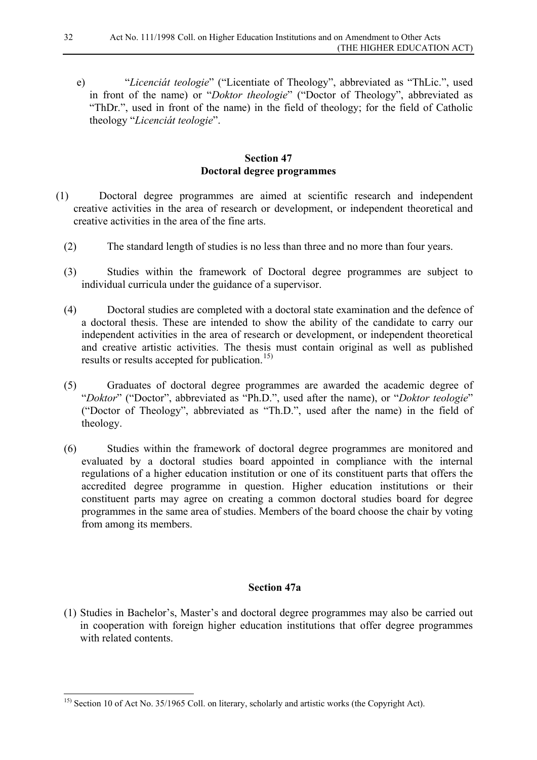e) "*Licenciát teologie*" ("Licentiate of Theology", abbreviated as "ThLic.", used in front of the name) or "*Doktor theologie*" ("Doctor of Theology", abbreviated as "ThDr.", used in front of the name) in the field of theology; for the field of Catholic theology "*Licenciát teologie*".

## Section 47
## Doctoral degree programmes

(1) Doctoral degree programmes are aimed at scientific research and independent creative activities in the area of research or development, or independent theoretical and creative activities in the area of the fine arts.

(2) The standard length of studies is no less than three and no more than four years.

(3) Studies within the framework of Doctoral degree programmes are subject to individual curricula under the guidance of a supervisor.

(4) Doctoral studies are completed with a doctoral state examination and the defence of a doctoral thesis. These are intended to show the ability of the candidate to carry our independent activities in the area of research or development, or independent theoretical and creative artistic activities. The thesis must contain original as well as published results or results accepted for publication.[15)]

(5) Graduates of doctoral degree programmes are awarded the academic degree of "*Doktor*" ("Doctor", abbreviated as "Ph.D.", used after the name), or "*Doktor teologie*" ("Doctor of Theology", abbreviated as "Th.D.", used after the name) in the field of theology.

(6) Studies within the framework of doctoral degree programmes are monitored and evaluated by a doctoral studies board appointed in compliance with the internal regulations of a higher education institution or one of its constituent parts that offers the accredited degree programme in question. Higher education institutions or their constituent parts may agree on creating a common doctoral studies board for degree programmes in the same area of studies. Members of the board choose the chair by voting from among its members.

## Section 47a

(1) Studies in Bachelor's, Master's and doctoral degree programmes may also be carried out in cooperation with foreign higher education institutions that offer degree programmes with related contents.

---

[15)] Section 10 of Act No. 35/1965 Coll. on literary, scholarly and artistic works (the Copyright Act).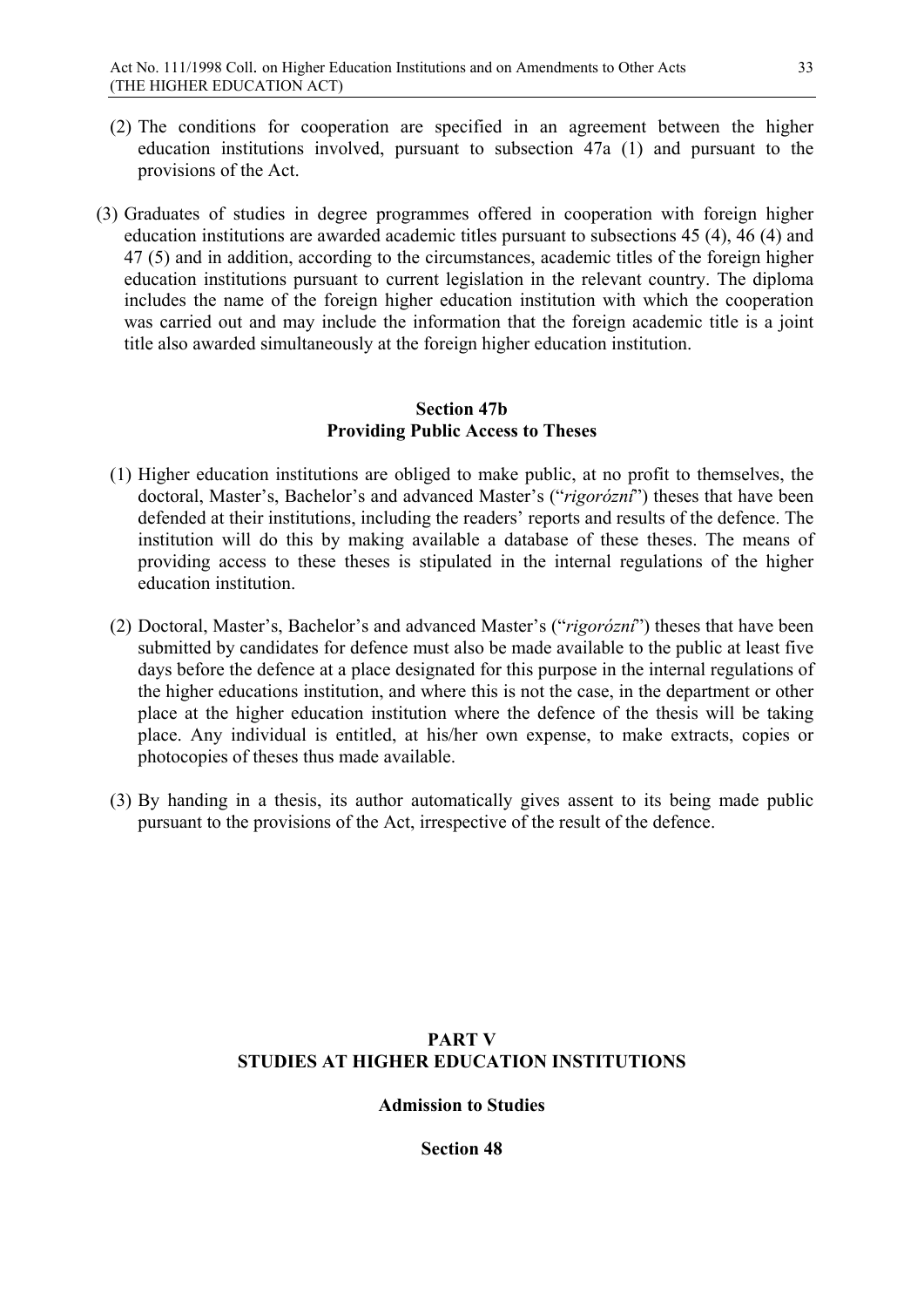(2) The conditions for cooperation are specified in an agreement between the higher education institutions involved, pursuant to subsection 47a (1) and pursuant to the provisions of the Act.

(3) Graduates of studies in degree programmes offered in cooperation with foreign higher education institutions are awarded academic titles pursuant to subsections 45 (4), 46 (4) and 47 (5) and in addition, according to the circumstances, academic titles of the foreign higher education institutions pursuant to current legislation in the relevant country. The diploma includes the name of the foreign higher education institution with which the cooperation was carried out and may include the information that the foreign academic title is a joint title also awarded simultaneously at the foreign higher education institution.

### Section 47b
### Providing Public Access to Theses

(1) Higher education institutions are obliged to make public, at no profit to themselves, the doctoral, Master's, Bachelor's and advanced Master's ("*rigorózní*") theses that have been defended at their institutions, including the readers' reports and results of the defence. The institution will do this by making available a database of these theses. The means of providing access to these theses is stipulated in the internal regulations of the higher education institution.

(2) Doctoral, Master's, Bachelor's and advanced Master's ("*rigorózní*") theses that have been submitted by candidates for defence must also be made available to the public at least five days before the defence at a place designated for this purpose in the internal regulations of the higher educations institution, and where this is not the case, in the department or other place at the higher education institution where the defence of the thesis will be taking place. Any individual is entitled, at his/her own expense, to make extracts, copies or photocopies of theses thus made available.

(3) By handing in a thesis, its author automatically gives assent to its being made public pursuant to the provisions of the Act, irrespective of the result of the defence.

## PART V
## STUDIES AT HIGHER EDUCATION INSTITUTIONS

### Admission to Studies

### Section 48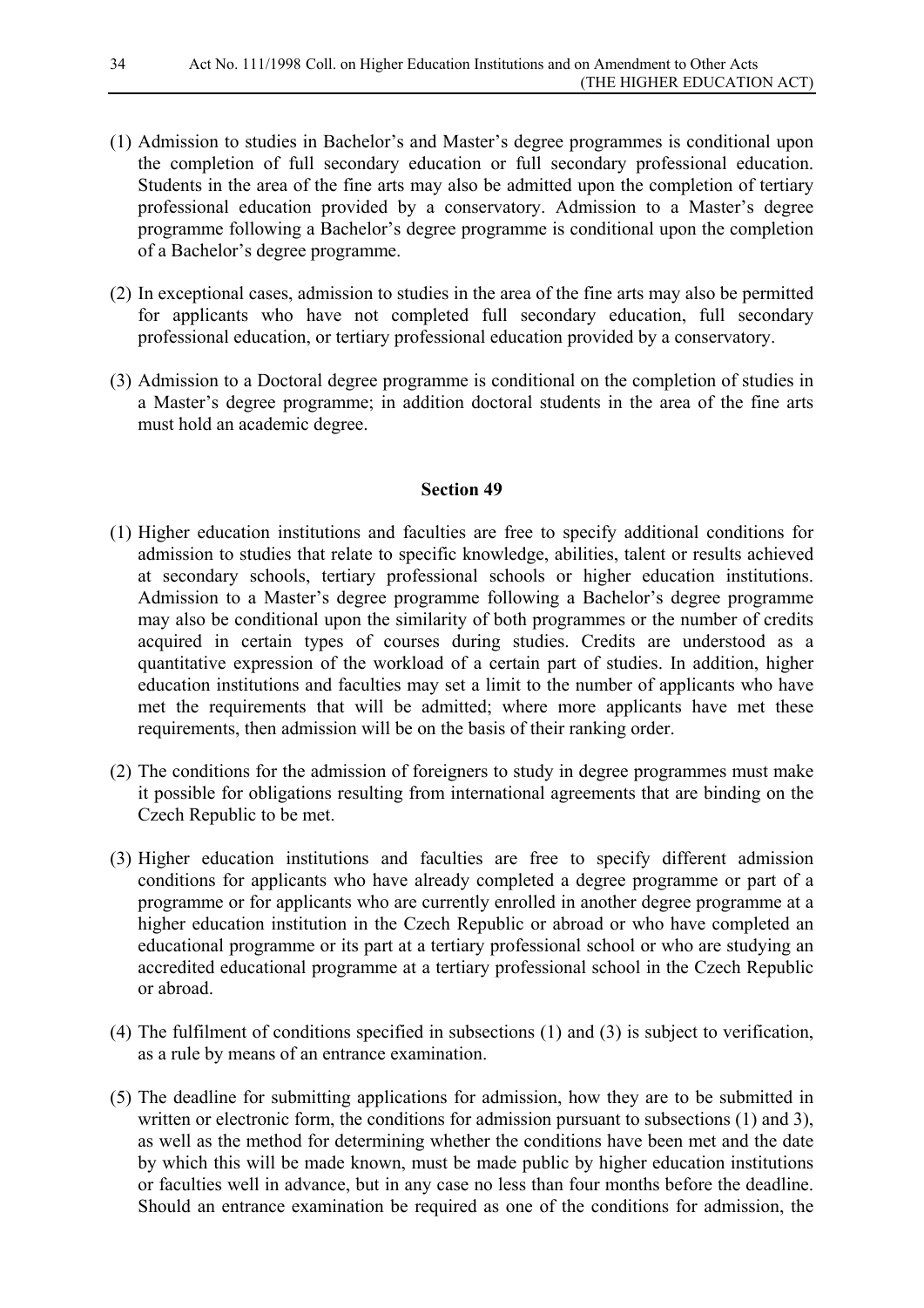(1) Admission to studies in Bachelor's and Master's degree programmes is conditional upon the completion of full secondary education or full secondary professional education. Students in the area of the fine arts may also be admitted upon the completion of tertiary professional education provided by a conservatory. Admission to a Master's degree programme following a Bachelor's degree programme is conditional upon the completion of a Bachelor's degree programme.

(2) In exceptional cases, admission to studies in the area of the fine arts may also be permitted for applicants who have not completed full secondary education, full secondary professional education, or tertiary professional education provided by a conservatory.

(3) Admission to a Doctoral degree programme is conditional on the completion of studies in a Master's degree programme; in addition doctoral students in the area of the fine arts must hold an academic degree.

## Section 49

(1) Higher education institutions and faculties are free to specify additional conditions for admission to studies that relate to specific knowledge, abilities, talent or results achieved at secondary schools, tertiary professional schools or higher education institutions. Admission to a Master's degree programme following a Bachelor's degree programme may also be conditional upon the similarity of both programmes or the number of credits acquired in certain types of courses during studies. Credits are understood as a quantitative expression of the workload of a certain part of studies. In addition, higher education institutions and faculties may set a limit to the number of applicants who have met the requirements that will be admitted; where more applicants have met these requirements, then admission will be on the basis of their ranking order.

(2) The conditions for the admission of foreigners to study in degree programmes must make it possible for obligations resulting from international agreements that are binding on the Czech Republic to be met.

(3) Higher education institutions and faculties are free to specify different admission conditions for applicants who have already completed a degree programme or part of a programme or for applicants who are currently enrolled in another degree programme at a higher education institution in the Czech Republic or abroad or who have completed an educational programme or its part at a tertiary professional school or who are studying an accredited educational programme at a tertiary professional school in the Czech Republic or abroad.

(4) The fulfilment of conditions specified in subsections (1) and (3) is subject to verification, as a rule by means of an entrance examination.

(5) The deadline for submitting applications for admission, how they are to be submitted in written or electronic form, the conditions for admission pursuant to subsections (1) and 3), as well as the method for determining whether the conditions have been met and the date by which this will be made known, must be made public by higher education institutions or faculties well in advance, but in any case no less than four months before the deadline. Should an entrance examination be required as one of the conditions for admission, the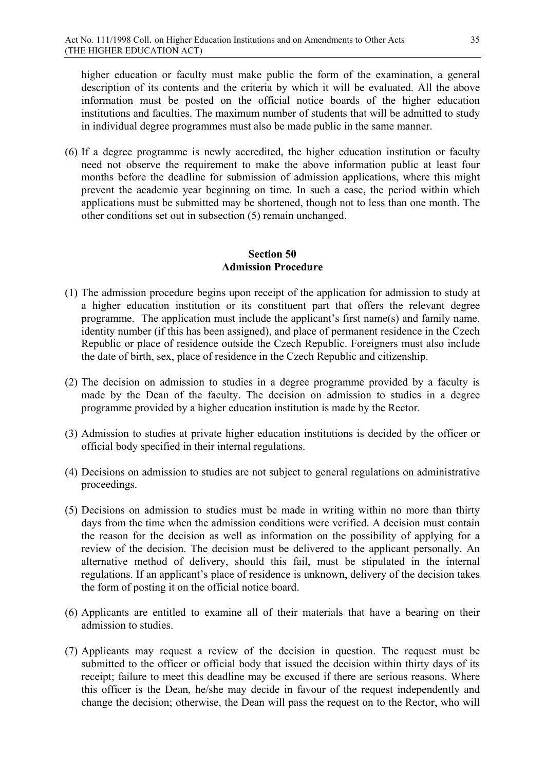higher education or faculty must make public the form of the examination, a general description of its contents and the criteria by which it will be evaluated. All the above information must be posted on the official notice boards of the higher education institutions and faculties. The maximum number of students that will be admitted to study in individual degree programmes must also be made public in the same manner.

(6) If a degree programme is newly accredited, the higher education institution or faculty need not observe the requirement to make the above information public at least four months before the deadline for submission of admission applications, where this might prevent the academic year beginning on time. In such a case, the period within which applications must be submitted may be shortened, though not to less than one month. The other conditions set out in subsection (5) remain unchanged.

## Section 50
## Admission Procedure

(1) The admission procedure begins upon receipt of the application for admission to study at a higher education institution or its constituent part that offers the relevant degree programme. The application must include the applicant's first name(s) and family name, identity number (if this has been assigned), and place of permanent residence in the Czech Republic or place of residence outside the Czech Republic. Foreigners must also include the date of birth, sex, place of residence in the Czech Republic and citizenship.

(2) The decision on admission to studies in a degree programme provided by a faculty is made by the Dean of the faculty. The decision on admission to studies in a degree programme provided by a higher education institution is made by the Rector.

(3) Admission to studies at private higher education institutions is decided by the officer or official body specified in their internal regulations.

(4) Decisions on admission to studies are not subject to general regulations on administrative proceedings.

(5) Decisions on admission to studies must be made in writing within no more than thirty days from the time when the admission conditions were verified. A decision must contain the reason for the decision as well as information on the possibility of applying for a review of the decision. The decision must be delivered to the applicant personally. An alternative method of delivery, should this fail, must be stipulated in the internal regulations. If an applicant's place of residence is unknown, delivery of the decision takes the form of posting it on the official notice board.

(6) Applicants are entitled to examine all of their materials that have a bearing on their admission to studies.

(7) Applicants may request a review of the decision in question. The request must be submitted to the officer or official body that issued the decision within thirty days of its receipt; failure to meet this deadline may be excused if there are serious reasons. Where this officer is the Dean, he/she may decide in favour of the request independently and change the decision; otherwise, the Dean will pass the request on to the Rector, who will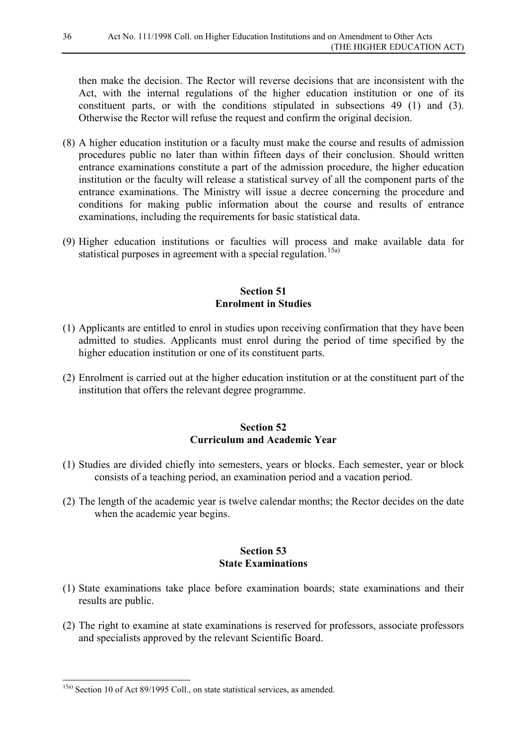then make the decision. The Rector will reverse decisions that are inconsistent with the Act, with the internal regulations of the higher education institution or one of its constituent parts, or with the conditions stipulated in subsections 49 (1) and (3). Otherwise the Rector will refuse the request and confirm the original decision.

(8) A higher education institution or a faculty must make the course and results of admission procedures public no later than within fifteen days of their conclusion. Should written entrance examinations constitute a part of the admission procedure, the higher education institution or the faculty will release a statistical survey of all the component parts of the entrance examinations. The Ministry will issue a decree concerning the procedure and conditions for making public information about the course and results of entrance examinations, including the requirements for basic statistical data.

(9) Higher education institutions or faculties will process and make available data for statistical purposes in agreement with a special regulation.[15a)]

### Section 51
### Enrolment in Studies

(1) Applicants are entitled to enrol in studies upon receiving confirmation that they have been admitted to studies. Applicants must enrol during the period of time specified by the higher education institution or one of its constituent parts.

(2) Enrolment is carried out at the higher education institution or at the constituent part of the institution that offers the relevant degree programme.

### Section 52
### Curriculum and Academic Year

(1) Studies are divided chiefly into semesters, years or blocks. Each semester, year or block consists of a teaching period, an examination period and a vacation period.

(2) The length of the academic year is twelve calendar months; the Rector decides on the date when the academic year begins.

### Section 53
### State Examinations

(1) State examinations take place before examination boards; state examinations and their results are public.

(2) The right to examine at state examinations is reserved for professors, associate professors and specialists approved by the relevant Scientific Board.

---

[15a)] Section 10 of Act 89/1995 Coll., on state statistical services, as amended.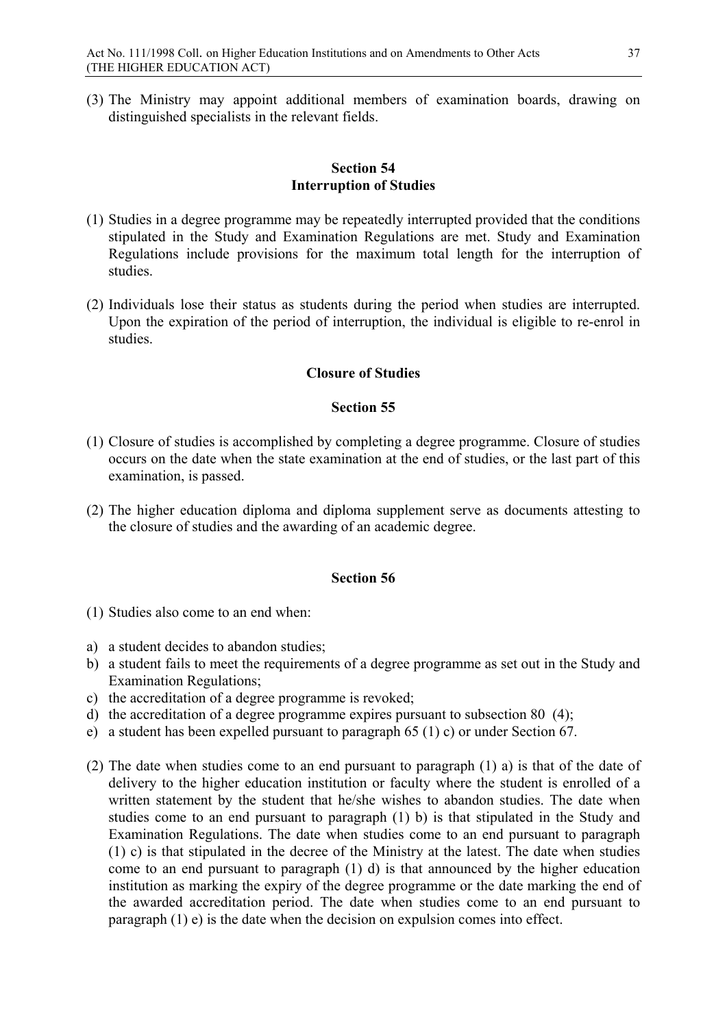(3) The Ministry may appoint additional members of examination boards, drawing on distinguished specialists in the relevant fields.

## Section 54
## Interruption of Studies

(1) Studies in a degree programme may be repeatedly interrupted provided that the conditions stipulated in the Study and Examination Regulations are met. Study and Examination Regulations include provisions for the maximum total length for the interruption of studies.

(2) Individuals lose their status as students during the period when studies are interrupted. Upon the expiration of the period of interruption, the individual is eligible to re-enrol in studies.

## Closure of Studies

## Section 55

(1) Closure of studies is accomplished by completing a degree programme. Closure of studies occurs on the date when the state examination at the end of studies, or the last part of this examination, is passed.

(2) The higher education diploma and diploma supplement serve as documents attesting to the closure of studies and the awarding of an academic degree.

## Section 56

(1) Studies also come to an end when:

a) a student decides to abandon studies;
b) a student fails to meet the requirements of a degree programme as set out in the Study and Examination Regulations;
c) the accreditation of a degree programme is revoked;
d) the accreditation of a degree programme expires pursuant to subsection 80 (4);
e) a student has been expelled pursuant to paragraph 65 (1) c) or under Section 67.

(2) The date when studies come to an end pursuant to paragraph (1) a) is that of the date of delivery to the higher education institution or faculty where the student is enrolled of a written statement by the student that he/she wishes to abandon studies. The date when studies come to an end pursuant to paragraph (1) b) is that stipulated in the Study and Examination Regulations. The date when studies come to an end pursuant to paragraph (1) c) is that stipulated in the decree of the Ministry at the latest. The date when studies come to an end pursuant to paragraph (1) d) is that announced by the higher education institution as marking the expiry of the degree programme or the date marking the end of the awarded accreditation period. The date when studies come to an end pursuant to paragraph (1) e) is the date when the decision on expulsion comes into effect.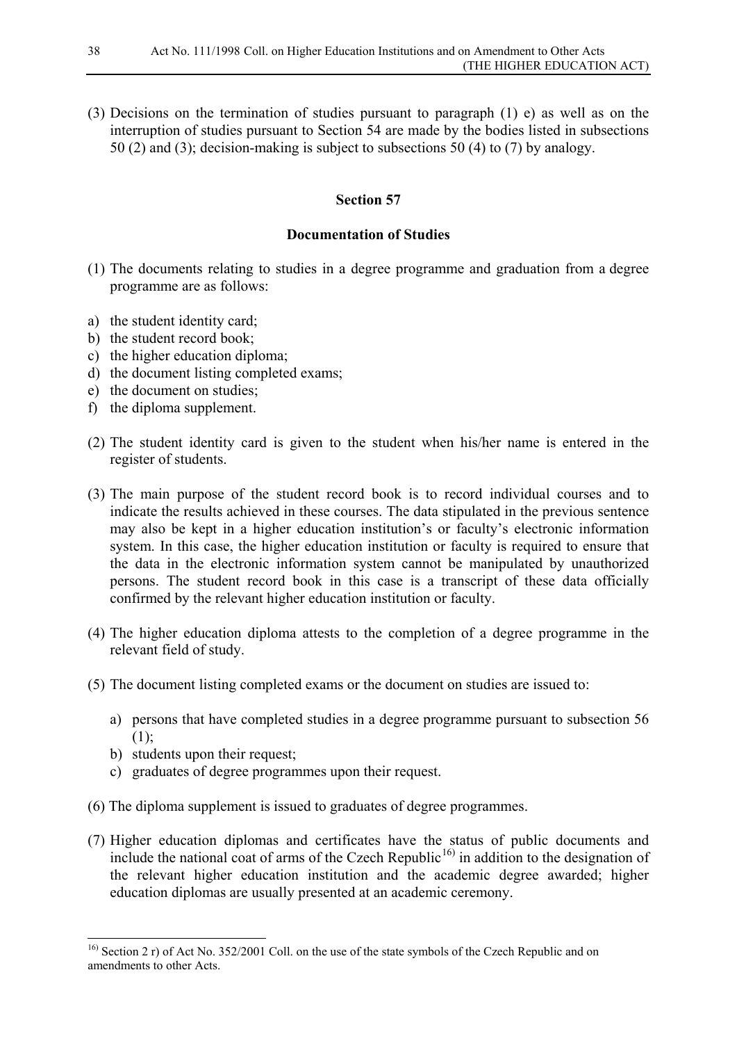(3) Decisions on the termination of studies pursuant to paragraph (1) e) as well as on the interruption of studies pursuant to Section 54 are made by the bodies listed in subsections 50 (2) and (3); decision-making is subject to subsections 50 (4) to (7) by analogy.

## Section 57

### Documentation of Studies

(1) The documents relating to studies in a degree programme and graduation from a degree programme are as follows:

a) the student identity card;
b) the student record book;
c) the higher education diploma;
d) the document listing completed exams;
e) the document on studies;
f) the diploma supplement.

(2) The student identity card is given to the student when his/her name is entered in the register of students.

(3) The main purpose of the student record book is to record individual courses and to indicate the results achieved in these courses. The data stipulated in the previous sentence may also be kept in a higher education institution's or faculty's electronic information system. In this case, the higher education institution or faculty is required to ensure that the data in the electronic information system cannot be manipulated by unauthorized persons. The student record book in this case is a transcript of these data officially confirmed by the relevant higher education institution or faculty.

(4) The higher education diploma attests to the completion of a degree programme in the relevant field of study.

(5) The document listing completed exams or the document on studies are issued to:

a) persons that have completed studies in a degree programme pursuant to subsection 56 (1);
b) students upon their request;
c) graduates of degree programmes upon their request.

(6) The diploma supplement is issued to graduates of degree programmes.

(7) Higher education diplomas and certificates have the status of public documents and include the national coat of arms of the Czech Republic[16) in addition to the designation of the relevant higher education institution and the academic degree awarded; higher education diplomas are usually presented at an academic ceremony.

---

[16) Section 2 r) of Act No. 352/2001 Coll. on the use of the state symbols of the Czech Republic and on amendments to other Acts.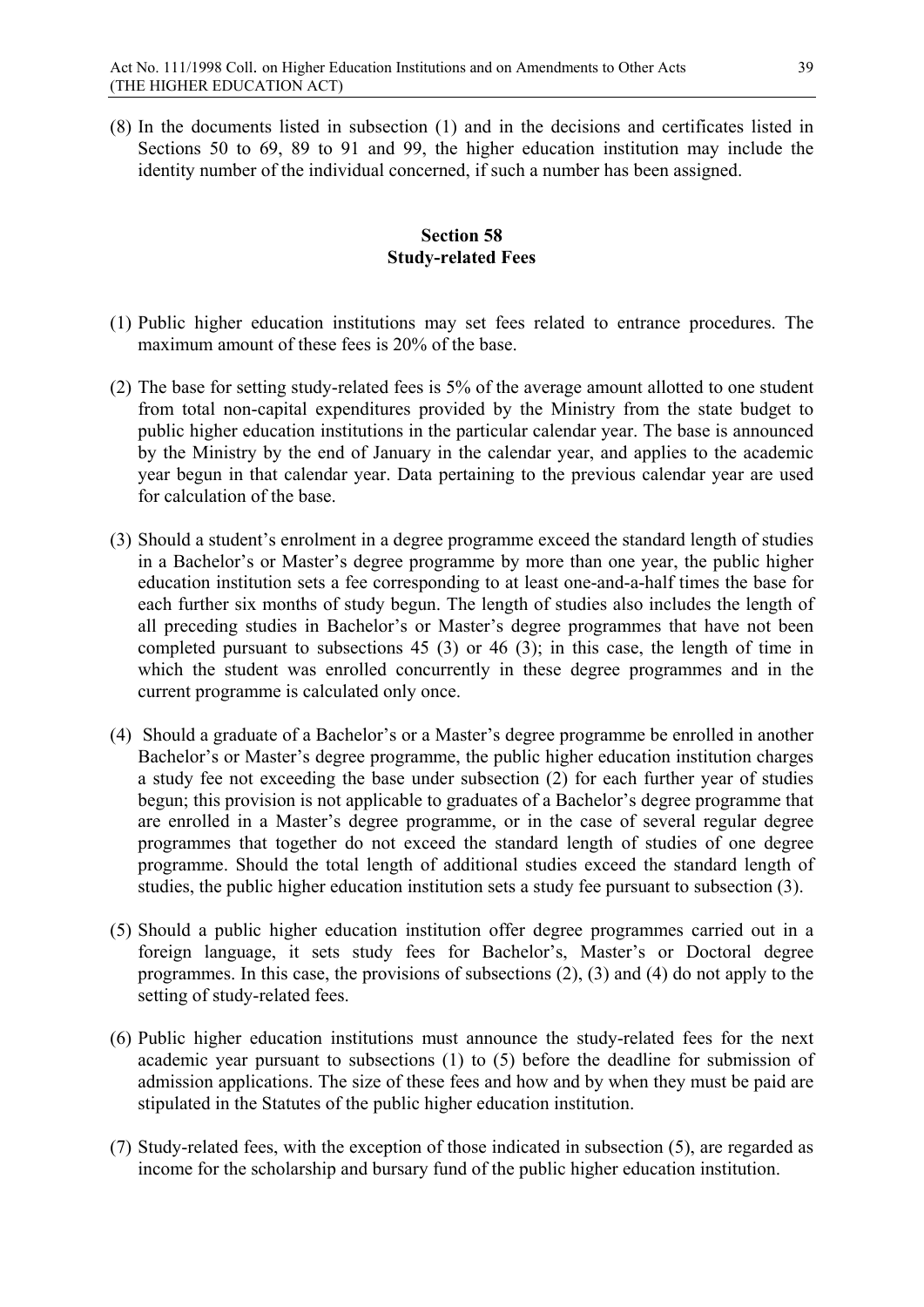(8) In the documents listed in subsection (1) and in the decisions and certificates listed in Sections 50 to 69, 89 to 91 and 99, the higher education institution may include the identity number of the individual concerned, if such a number has been assigned.

### Section 58
### Study-related Fees

(1) Public higher education institutions may set fees related to entrance procedures. The maximum amount of these fees is 20% of the base.

(2) The base for setting study-related fees is 5% of the average amount allotted to one student from total non-capital expenditures provided by the Ministry from the state budget to public higher education institutions in the particular calendar year. The base is announced by the Ministry by the end of January in the calendar year, and applies to the academic year begun in that calendar year. Data pertaining to the previous calendar year are used for calculation of the base.

(3) Should a student's enrolment in a degree programme exceed the standard length of studies in a Bachelor's or Master's degree programme by more than one year, the public higher education institution sets a fee corresponding to at least one-and-a-half times the base for each further six months of study begun. The length of studies also includes the length of all preceding studies in Bachelor's or Master's degree programmes that have not been completed pursuant to subsections 45 (3) or 46 (3); in this case, the length of time in which the student was enrolled concurrently in these degree programmes and in the current programme is calculated only once.

(4) Should a graduate of a Bachelor's or a Master's degree programme be enrolled in another Bachelor's or Master's degree programme, the public higher education institution charges a study fee not exceeding the base under subsection (2) for each further year of studies begun; this provision is not applicable to graduates of a Bachelor's degree programme that are enrolled in a Master's degree programme, or in the case of several regular degree programmes that together do not exceed the standard length of studies of one degree programme. Should the total length of additional studies exceed the standard length of studies, the public higher education institution sets a study fee pursuant to subsection (3).

(5) Should a public higher education institution offer degree programmes carried out in a foreign language, it sets study fees for Bachelor's, Master's or Doctoral degree programmes. In this case, the provisions of subsections (2), (3) and (4) do not apply to the setting of study-related fees.

(6) Public higher education institutions must announce the study-related fees for the next academic year pursuant to subsections (1) to (5) before the deadline for submission of admission applications. The size of these fees and how and by when they must be paid are stipulated in the Statutes of the public higher education institution.

(7) Study-related fees, with the exception of those indicated in subsection (5), are regarded as income for the scholarship and bursary fund of the public higher education institution.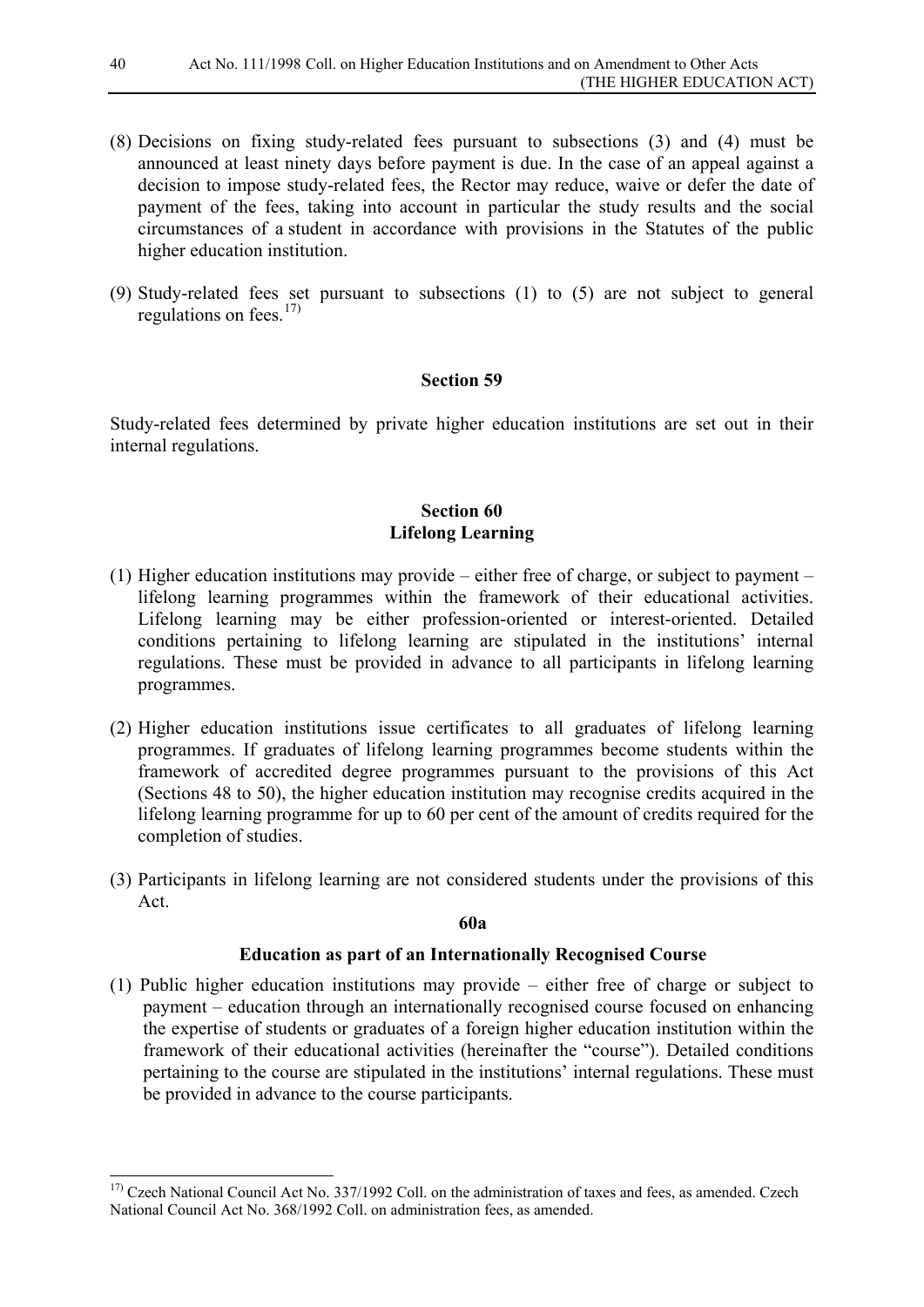(8) Decisions on fixing study-related fees pursuant to subsections (3) and (4) must be announced at least ninety days before payment is due. In the case of an appeal against a decision to impose study-related fees, the Rector may reduce, waive or defer the date of payment of the fees, taking into account in particular the study results and the social circumstances of a student in accordance with provisions in the Statutes of the public higher education institution.

(9) Study-related fees set pursuant to subsections (1) to (5) are not subject to general regulations on fees.[17)]

### Section 59

Study-related fees determined by private higher education institutions are set out in their internal regulations.

### Section 60
### Lifelong Learning

(1) Higher education institutions may provide – either free of charge, or subject to payment – lifelong learning programmes within the framework of their educational activities. Lifelong learning may be either profession-oriented or interest-oriented. Detailed conditions pertaining to lifelong learning are stipulated in the institutions' internal regulations. These must be provided in advance to all participants in lifelong learning programmes.

(2) Higher education institutions issue certificates to all graduates of lifelong learning programmes. If graduates of lifelong learning programmes become students within the framework of accredited degree programmes pursuant to the provisions of this Act (Sections 48 to 50), the higher education institution may recognise credits acquired in the lifelong learning programme for up to 60 per cent of the amount of credits required for the completion of studies.

(3) Participants in lifelong learning are not considered students under the provisions of this Act.

### 60a

### Education as part of an Internationally Recognised Course

(1) Public higher education institutions may provide – either free of charge or subject to payment – education through an internationally recognised course focused on enhancing the expertise of students or graduates of a foreign higher education institution within the framework of their educational activities (hereinafter the "course"). Detailed conditions pertaining to the course are stipulated in the institutions' internal regulations. These must be provided in advance to the course participants.

---

[17)] Czech National Council Act No. 337/1992 Coll. on the administration of taxes and fees, as amended. Czech National Council Act No. 368/1992 Coll. on administration fees, as amended.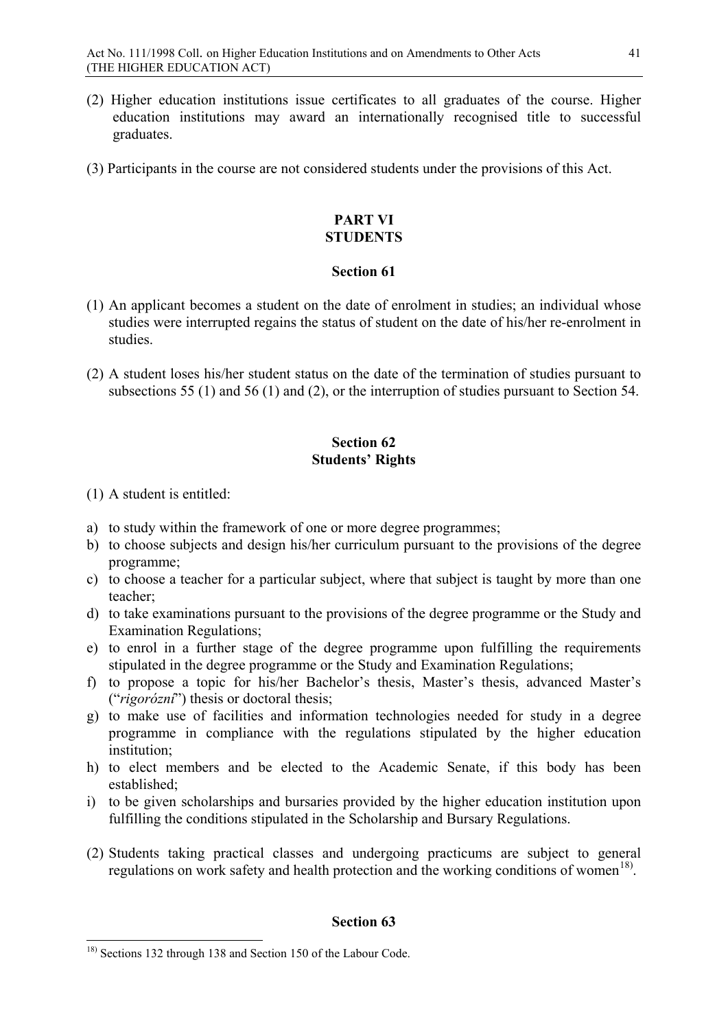(2) Higher education institutions issue certificates to all graduates of the course. Higher education institutions may award an internationally recognised title to successful graduates.

(3) Participants in the course are not considered students under the provisions of this Act.

## PART VI
## STUDENTS

### Section 61

(1) An applicant becomes a student on the date of enrolment in studies; an individual whose studies were interrupted regains the status of student on the date of his/her re-enrolment in studies.

(2) A student loses his/her student status on the date of the termination of studies pursuant to subsections 55 (1) and 56 (1) and (2), or the interruption of studies pursuant to Section 54.

### Section 62
### Students' Rights

(1) A student is entitled:

a) to study within the framework of one or more degree programmes;
b) to choose subjects and design his/her curriculum pursuant to the provisions of the degree programme;
c) to choose a teacher for a particular subject, where that subject is taught by more than one teacher;
d) to take examinations pursuant to the provisions of the degree programme or the Study and Examination Regulations;
e) to enrol in a further stage of the degree programme upon fulfilling the requirements stipulated in the degree programme or the Study and Examination Regulations;
f) to propose a topic for his/her Bachelor's thesis, Master's thesis, advanced Master's ("*rigorózní*") thesis or doctoral thesis;
g) to make use of facilities and information technologies needed for study in a degree programme in compliance with the regulations stipulated by the higher education institution;
h) to elect members and be elected to the Academic Senate, if this body has been established;
i) to be given scholarships and bursaries provided by the higher education institution upon fulfilling the conditions stipulated in the Scholarship and Bursary Regulations.

(2) Students taking practical classes and undergoing practicums are subject to general regulations on work safety and health protection and the working conditions of women[18].

### Section 63

---

[18] Sections 132 through 138 and Section 150 of the Labour Code.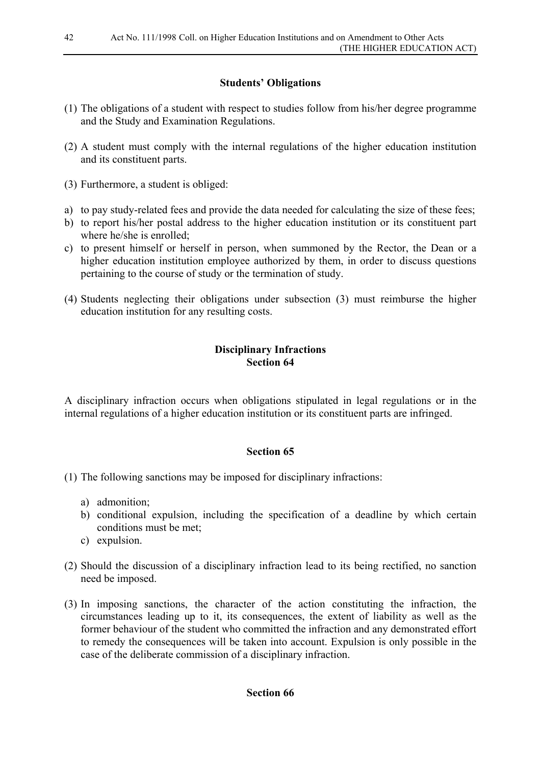### Students' Obligations

(1) The obligations of a student with respect to studies follow from his/her degree programme and the Study and Examination Regulations.

(2) A student must comply with the internal regulations of the higher education institution and its constituent parts.

(3) Furthermore, a student is obliged:

a) to pay study-related fees and provide the data needed for calculating the size of these fees;
b) to report his/her postal address to the higher education institution or its constituent part where he/she is enrolled;
c) to present himself or herself in person, when summoned by the Rector, the Dean or a higher education institution employee authorized by them, in order to discuss questions pertaining to the course of study or the termination of study.

(4) Students neglecting their obligations under subsection (3) must reimburse the higher education institution for any resulting costs.

### Disciplinary Infractions
### Section 64

A disciplinary infraction occurs when obligations stipulated in legal regulations or in the internal regulations of a higher education institution or its constituent parts are infringed.

### Section 65

(1) The following sanctions may be imposed for disciplinary infractions:

a) admonition;
b) conditional expulsion, including the specification of a deadline by which certain conditions must be met;
c) expulsion.

(2) Should the discussion of a disciplinary infraction lead to its being rectified, no sanction need be imposed.

(3) In imposing sanctions, the character of the action constituting the infraction, the circumstances leading up to it, its consequences, the extent of liability as well as the former behaviour of the student who committed the infraction and any demonstrated effort to remedy the consequences will be taken into account. Expulsion is only possible in the case of the deliberate commission of a disciplinary infraction.

### Section 66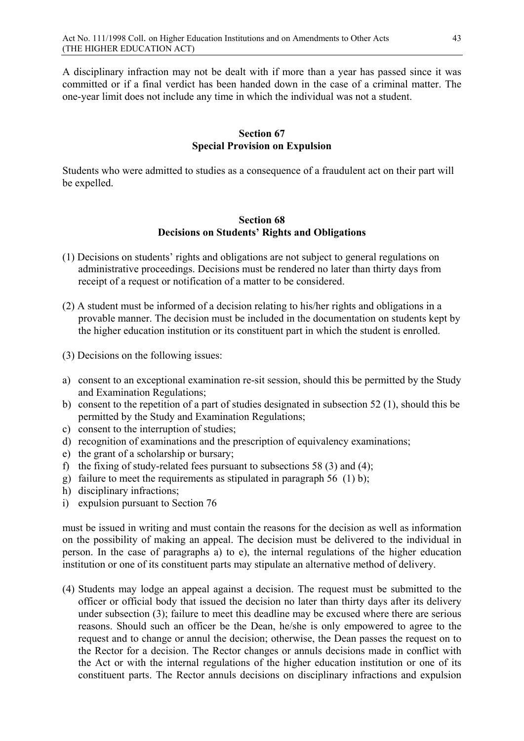A disciplinary infraction may not be dealt with if more than a year has passed since it was committed or if a final verdict has been handed down in the case of a criminal matter. The one-year limit does not include any time in which the individual was not a student.

## Section 67
## Special Provision on Expulsion

Students who were admitted to studies as a consequence of a fraudulent act on their part will be expelled.

## Section 68
## Decisions on Students' Rights and Obligations

(1) Decisions on students' rights and obligations are not subject to general regulations on administrative proceedings. Decisions must be rendered no later than thirty days from receipt of a request or notification of a matter to be considered.

(2) A student must be informed of a decision relating to his/her rights and obligations in a provable manner. The decision must be included in the documentation on students kept by the higher education institution or its constituent part in which the student is enrolled.

(3) Decisions on the following issues:

a) consent to an exceptional examination re-sit session, should this be permitted by the Study and Examination Regulations;
b) consent to the repetition of a part of studies designated in subsection 52 (1), should this be permitted by the Study and Examination Regulations;
c) consent to the interruption of studies;
d) recognition of examinations and the prescription of equivalency examinations;
e) the grant of a scholarship or bursary;
f) the fixing of study-related fees pursuant to subsections 58 (3) and (4);
g) failure to meet the requirements as stipulated in paragraph 56 (1) b);
h) disciplinary infractions;
i) expulsion pursuant to Section 76

must be issued in writing and must contain the reasons for the decision as well as information on the possibility of making an appeal. The decision must be delivered to the individual in person. In the case of paragraphs a) to e), the internal regulations of the higher education institution or one of its constituent parts may stipulate an alternative method of delivery.

(4) Students may lodge an appeal against a decision. The request must be submitted to the officer or official body that issued the decision no later than thirty days after its delivery under subsection (3); failure to meet this deadline may be excused where there are serious reasons. Should such an officer be the Dean, he/she is only empowered to agree to the request and to change or annul the decision; otherwise, the Dean passes the request on to the Rector for a decision. The Rector changes or annuls decisions made in conflict with the Act or with the internal regulations of the higher education institution or one of its constituent parts. The Rector annuls decisions on disciplinary infractions and expulsion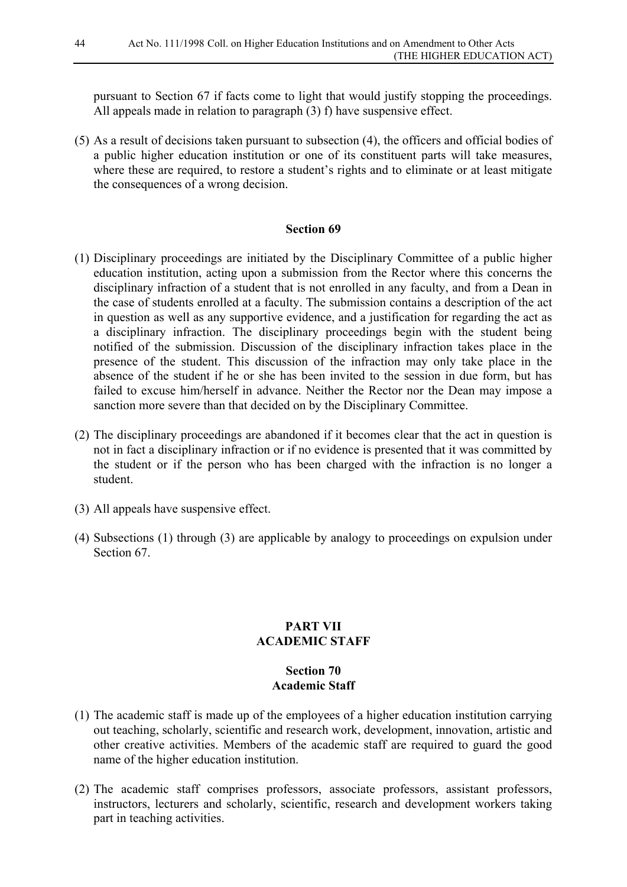pursuant to Section 67 if facts come to light that would justify stopping the proceedings. All appeals made in relation to paragraph (3) f) have suspensive effect.

(5) As a result of decisions taken pursuant to subsection (4), the officers and official bodies of a public higher education institution or one of its constituent parts will take measures, where these are required, to restore a student's rights and to eliminate or at least mitigate the consequences of a wrong decision.

### Section 69

(1) Disciplinary proceedings are initiated by the Disciplinary Committee of a public higher education institution, acting upon a submission from the Rector where this concerns the disciplinary infraction of a student that is not enrolled in any faculty, and from a Dean in the case of students enrolled at a faculty. The submission contains a description of the act in question as well as any supportive evidence, and a justification for regarding the act as a disciplinary infraction. The disciplinary proceedings begin with the student being notified of the submission. Discussion of the disciplinary infraction takes place in the presence of the student. This discussion of the infraction may only take place in the absence of the student if he or she has been invited to the session in due form, but has failed to excuse him/herself in advance. Neither the Rector nor the Dean may impose a sanction more severe than that decided on by the Disciplinary Committee.

(2) The disciplinary proceedings are abandoned if it becomes clear that the act in question is not in fact a disciplinary infraction or if no evidence is presented that it was committed by the student or if the person who has been charged with the infraction is no longer a student.

(3) All appeals have suspensive effect.

(4) Subsections (1) through (3) are applicable by analogy to proceedings on expulsion under Section 67.

## PART VII
## ACADEMIC STAFF

### Section 70
### Academic Staff

(1) The academic staff is made up of the employees of a higher education institution carrying out teaching, scholarly, scientific and research work, development, innovation, artistic and other creative activities. Members of the academic staff are required to guard the good name of the higher education institution.

(2) The academic staff comprises professors, associate professors, assistant professors, instructors, lecturers and scholarly, scientific, research and development workers taking part in teaching activities.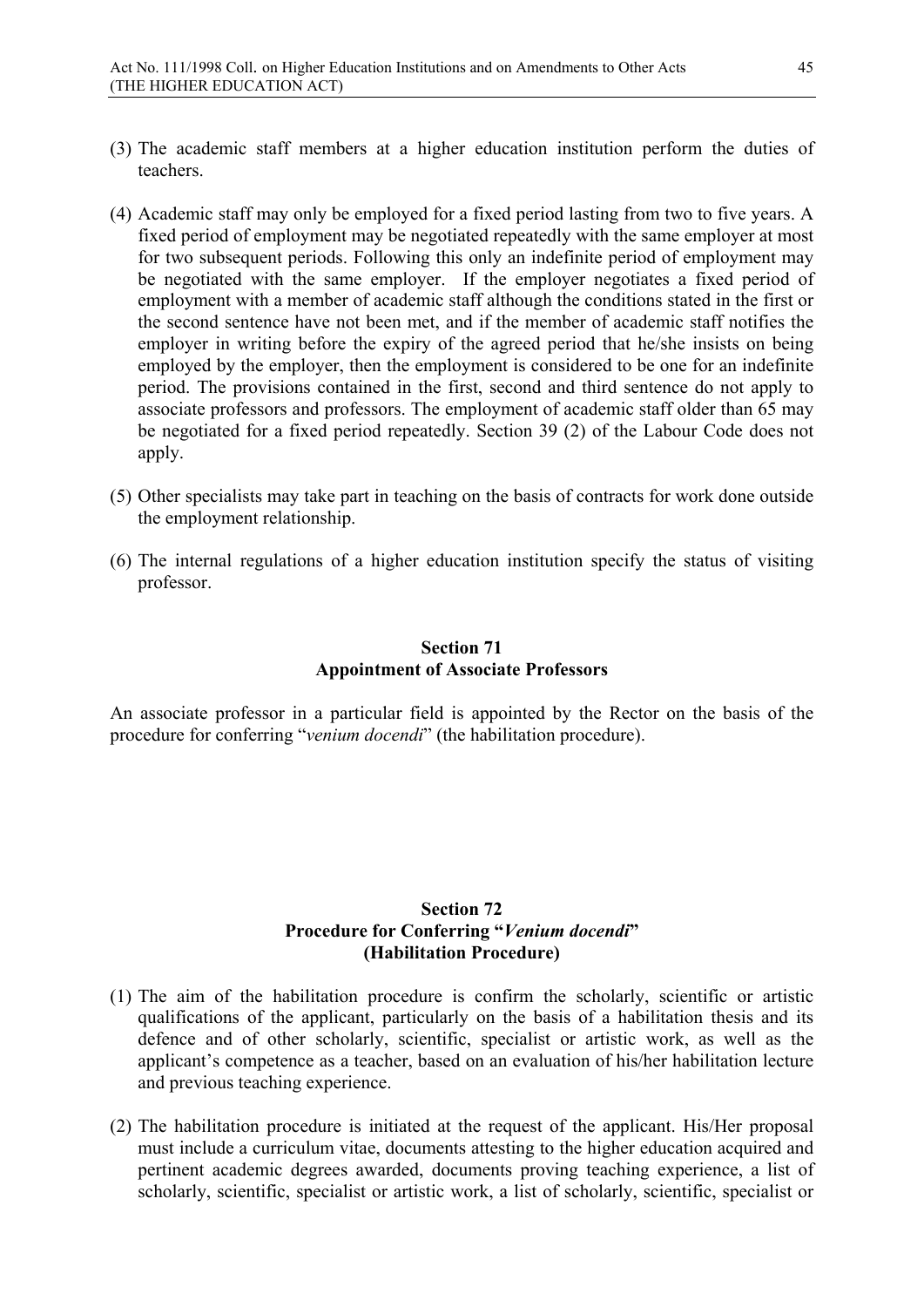(3) The academic staff members at a higher education institution perform the duties of teachers.

(4) Academic staff may only be employed for a fixed period lasting from two to five years. A fixed period of employment may be negotiated repeatedly with the same employer at most for two subsequent periods. Following this only an indefinite period of employment may be negotiated with the same employer. If the employer negotiates a fixed period of employment with a member of academic staff although the conditions stated in the first or the second sentence have not been met, and if the member of academic staff notifies the employer in writing before the expiry of the agreed period that he/she insists on being employed by the employer, then the employment is considered to be one for an indefinite period. The provisions contained in the first, second and third sentence do not apply to associate professors and professors. The employment of academic staff older than 65 may be negotiated for a fixed period repeatedly. Section 39 (2) of the Labour Code does not apply.

(5) Other specialists may take part in teaching on the basis of contracts for work done outside the employment relationship.

(6) The internal regulations of a higher education institution specify the status of visiting professor.

## Section 71
## Appointment of Associate Professors

An associate professor in a particular field is appointed by the Rector on the basis of the procedure for conferring "*venium docendi*" (the habilitation procedure).

## Section 72
## Procedure for Conferring "*Venium docendi*" (Habilitation Procedure)

(1) The aim of the habilitation procedure is confirm the scholarly, scientific or artistic qualifications of the applicant, particularly on the basis of a habilitation thesis and its defence and of other scholarly, scientific, specialist or artistic work, as well as the applicant's competence as a teacher, based on an evaluation of his/her habilitation lecture and previous teaching experience.

(2) The habilitation procedure is initiated at the request of the applicant. His/Her proposal must include a curriculum vitae, documents attesting to the higher education acquired and pertinent academic degrees awarded, documents proving teaching experience, a list of scholarly, scientific, specialist or artistic work, a list of scholarly, scientific, specialist or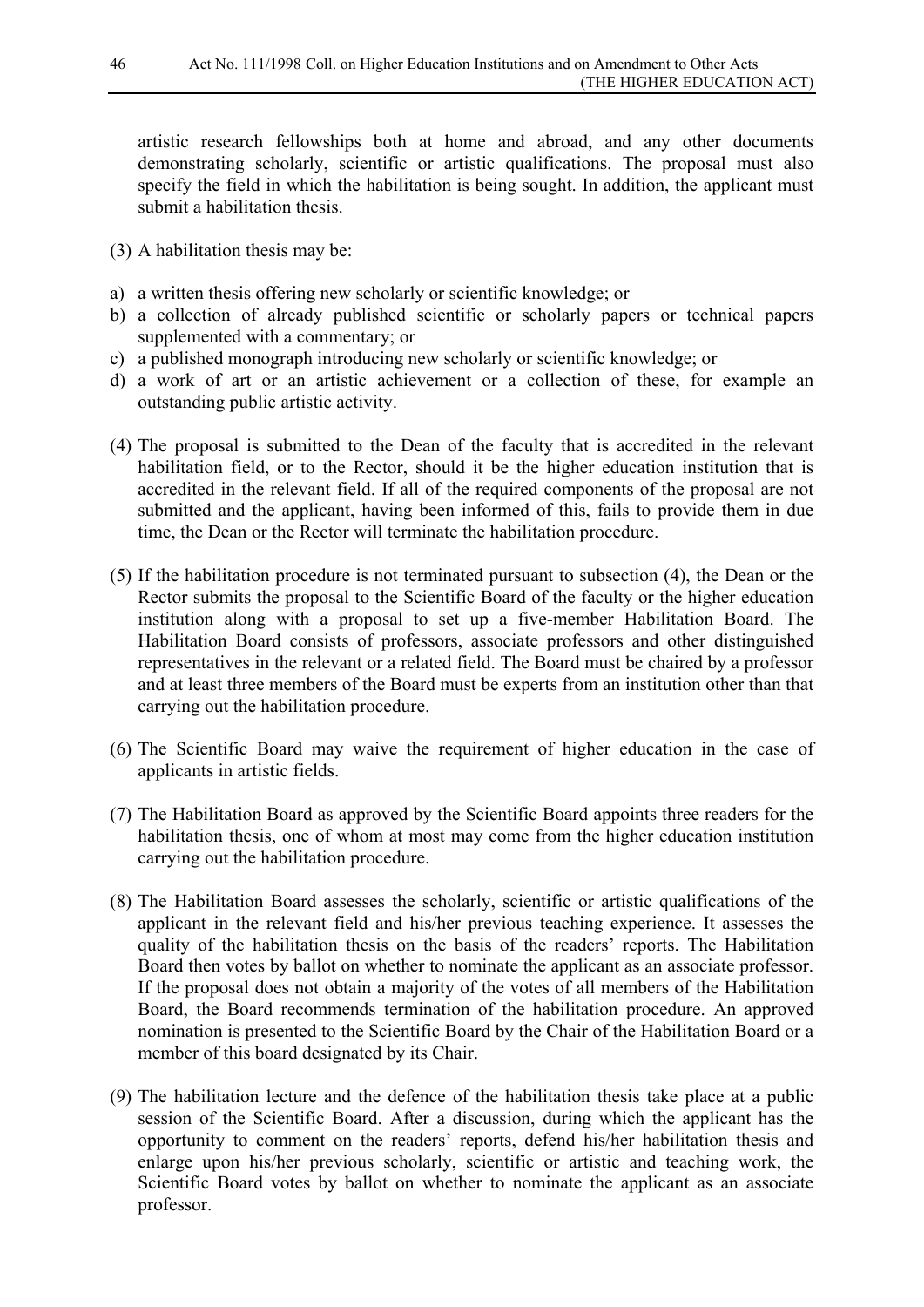artistic research fellowships both at home and abroad, and any other documents demonstrating scholarly, scientific or artistic qualifications. The proposal must also specify the field in which the habilitation is being sought. In addition, the applicant must submit a habilitation thesis.

(3) A habilitation thesis may be:

a) a written thesis offering new scholarly or scientific knowledge; or
b) a collection of already published scientific or scholarly papers or technical papers supplemented with a commentary; or
c) a published monograph introducing new scholarly or scientific knowledge; or
d) a work of art or an artistic achievement or a collection of these, for example an outstanding public artistic activity.

(4) The proposal is submitted to the Dean of the faculty that is accredited in the relevant habilitation field, or to the Rector, should it be the higher education institution that is accredited in the relevant field. If all of the required components of the proposal are not submitted and the applicant, having been informed of this, fails to provide them in due time, the Dean or the Rector will terminate the habilitation procedure.

(5) If the habilitation procedure is not terminated pursuant to subsection (4), the Dean or the Rector submits the proposal to the Scientific Board of the faculty or the higher education institution along with a proposal to set up a five-member Habilitation Board. The Habilitation Board consists of professors, associate professors and other distinguished representatives in the relevant or a related field. The Board must be chaired by a professor and at least three members of the Board must be experts from an institution other than that carrying out the habilitation procedure.

(6) The Scientific Board may waive the requirement of higher education in the case of applicants in artistic fields.

(7) The Habilitation Board as approved by the Scientific Board appoints three readers for the habilitation thesis, one of whom at most may come from the higher education institution carrying out the habilitation procedure.

(8) The Habilitation Board assesses the scholarly, scientific or artistic qualifications of the applicant in the relevant field and his/her previous teaching experience. It assesses the quality of the habilitation thesis on the basis of the readers' reports. The Habilitation Board then votes by ballot on whether to nominate the applicant as an associate professor. If the proposal does not obtain a majority of the votes of all members of the Habilitation Board, the Board recommends termination of the habilitation procedure. An approved nomination is presented to the Scientific Board by the Chair of the Habilitation Board or a member of this board designated by its Chair.

(9) The habilitation lecture and the defence of the habilitation thesis take place at a public session of the Scientific Board. After a discussion, during which the applicant has the opportunity to comment on the readers' reports, defend his/her habilitation thesis and enlarge upon his/her previous scholarly, scientific or artistic and teaching work, the Scientific Board votes by ballot on whether to nominate the applicant as an associate professor.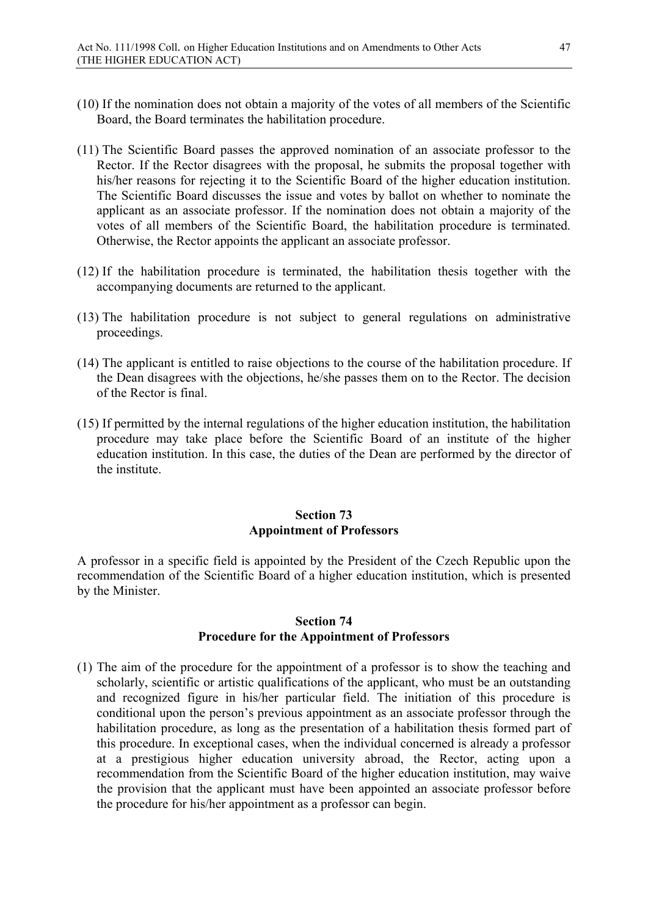(10) If the nomination does not obtain a majority of the votes of all members of the Scientific Board, the Board terminates the habilitation procedure.

(11) The Scientific Board passes the approved nomination of an associate professor to the Rector. If the Rector disagrees with the proposal, he submits the proposal together with his/her reasons for rejecting it to the Scientific Board of the higher education institution. The Scientific Board discusses the issue and votes by ballot on whether to nominate the applicant as an associate professor. If the nomination does not obtain a majority of the votes of all members of the Scientific Board, the habilitation procedure is terminated. Otherwise, the Rector appoints the applicant an associate professor.

(12) If the habilitation procedure is terminated, the habilitation thesis together with the accompanying documents are returned to the applicant.

(13) The habilitation procedure is not subject to general regulations on administrative proceedings.

(14) The applicant is entitled to raise objections to the course of the habilitation procedure. If the Dean disagrees with the objections, he/she passes them on to the Rector. The decision of the Rector is final.

(15) If permitted by the internal regulations of the higher education institution, the habilitation procedure may take place before the Scientific Board of an institute of the higher education institution. In this case, the duties of the Dean are performed by the director of the institute.

## Section 73
## Appointment of Professors

A professor in a specific field is appointed by the President of the Czech Republic upon the recommendation of the Scientific Board of a higher education institution, which is presented by the Minister.

## Section 74
## Procedure for the Appointment of Professors

(1) The aim of the procedure for the appointment of a professor is to show the teaching and scholarly, scientific or artistic qualifications of the applicant, who must be an outstanding and recognized figure in his/her particular field. The initiation of this procedure is conditional upon the person's previous appointment as an associate professor through the habilitation procedure, as long as the presentation of a habilitation thesis formed part of this procedure. In exceptional cases, when the individual concerned is already a professor at a prestigious higher education university abroad, the Rector, acting upon a recommendation from the Scientific Board of the higher education institution, may waive the provision that the applicant must have been appointed an associate professor before the procedure for his/her appointment as a professor can begin.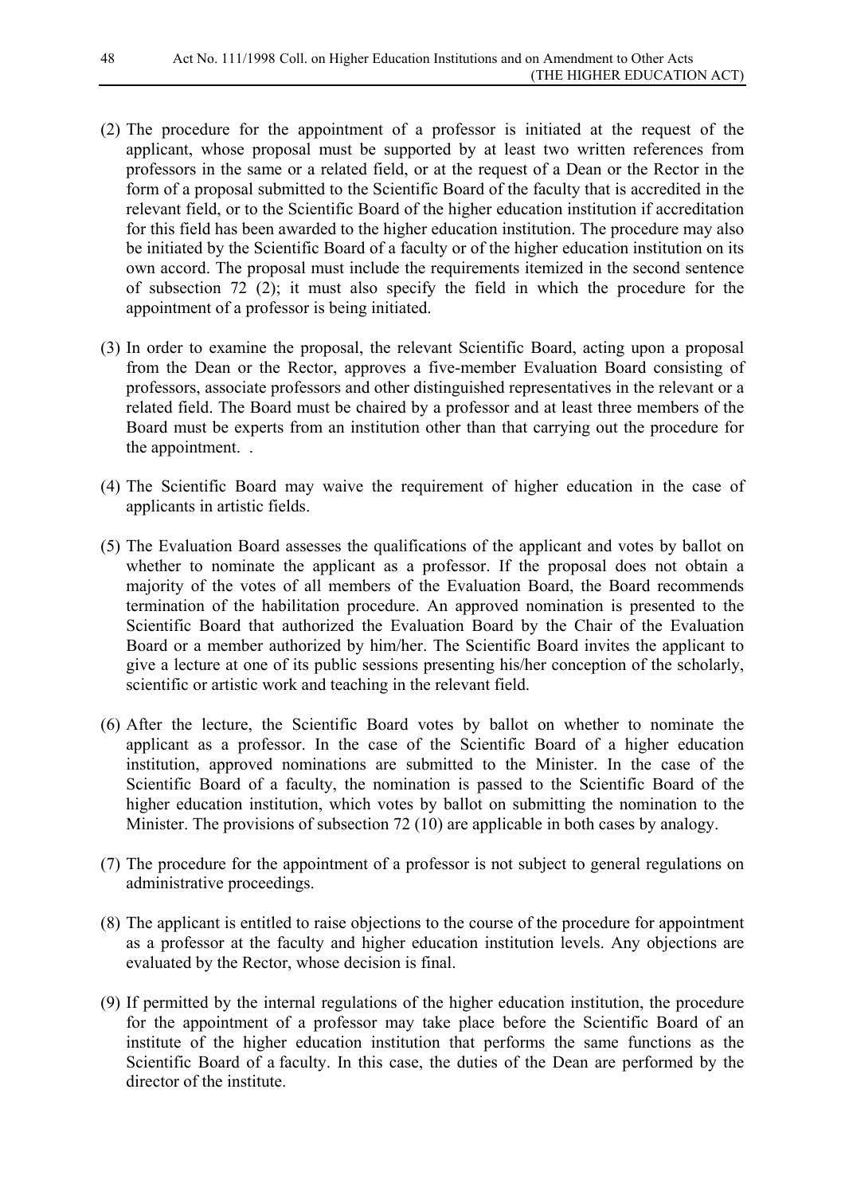(2) The procedure for the appointment of a professor is initiated at the request of the applicant, whose proposal must be supported by at least two written references from professors in the same or a related field, or at the request of a Dean or the Rector in the form of a proposal submitted to the Scientific Board of the faculty that is accredited in the relevant field, or to the Scientific Board of the higher education institution if accreditation for this field has been awarded to the higher education institution. The procedure may also be initiated by the Scientific Board of a faculty or of the higher education institution on its own accord. The proposal must include the requirements itemized in the second sentence of subsection 72 (2); it must also specify the field in which the procedure for the appointment of a professor is being initiated.

(3) In order to examine the proposal, the relevant Scientific Board, acting upon a proposal from the Dean or the Rector, approves a five-member Evaluation Board consisting of professors, associate professors and other distinguished representatives in the relevant or a related field. The Board must be chaired by a professor and at least three members of the Board must be experts from an institution other than that carrying out the procedure for the appointment. .

(4) The Scientific Board may waive the requirement of higher education in the case of applicants in artistic fields.

(5) The Evaluation Board assesses the qualifications of the applicant and votes by ballot on whether to nominate the applicant as a professor. If the proposal does not obtain a majority of the votes of all members of the Evaluation Board, the Board recommends termination of the habilitation procedure. An approved nomination is presented to the Scientific Board that authorized the Evaluation Board by the Chair of the Evaluation Board or a member authorized by him/her. The Scientific Board invites the applicant to give a lecture at one of its public sessions presenting his/her conception of the scholarly, scientific or artistic work and teaching in the relevant field.

(6) After the lecture, the Scientific Board votes by ballot on whether to nominate the applicant as a professor. In the case of the Scientific Board of a higher education institution, approved nominations are submitted to the Minister. In the case of the Scientific Board of a faculty, the nomination is passed to the Scientific Board of the higher education institution, which votes by ballot on submitting the nomination to the Minister. The provisions of subsection 72 (10) are applicable in both cases by analogy.

(7) The procedure for the appointment of a professor is not subject to general regulations on administrative proceedings.

(8) The applicant is entitled to raise objections to the course of the procedure for appointment as a professor at the faculty and higher education institution levels. Any objections are evaluated by the Rector, whose decision is final.

(9) If permitted by the internal regulations of the higher education institution, the procedure for the appointment of a professor may take place before the Scientific Board of an institute of the higher education institution that performs the same functions as the Scientific Board of a faculty. In this case, the duties of the Dean are performed by the director of the institute.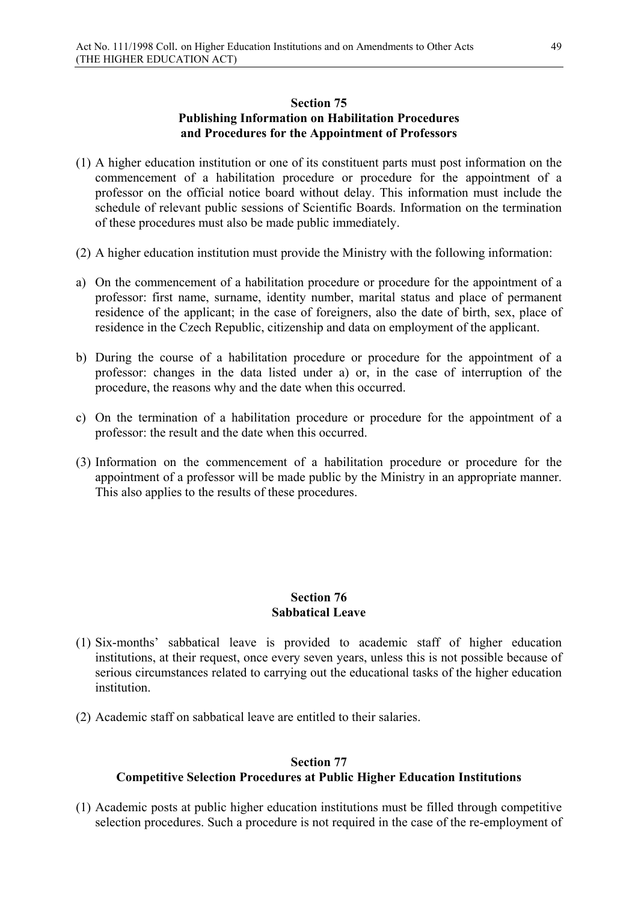## Section 75
## Publishing Information on Habilitation Procedures and Procedures for the Appointment of Professors

(1) A higher education institution or one of its constituent parts must post information on the commencement of a habilitation procedure or procedure for the appointment of a professor on the official notice board without delay. This information must include the schedule of relevant public sessions of Scientific Boards. Information on the termination of these procedures must also be made public immediately.

(2) A higher education institution must provide the Ministry with the following information:

a) On the commencement of a habilitation procedure or procedure for the appointment of a professor: first name, surname, identity number, marital status and place of permanent residence of the applicant; in the case of foreigners, also the date of birth, sex, place of residence in the Czech Republic, citizenship and data on employment of the applicant.

b) During the course of a habilitation procedure or procedure for the appointment of a professor: changes in the data listed under a) or, in the case of interruption of the procedure, the reasons why and the date when this occurred.

c) On the termination of a habilitation procedure or procedure for the appointment of a professor: the result and the date when this occurred.

(3) Information on the commencement of a habilitation procedure or procedure for the appointment of a professor will be made public by the Ministry in an appropriate manner. This also applies to the results of these procedures.

## Section 76
## Sabbatical Leave

(1) Six-months' sabbatical leave is provided to academic staff of higher education institutions, at their request, once every seven years, unless this is not possible because of serious circumstances related to carrying out the educational tasks of the higher education institution.

(2) Academic staff on sabbatical leave are entitled to their salaries.

## Section 77
## Competitive Selection Procedures at Public Higher Education Institutions

(1) Academic posts at public higher education institutions must be filled through competitive selection procedures. Such a procedure is not required in the case of the re-employment of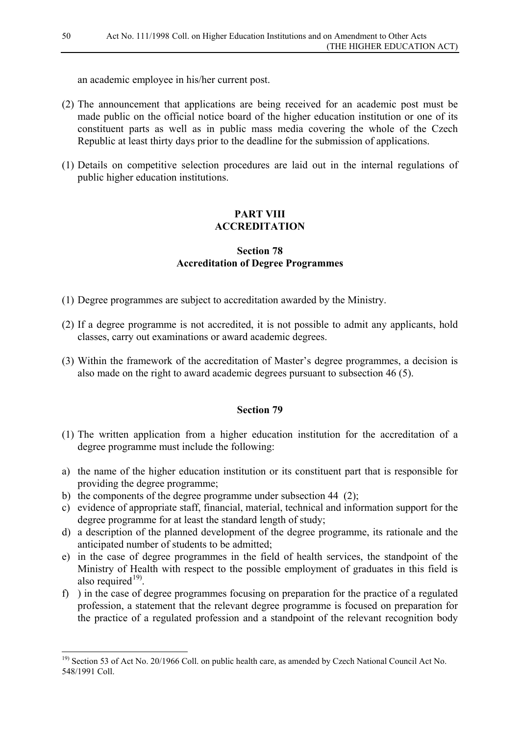an academic employee in his/her current post.

(2) The announcement that applications are being received for an academic post must be made public on the official notice board of the higher education institution or one of its constituent parts as well as in public mass media covering the whole of the Czech Republic at least thirty days prior to the deadline for the submission of applications.

(1) Details on competitive selection procedures are laid out in the internal regulations of public higher education institutions.

## PART VIII
## ACCREDITATION

### Section 78
### Accreditation of Degree Programmes

(1) Degree programmes are subject to accreditation awarded by the Ministry.

(2) If a degree programme is not accredited, it is not possible to admit any applicants, hold classes, carry out examinations or award academic degrees.

(3) Within the framework of the accreditation of Master's degree programmes, a decision is also made on the right to award academic degrees pursuant to subsection 46 (5).

### Section 79

(1) The written application from a higher education institution for the accreditation of a degree programme must include the following:

a) the name of the higher education institution or its constituent part that is responsible for providing the degree programme;
b) the components of the degree programme under subsection 44 (2);
c) evidence of appropriate staff, financial, material, technical and information support for the degree programme for at least the standard length of study;
d) a description of the planned development of the degree programme, its rationale and the anticipated number of students to be admitted;
e) in the case of degree programmes in the field of health services, the standpoint of the Ministry of Health with respect to the possible employment of graduates in this field is also required[19].
f) ) in the case of degree programmes focusing on preparation for the practice of a regulated profession, a statement that the relevant degree programme is focused on preparation for the practice of a regulated profession and a standpoint of the relevant recognition body

---

[19] Section 53 of Act No. 20/1966 Coll. on public health care, as amended by Czech National Council Act No. 548/1991 Coll.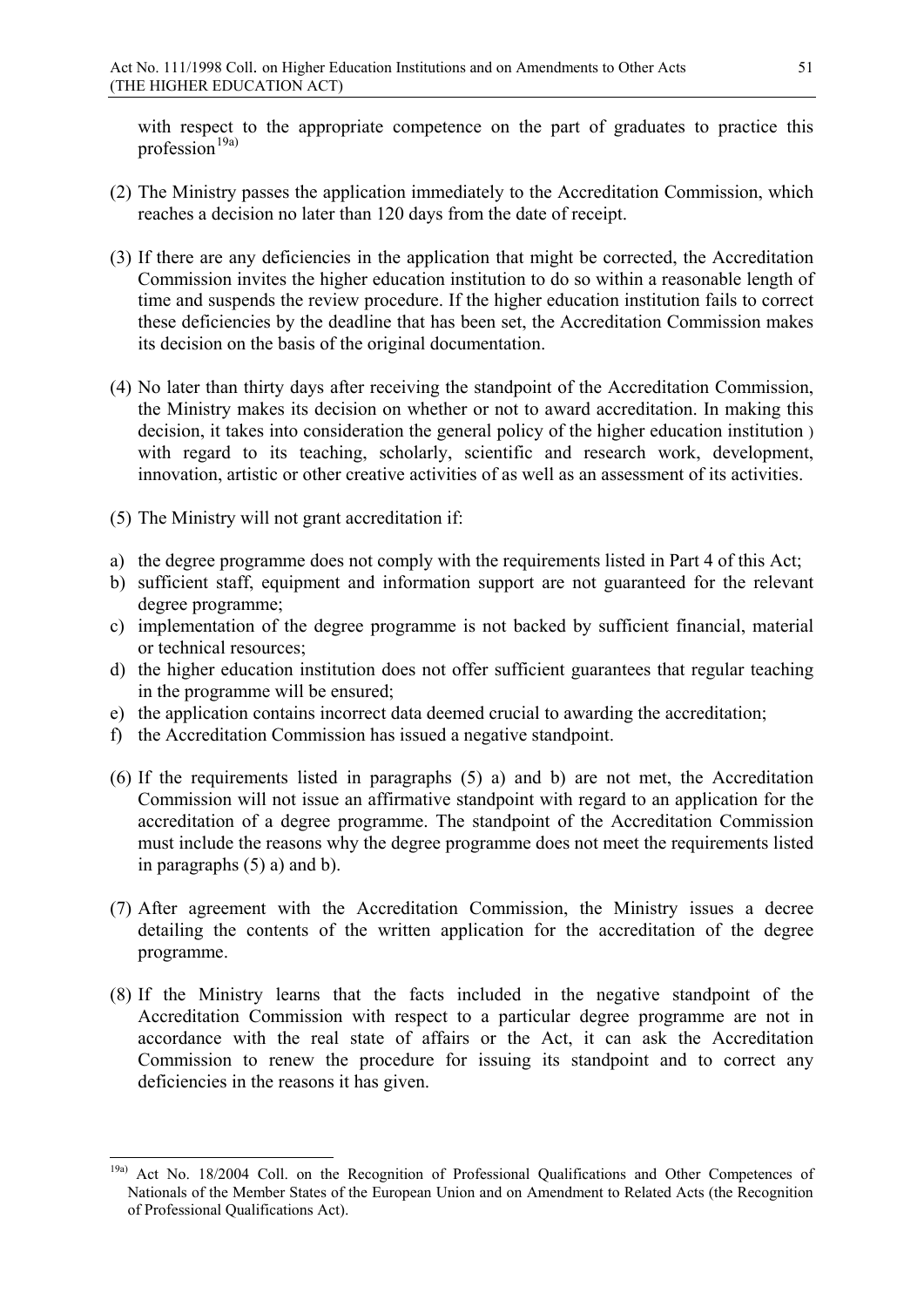with respect to the appropriate competence on the part of graduates to practice this profession[19a)]

(2) The Ministry passes the application immediately to the Accreditation Commission, which reaches a decision no later than 120 days from the date of receipt.

(3) If there are any deficiencies in the application that might be corrected, the Accreditation Commission invites the higher education institution to do so within a reasonable length of time and suspends the review procedure. If the higher education institution fails to correct these deficiencies by the deadline that has been set, the Accreditation Commission makes its decision on the basis of the original documentation.

(4) No later than thirty days after receiving the standpoint of the Accreditation Commission, the Ministry makes its decision on whether or not to award accreditation. In making this decision, it takes into consideration the general policy of the higher education institution ) with regard to its teaching, scholarly, scientific and research work, development, innovation, artistic or other creative activities of as well as an assessment of its activities.

(5) The Ministry will not grant accreditation if:

a) the degree programme does not comply with the requirements listed in Part 4 of this Act;
b) sufficient staff, equipment and information support are not guaranteed for the relevant degree programme;
c) implementation of the degree programme is not backed by sufficient financial, material or technical resources;
d) the higher education institution does not offer sufficient guarantees that regular teaching in the programme will be ensured;
e) the application contains incorrect data deemed crucial to awarding the accreditation;
f) the Accreditation Commission has issued a negative standpoint.

(6) If the requirements listed in paragraphs (5) a) and b) are not met, the Accreditation Commission will not issue an affirmative standpoint with regard to an application for the accreditation of a degree programme. The standpoint of the Accreditation Commission must include the reasons why the degree programme does not meet the requirements listed in paragraphs (5) a) and b).

(7) After agreement with the Accreditation Commission, the Ministry issues a decree detailing the contents of the written application for the accreditation of the degree programme.

(8) If the Ministry learns that the facts included in the negative standpoint of the Accreditation Commission with respect to a particular degree programme are not in accordance with the real state of affairs or the Act, it can ask the Accreditation Commission to renew the procedure for issuing its standpoint and to correct any deficiencies in the reasons it has given.

---

[19a)] Act No. 18/2004 Coll. on the Recognition of Professional Qualifications and Other Competences of Nationals of the Member States of the European Union and on Amendment to Related Acts (the Recognition of Professional Qualifications Act).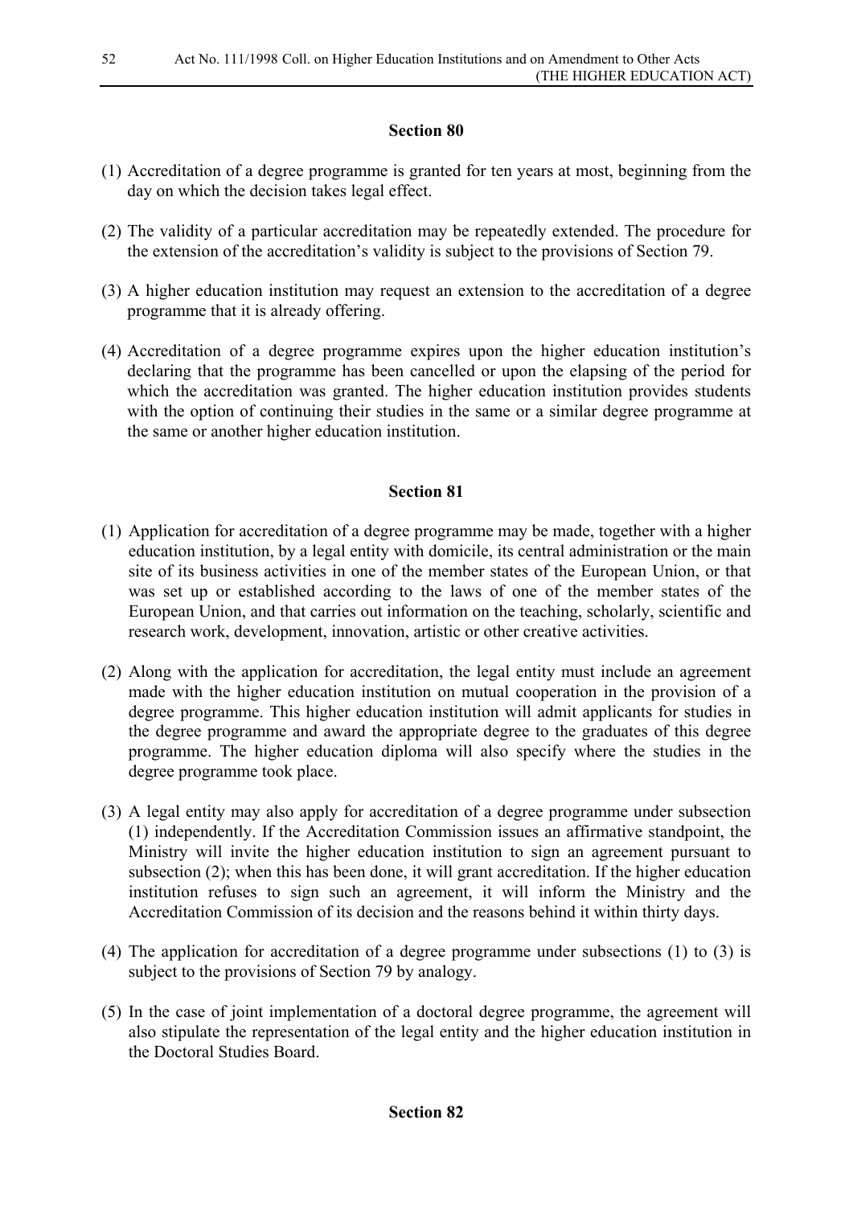## Section 80

(1) Accreditation of a degree programme is granted for ten years at most, beginning from the day on which the decision takes legal effect.

(2) The validity of a particular accreditation may be repeatedly extended. The procedure for the extension of the accreditation's validity is subject to the provisions of Section 79.

(3) A higher education institution may request an extension to the accreditation of a degree programme that it is already offering.

(4) Accreditation of a degree programme expires upon the higher education institution's declaring that the programme has been cancelled or upon the elapsing of the period for which the accreditation was granted. The higher education institution provides students with the option of continuing their studies in the same or a similar degree programme at the same or another higher education institution.

## Section 81

(1) Application for accreditation of a degree programme may be made, together with a higher education institution, by a legal entity with domicile, its central administration or the main site of its business activities in one of the member states of the European Union, or that was set up or established according to the laws of one of the member states of the European Union, and that carries out information on the teaching, scholarly, scientific and research work, development, innovation, artistic or other creative activities.

(2) Along with the application for accreditation, the legal entity must include an agreement made with the higher education institution on mutual cooperation in the provision of a degree programme. This higher education institution will admit applicants for studies in the degree programme and award the appropriate degree to the graduates of this degree programme. The higher education diploma will also specify where the studies in the degree programme took place.

(3) A legal entity may also apply for accreditation of a degree programme under subsection (1) independently. If the Accreditation Commission issues an affirmative standpoint, the Ministry will invite the higher education institution to sign an agreement pursuant to subsection (2); when this has been done, it will grant accreditation. If the higher education institution refuses to sign such an agreement, it will inform the Ministry and the Accreditation Commission of its decision and the reasons behind it within thirty days.

(4) The application for accreditation of a degree programme under subsections (1) to (3) is subject to the provisions of Section 79 by analogy.

(5) In the case of joint implementation of a doctoral degree programme, the agreement will also stipulate the representation of the legal entity and the higher education institution in the Doctoral Studies Board.

## Section 82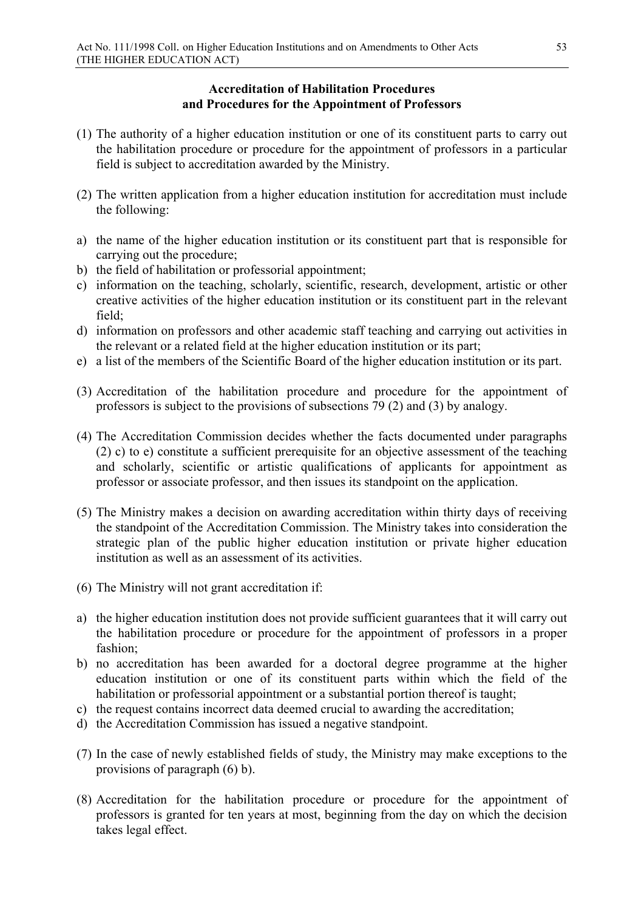### Accreditation of Habilitation Procedures and Procedures for the Appointment of Professors

(1) The authority of a higher education institution or one of its constituent parts to carry out the habilitation procedure or procedure for the appointment of professors in a particular field is subject to accreditation awarded by the Ministry.

(2) The written application from a higher education institution for accreditation must include the following:

a) the name of the higher education institution or its constituent part that is responsible for carrying out the procedure;
b) the field of habilitation or professorial appointment;
c) information on the teaching, scholarly, scientific, research, development, artistic or other creative activities of the higher education institution or its constituent part in the relevant field;
d) information on professors and other academic staff teaching and carrying out activities in the relevant or a related field at the higher education institution or its part;
e) a list of the members of the Scientific Board of the higher education institution or its part.

(3) Accreditation of the habilitation procedure and procedure for the appointment of professors is subject to the provisions of subsections 79 (2) and (3) by analogy.

(4) The Accreditation Commission decides whether the facts documented under paragraphs (2) c) to e) constitute a sufficient prerequisite for an objective assessment of the teaching and scholarly, scientific or artistic qualifications of applicants for appointment as professor or associate professor, and then issues its standpoint on the application.

(5) The Ministry makes a decision on awarding accreditation within thirty days of receiving the standpoint of the Accreditation Commission. The Ministry takes into consideration the strategic plan of the public higher education institution or private higher education institution as well as an assessment of its activities.

(6) The Ministry will not grant accreditation if:

a) the higher education institution does not provide sufficient guarantees that it will carry out the habilitation procedure or procedure for the appointment of professors in a proper fashion;
b) no accreditation has been awarded for a doctoral degree programme at the higher education institution or one of its constituent parts within which the field of the habilitation or professorial appointment or a substantial portion thereof is taught;
c) the request contains incorrect data deemed crucial to awarding the accreditation;
d) the Accreditation Commission has issued a negative standpoint.

(7) In the case of newly established fields of study, the Ministry may make exceptions to the provisions of paragraph (6) b).

(8) Accreditation for the habilitation procedure or procedure for the appointment of professors is granted for ten years at most, beginning from the day on which the decision takes legal effect.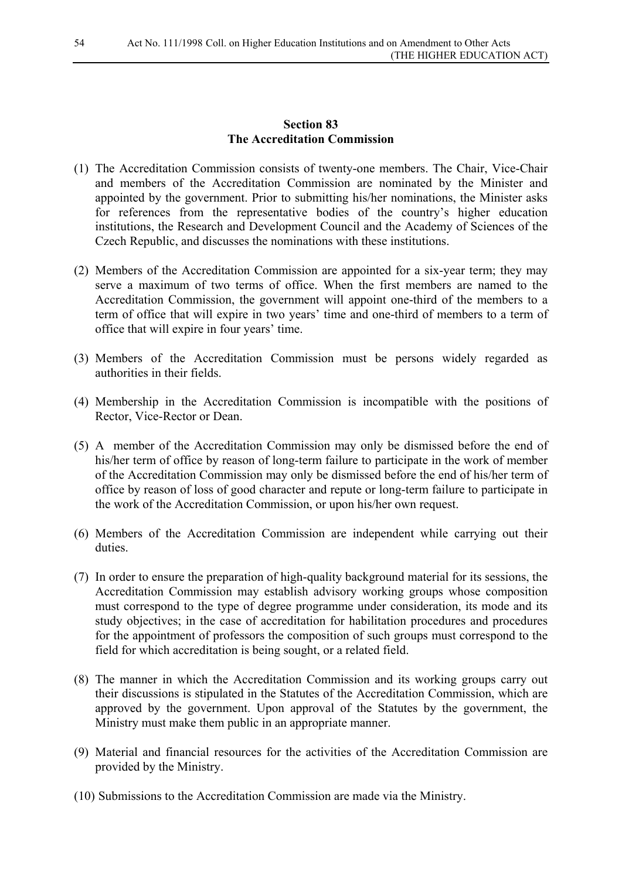## Section 83
## The Accreditation Commission

(1) The Accreditation Commission consists of twenty-one members. The Chair, Vice-Chair and members of the Accreditation Commission are nominated by the Minister and appointed by the government. Prior to submitting his/her nominations, the Minister asks for references from the representative bodies of the country's higher education institutions, the Research and Development Council and the Academy of Sciences of the Czech Republic, and discusses the nominations with these institutions.

(2) Members of the Accreditation Commission are appointed for a six-year term; they may serve a maximum of two terms of office. When the first members are named to the Accreditation Commission, the government will appoint one-third of the members to a term of office that will expire in two years' time and one-third of members to a term of office that will expire in four years' time.

(3) Members of the Accreditation Commission must be persons widely regarded as authorities in their fields.

(4) Membership in the Accreditation Commission is incompatible with the positions of Rector, Vice-Rector or Dean.

(5) A member of the Accreditation Commission may only be dismissed before the end of his/her term of office by reason of long-term failure to participate in the work of member of the Accreditation Commission may only be dismissed before the end of his/her term of office by reason of loss of good character and repute or long-term failure to participate in the work of the Accreditation Commission, or upon his/her own request.

(6) Members of the Accreditation Commission are independent while carrying out their duties.

(7) In order to ensure the preparation of high-quality background material for its sessions, the Accreditation Commission may establish advisory working groups whose composition must correspond to the type of degree programme under consideration, its mode and its study objectives; in the case of accreditation for habilitation procedures and procedures for the appointment of professors the composition of such groups must correspond to the field for which accreditation is being sought, or a related field.

(8) The manner in which the Accreditation Commission and its working groups carry out their discussions is stipulated in the Statutes of the Accreditation Commission, which are approved by the government. Upon approval of the Statutes by the government, the Ministry must make them public in an appropriate manner.

(9) Material and financial resources for the activities of the Accreditation Commission are provided by the Ministry.

(10) Submissions to the Accreditation Commission are made via the Ministry.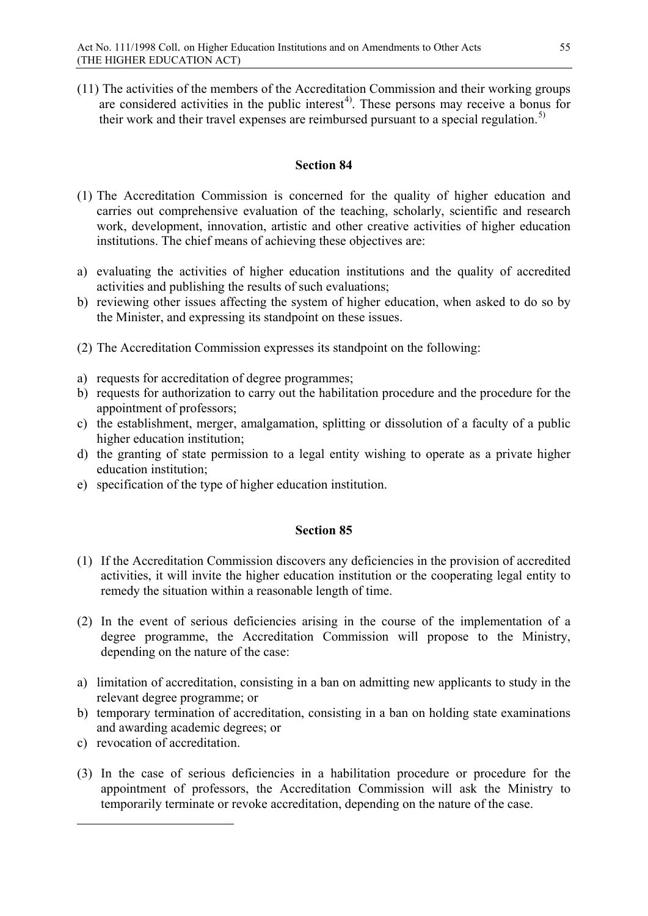(11) The activities of the members of the Accreditation Commission and their working groups are considered activities in the public interest[4]. These persons may receive a bonus for their work and their travel expenses are reimbursed pursuant to a special regulation.[5]

### Section 84

(1) The Accreditation Commission is concerned for the quality of higher education and carries out comprehensive evaluation of the teaching, scholarly, scientific and research work, development, innovation, artistic and other creative activities of higher education institutions. The chief means of achieving these objectives are:

a) evaluating the activities of higher education institutions and the quality of accredited activities and publishing the results of such evaluations;
b) reviewing other issues affecting the system of higher education, when asked to do so by the Minister, and expressing its standpoint on these issues.

(2) The Accreditation Commission expresses its standpoint on the following:

a) requests for accreditation of degree programmes;
b) requests for authorization to carry out the habilitation procedure and the procedure for the appointment of professors;
c) the establishment, merger, amalgamation, splitting or dissolution of a faculty of a public higher education institution;
d) the granting of state permission to a legal entity wishing to operate as a private higher education institution;
e) specification of the type of higher education institution.

### Section 85

(1) If the Accreditation Commission discovers any deficiencies in the provision of accredited activities, it will invite the higher education institution or the cooperating legal entity to remedy the situation within a reasonable length of time.

(2) In the event of serious deficiencies arising in the course of the implementation of a degree programme, the Accreditation Commission will propose to the Ministry, depending on the nature of the case:

a) limitation of accreditation, consisting in a ban on admitting new applicants to study in the relevant degree programme; or
b) temporary termination of accreditation, consisting in a ban on holding state examinations and awarding academic degrees; or
c) revocation of accreditation.

(3) In the case of serious deficiencies in a habilitation procedure or procedure for the appointment of professors, the Accreditation Commission will ask the Ministry to temporarily terminate or revoke accreditation, depending on the nature of the case.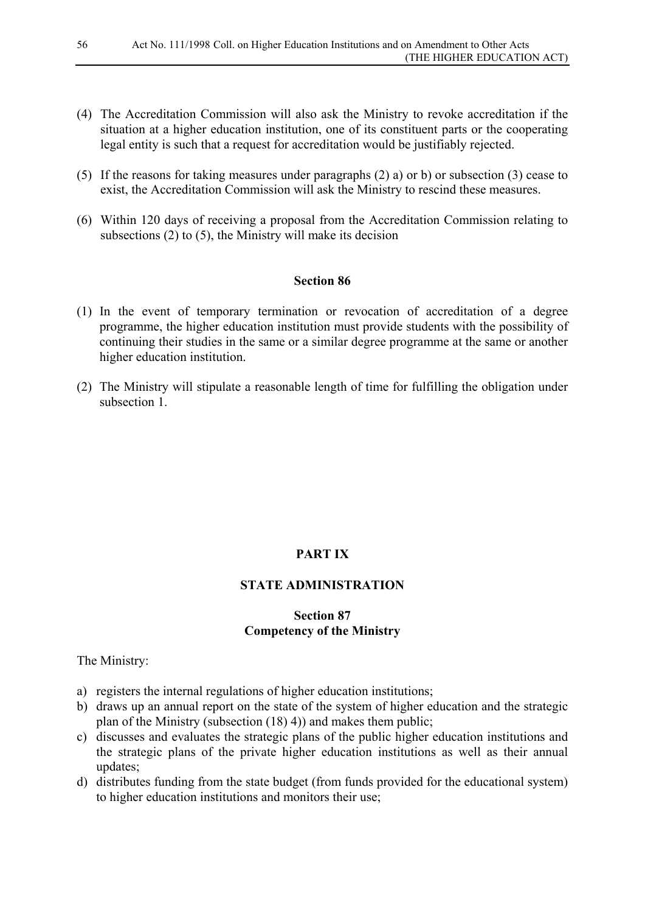(4) The Accreditation Commission will also ask the Ministry to revoke accreditation if the situation at a higher education institution, one of its constituent parts or the cooperating legal entity is such that a request for accreditation would be justifiably rejected.

(5) If the reasons for taking measures under paragraphs (2) a) or b) or subsection (3) cease to exist, the Accreditation Commission will ask the Ministry to rescind these measures.

(6) Within 120 days of receiving a proposal from the Accreditation Commission relating to subsections (2) to (5), the Ministry will make its decision

**Section 86**

(1) In the event of temporary termination or revocation of accreditation of a degree programme, the higher education institution must provide students with the possibility of continuing their studies in the same or a similar degree programme at the same or another higher education institution.

(2) The Ministry will stipulate a reasonable length of time for fulfilling the obligation under subsection 1.

# PART IX

## STATE ADMINISTRATION

**Section 87**
**Competency of the Ministry**

The Ministry:

a) registers the internal regulations of higher education institutions;
b) draws up an annual report on the state of the system of higher education and the strategic plan of the Ministry (subsection (18) 4)) and makes them public;
c) discusses and evaluates the strategic plans of the public higher education institutions and the strategic plans of the private higher education institutions as well as their annual updates;
d) distributes funding from the state budget (from funds provided for the educational system) to higher education institutions and monitors their use;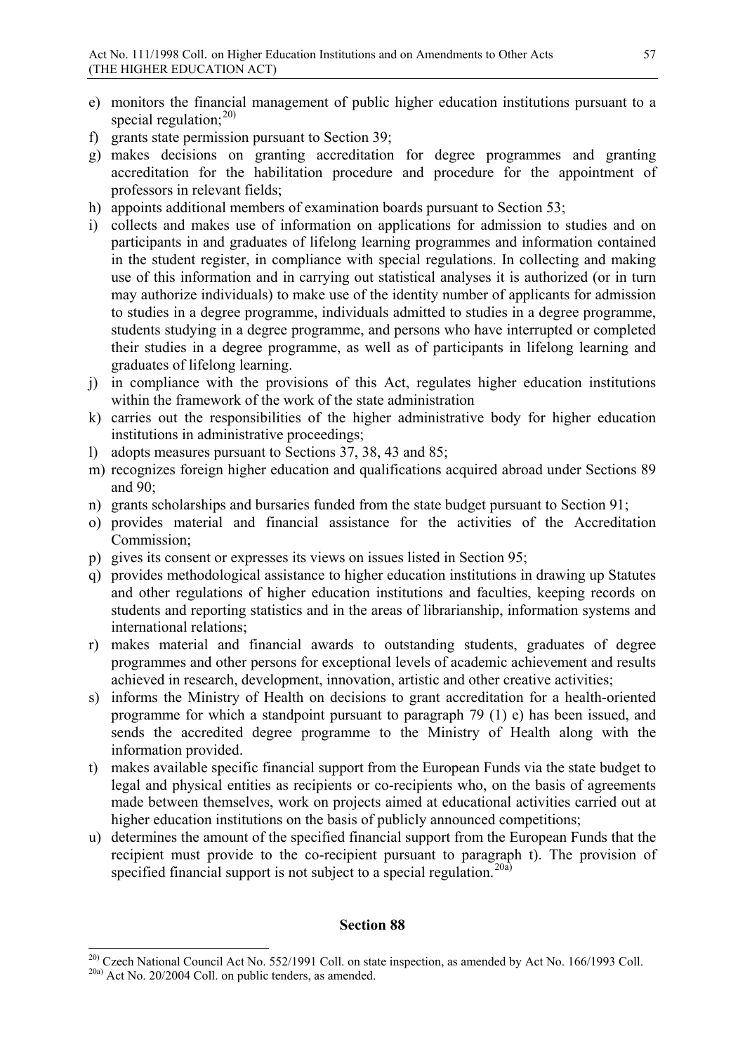e) monitors the financial management of public higher education institutions pursuant to a special regulation;[20)]
f) grants state permission pursuant to Section 39;
g) makes decisions on granting accreditation for degree programmes and granting accreditation for the habilitation procedure and procedure for the appointment of professors in relevant fields;
h) appoints additional members of examination boards pursuant to Section 53;
i) collects and makes use of information on applications for admission to studies and on participants in and graduates of lifelong learning programmes and information contained in the student register, in compliance with special regulations. In collecting and making use of this information and in carrying out statistical analyses it is authorized (or in turn may authorize individuals) to make use of the identity number of applicants for admission to studies in a degree programme, individuals admitted to studies in a degree programme, students studying in a degree programme, and persons who have interrupted or completed their studies in a degree programme, as well as of participants in lifelong learning and graduates of lifelong learning.
j) in compliance with the provisions of this Act, regulates higher education institutions within the framework of the work of the state administration
k) carries out the responsibilities of the higher administrative body for higher education institutions in administrative proceedings;
l) adopts measures pursuant to Sections 37, 38, 43 and 85;
m) recognizes foreign higher education and qualifications acquired abroad under Sections 89 and 90;
n) grants scholarships and bursaries funded from the state budget pursuant to Section 91;
o) provides material and financial assistance for the activities of the Accreditation Commission;
p) gives its consent or expresses its views on issues listed in Section 95;
q) provides methodological assistance to higher education institutions in drawing up Statutes and other regulations of higher education institutions and faculties, keeping records on students and reporting statistics and in the areas of librarianship, information systems and international relations;
r) makes material and financial awards to outstanding students, graduates of degree programmes and other persons for exceptional levels of academic achievement and results achieved in research, development, innovation, artistic and other creative activities;
s) informs the Ministry of Health on decisions to grant accreditation for a health-oriented programme for which a standpoint pursuant to paragraph 79 (1) e) has been issued, and sends the accredited degree programme to the Ministry of Health along with the information provided.
t) makes available specific financial support from the European Funds via the state budget to legal and physical entities as recipients or co-recipients who, on the basis of agreements made between themselves, work on projects aimed at educational activities carried out at higher education institutions on the basis of publicly announced competitions;
u) determines the amount of the specified financial support from the European Funds that the recipient must provide to the co-recipient pursuant to paragraph t). The provision of specified financial support is not subject to a special regulation.[20a)]

## Section 88

---

[20)] Czech National Council Act No. 552/1991 Coll. on state inspection, as amended by Act No. 166/1993 Coll.
[20a)] Act No. 20/2004 Coll. on public tenders, as amended.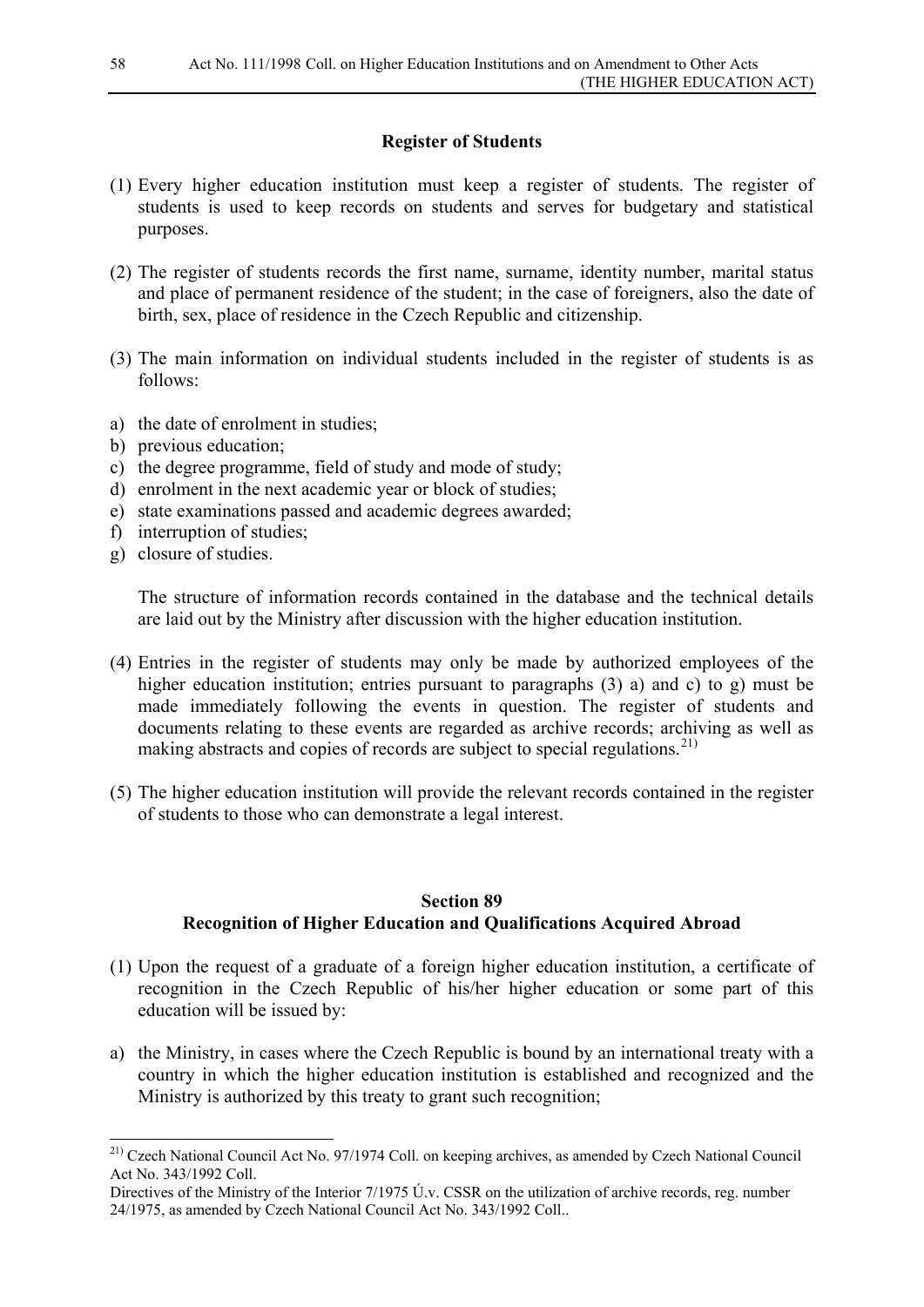**Register of Students**

(1) Every higher education institution must keep a register of students. The register of students is used to keep records on students and serves for budgetary and statistical purposes.

(2) The register of students records the first name, surname, identity number, marital status and place of permanent residence of the student; in the case of foreigners, also the date of birth, sex, place of residence in the Czech Republic and citizenship.

(3) The main information on individual students included in the register of students is as follows:

a) the date of enrolment in studies;
b) previous education;
c) the degree programme, field of study and mode of study;
d) enrolment in the next academic year or block of studies;
e) state examinations passed and academic degrees awarded;
f) interruption of studies;
g) closure of studies.

The structure of information records contained in the database and the technical details are laid out by the Ministry after discussion with the higher education institution.

(4) Entries in the register of students may only be made by authorized employees of the higher education institution; entries pursuant to paragraphs (3) a) and c) to g) must be made immediately following the events in question. The register of students and documents relating to these events are regarded as archive records; archiving as well as making abstracts and copies of records are subject to special regulations.[21)]

(5) The higher education institution will provide the relevant records contained in the register of students to those who can demonstrate a legal interest.

**Section 89**
**Recognition of Higher Education and Qualifications Acquired Abroad**

(1) Upon the request of a graduate of a foreign higher education institution, a certificate of recognition in the Czech Republic of his/her higher education or some part of this education will be issued by:

a) the Ministry, in cases where the Czech Republic is bound by an international treaty with a country in which the higher education institution is established and recognized and the Ministry is authorized by this treaty to grant such recognition;

---

[21)] Czech National Council Act No. 97/1974 Coll. on keeping archives, as amended by Czech National Council Act No. 343/1992 Coll.
Directives of the Ministry of the Interior 7/1975 Ú.v. CSSR on the utilization of archive records, reg. number 24/1975, as amended by Czech National Council Act No. 343/1992 Coll..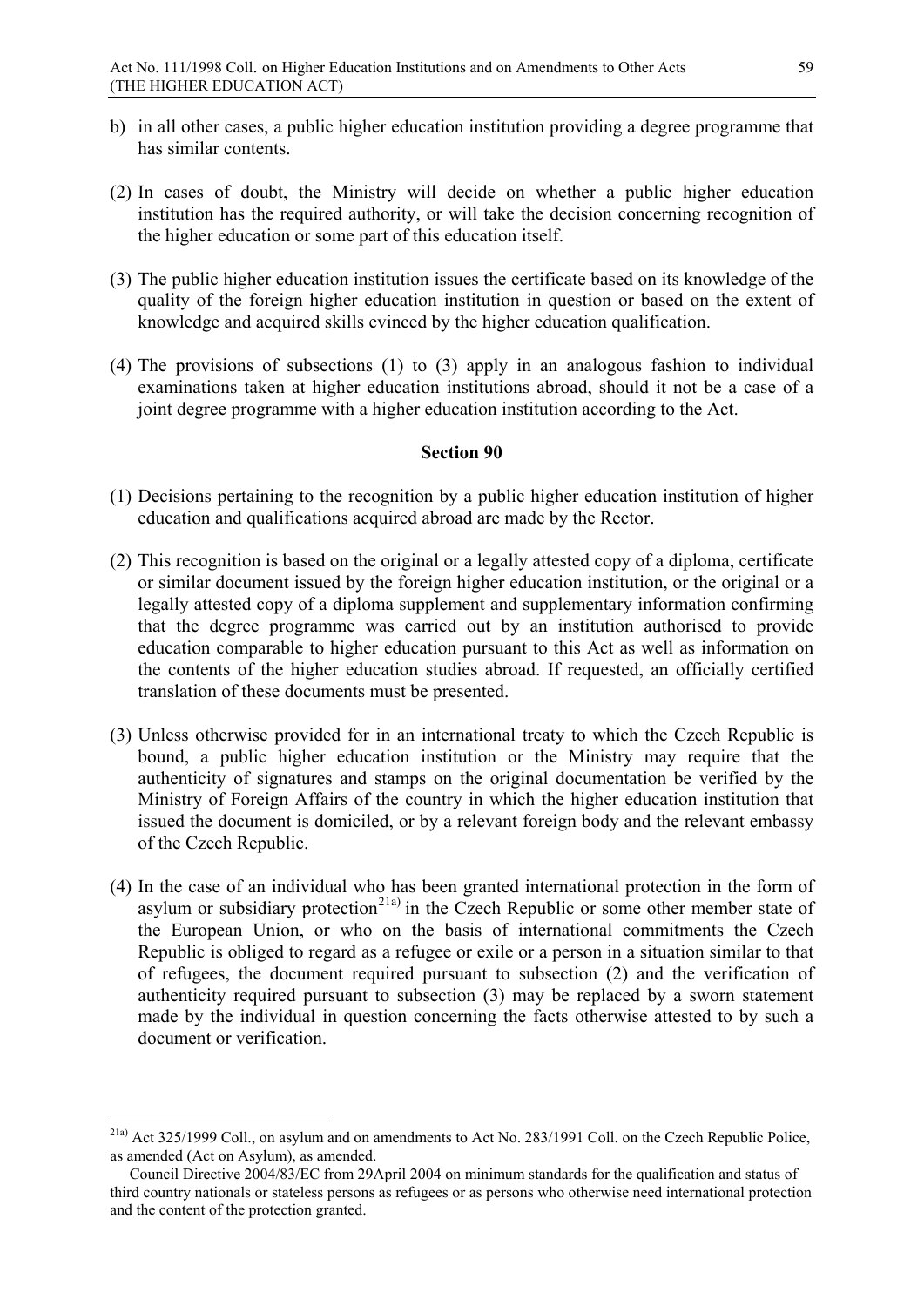b) in all other cases, a public higher education institution providing a degree programme that has similar contents.

(2) In cases of doubt, the Ministry will decide on whether a public higher education institution has the required authority, or will take the decision concerning recognition of the higher education or some part of this education itself.

(3) The public higher education institution issues the certificate based on its knowledge of the quality of the foreign higher education institution in question or based on the extent of knowledge and acquired skills evinced by the higher education qualification.

(4) The provisions of subsections (1) to (3) apply in an analogous fashion to individual examinations taken at higher education institutions abroad, should it not be a case of a joint degree programme with a higher education institution according to the Act.

**Section 90**

(1) Decisions pertaining to the recognition by a public higher education institution of higher education and qualifications acquired abroad are made by the Rector.

(2) This recognition is based on the original or a legally attested copy of a diploma, certificate or similar document issued by the foreign higher education institution, or the original or a legally attested copy of a diploma supplement and supplementary information confirming that the degree programme was carried out by an institution authorised to provide education comparable to higher education pursuant to this Act as well as information on the contents of the higher education studies abroad. If requested, an officially certified translation of these documents must be presented.

(3) Unless otherwise provided for in an international treaty to which the Czech Republic is bound, a public higher education institution or the Ministry may require that the authenticity of signatures and stamps on the original documentation be verified by the Ministry of Foreign Affairs of the country in which the higher education institution that issued the document is domiciled, or by a relevant foreign body and the relevant embassy of the Czech Republic.

(4) In the case of an individual who has been granted international protection in the form of asylum or subsidiary protection[21a)] in the Czech Republic or some other member state of the European Union, or who on the basis of international commitments the Czech Republic is obliged to regard as a refugee or exile or a person in a situation similar to that of refugees, the document required pursuant to subsection (2) and the verification of authenticity required pursuant to subsection (3) may be replaced by a sworn statement made by the individual in question concerning the facts otherwise attested to by such a document or verification.

---

[21a)] Act 325/1999 Coll., on asylum and on amendments to Act No. 283/1991 Coll. on the Czech Republic Police, as amended (Act on Asylum), as amended.

Council Directive 2004/83/EC from 29April 2004 on minimum standards for the qualification and status of third country nationals or stateless persons as refugees or as persons who otherwise need international protection and the content of the protection granted.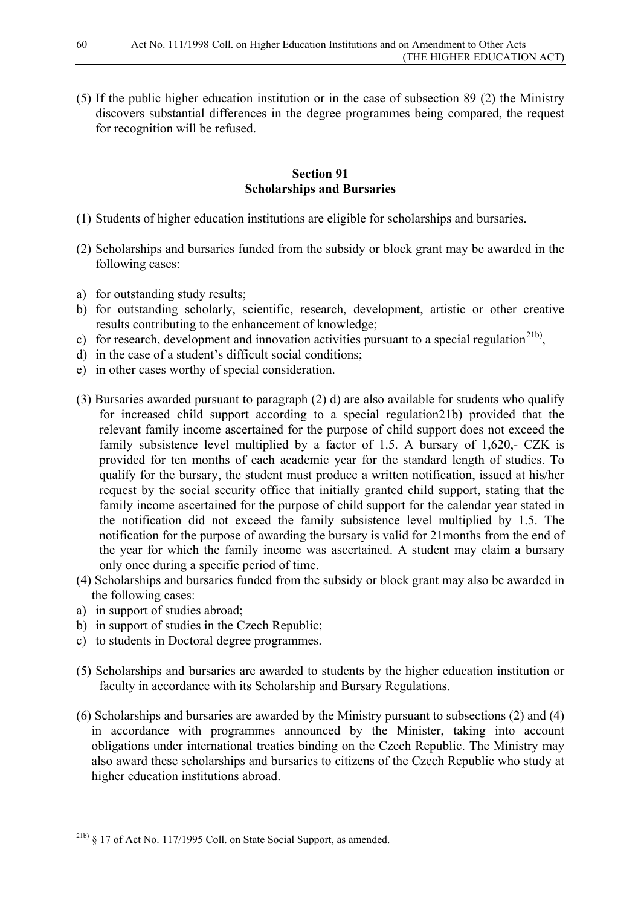(5) If the public higher education institution or in the case of subsection 89 (2) the Ministry discovers substantial differences in the degree programmes being compared, the request for recognition will be refused.

## Section 91
## Scholarships and Bursaries

(1) Students of higher education institutions are eligible for scholarships and bursaries.

(2) Scholarships and bursaries funded from the subsidy or block grant may be awarded in the following cases:

a) for outstanding study results;
b) for outstanding scholarly, scientific, research, development, artistic or other creative results contributing to the enhancement of knowledge;
c) for research, development and innovation activities pursuant to a special regulation[21b),
d) in the case of a student's difficult social conditions;
e) in other cases worthy of special consideration.

(3) Bursaries awarded pursuant to paragraph (2) d) are also available for students who qualify for increased child support according to a special regulation21b) provided that the relevant family income ascertained for the purpose of child support does not exceed the family subsistence level multiplied by a factor of 1.5. A bursary of 1,620,- CZK is provided for ten months of each academic year for the standard length of studies. To qualify for the bursary, the student must produce a written notification, issued at his/her request by the social security office that initially granted child support, stating that the family income ascertained for the purpose of child support for the calendar year stated in the notification did not exceed the family subsistence level multiplied by 1.5. The notification for the purpose of awarding the bursary is valid for 21months from the end of the year for which the family income was ascertained. A student may claim a bursary only once during a specific period of time.

(4) Scholarships and bursaries funded from the subsidy or block grant may also be awarded in the following cases:

a) in support of studies abroad;
b) in support of studies in the Czech Republic;
c) to students in Doctoral degree programmes.

(5) Scholarships and bursaries are awarded to students by the higher education institution or faculty in accordance with its Scholarship and Bursary Regulations.

(6) Scholarships and bursaries are awarded by the Ministry pursuant to subsections (2) and (4) in accordance with programmes announced by the Minister, taking into account obligations under international treaties binding on the Czech Republic. The Ministry may also award these scholarships and bursaries to citizens of the Czech Republic who study at higher education institutions abroad.

---

[21b) § 17 of Act No. 117/1995 Coll. on State Social Support, as amended.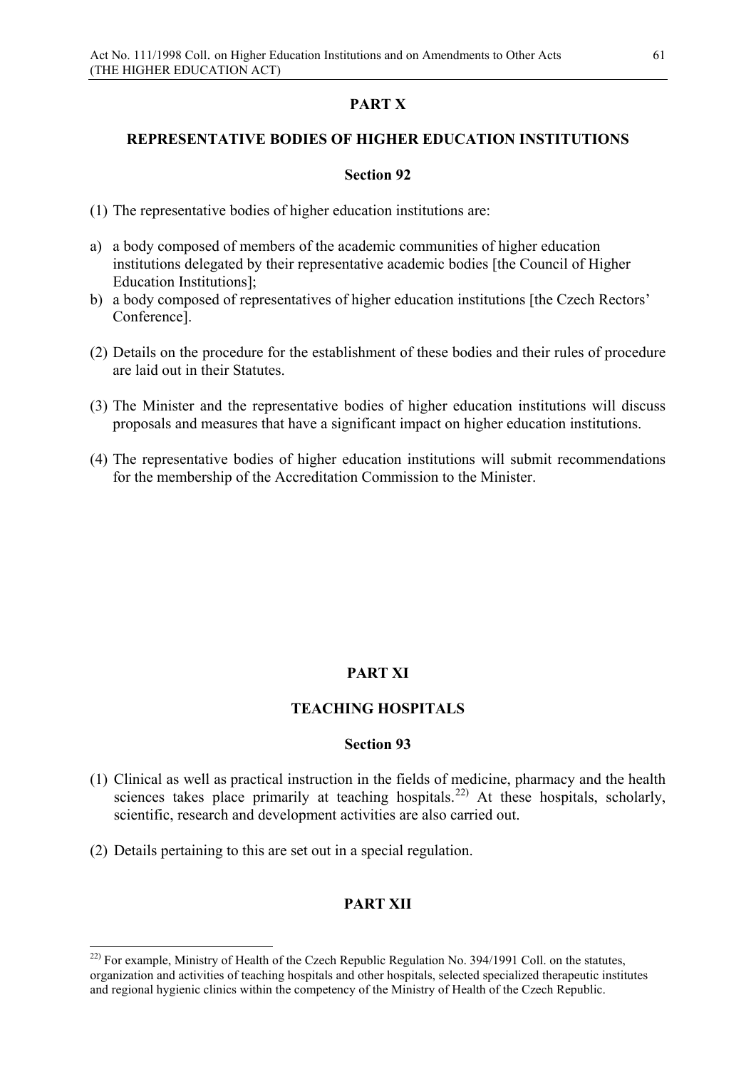## PART X

## REPRESENTATIVE BODIES OF HIGHER EDUCATION INSTITUTIONS

### Section 92

(1) The representative bodies of higher education institutions are:

a) a body composed of members of the academic communities of higher education institutions delegated by their representative academic bodies [the Council of Higher Education Institutions];
b) a body composed of representatives of higher education institutions [the Czech Rectors' Conference].

(2) Details on the procedure for the establishment of these bodies and their rules of procedure are laid out in their Statutes.

(3) The Minister and the representative bodies of higher education institutions will discuss proposals and measures that have a significant impact on higher education institutions.

(4) The representative bodies of higher education institutions will submit recommendations for the membership of the Accreditation Commission to the Minister.

## PART XI

## TEACHING HOSPITALS

### Section 93

(1) Clinical as well as practical instruction in the fields of medicine, pharmacy and the health sciences takes place primarily at teaching hospitals.[22)] At these hospitals, scholarly, scientific, research and development activities are also carried out.

(2) Details pertaining to this are set out in a special regulation.

## PART XII

---

[22)] For example, Ministry of Health of the Czech Republic Regulation No. 394/1991 Coll. on the statutes, organization and activities of teaching hospitals and other hospitals, selected specialized therapeutic institutes and regional hygienic clinics within the competency of the Ministry of Health of the Czech Republic.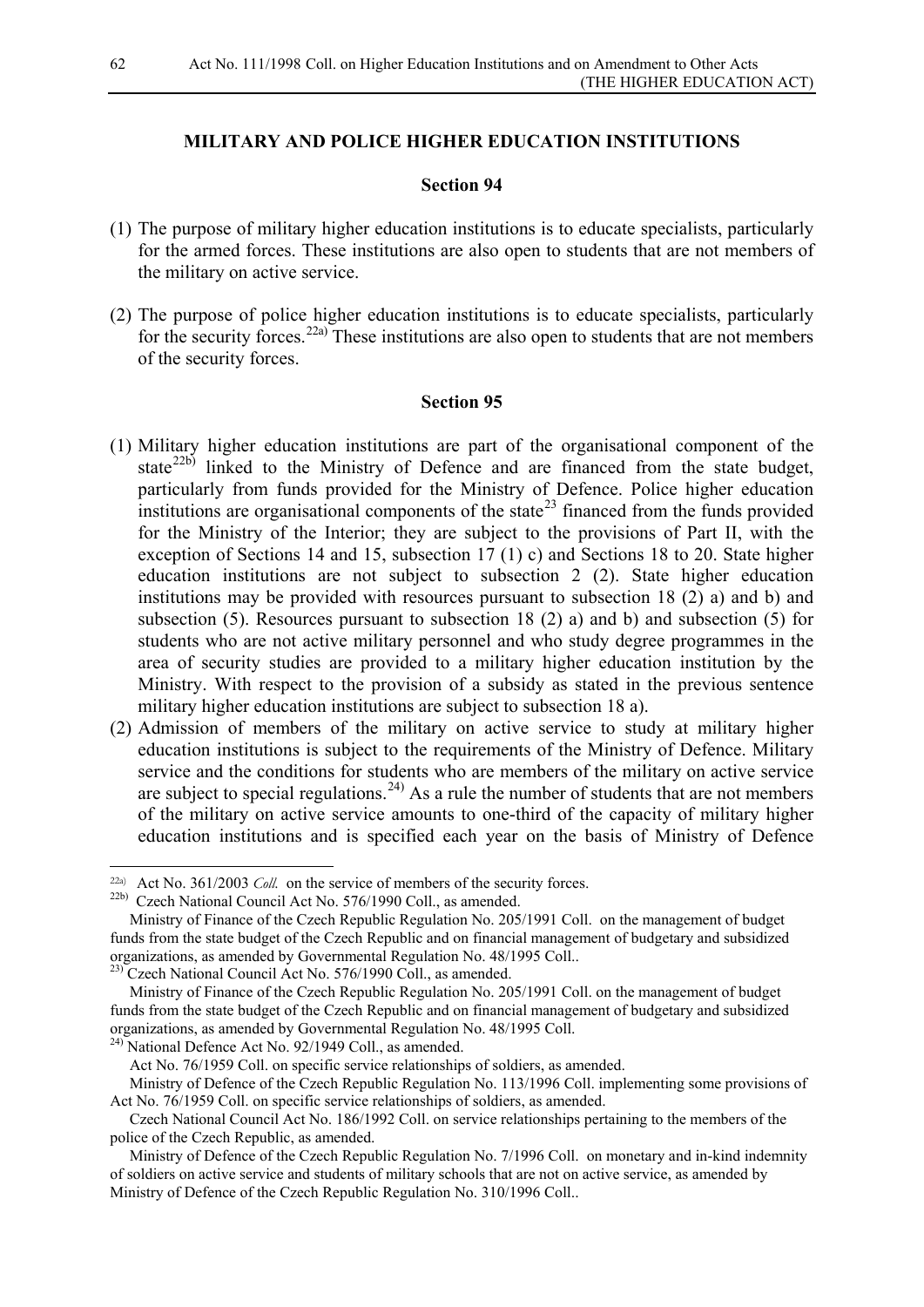## MILITARY AND POLICE HIGHER EDUCATION INSTITUTIONS

### Section 94

(1) The purpose of military higher education institutions is to educate specialists, particularly for the armed forces. These institutions are also open to students that are not members of the military on active service.

(2) The purpose of police higher education institutions is to educate specialists, particularly for the security forces.[22a)] These institutions are also open to students that are not members of the security forces.

### Section 95

(1) Military higher education institutions are part of the organisational component of the state[22b)] linked to the Ministry of Defence and are financed from the state budget, particularly from funds provided for the Ministry of Defence. Police higher education institutions are organisational components of the state[23] financed from the funds provided for the Ministry of the Interior; they are subject to the provisions of Part II, with the exception of Sections 14 and 15, subsection 17 (1) c) and Sections 18 to 20. State higher education institutions are not subject to subsection 2 (2). State higher education institutions may be provided with resources pursuant to subsection 18 (2) a) and b) and subsection (5). Resources pursuant to subsection 18 (2) a) and b) and subsection (5) for students who are not active military personnel and who study degree programmes in the area of security studies are provided to a military higher education institution by the Ministry. With respect to the provision of a subsidy as stated in the previous sentence military higher education institutions are subject to subsection 18 a).

(2) Admission of members of the military on active service to study at military higher education institutions is subject to the requirements of the Ministry of Defence. Military service and the conditions for students who are members of the military on active service are subject to special regulations.[24)] As a rule the number of students that are not members of the military on active service amounts to one-third of the capacity of military higher education institutions and is specified each year on the basis of Ministry of Defence

---

[22a)] Act No. 361/2003 *Coll.* on the service of members of the security forces.

[22b)] Czech National Council Act No. 576/1990 Coll., as amended.
Ministry of Finance of the Czech Republic Regulation No. 205/1991 Coll. on the management of budget funds from the state budget of the Czech Republic and on financial management of budgetary and subsidized organizations, as amended by Governmental Regulation No. 48/1995 Coll..

[23)] Czech National Council Act No. 576/1990 Coll., as amended.
Ministry of Finance of the Czech Republic Regulation No. 205/1991 Coll. on the management of budget funds from the state budget of the Czech Republic and on financial management of budgetary and subsidized organizations, as amended by Governmental Regulation No. 48/1995 Coll.

[24)] National Defence Act No. 92/1949 Coll., as amended.
Act No. 76/1959 Coll. on specific service relationships of soldiers, as amended.
Ministry of Defence of the Czech Republic Regulation No. 113/1996 Coll. implementing some provisions of Act No. 76/1959 Coll. on specific service relationships of soldiers, as amended.
Czech National Council Act No. 186/1992 Coll. on service relationships pertaining to the members of the police of the Czech Republic, as amended.
Ministry of Defence of the Czech Republic Regulation No. 7/1996 Coll. on monetary and in-kind indemnity of soldiers on active service and students of military schools that are not on active service, as amended by Ministry of Defence of the Czech Republic Regulation No. 310/1996 Coll..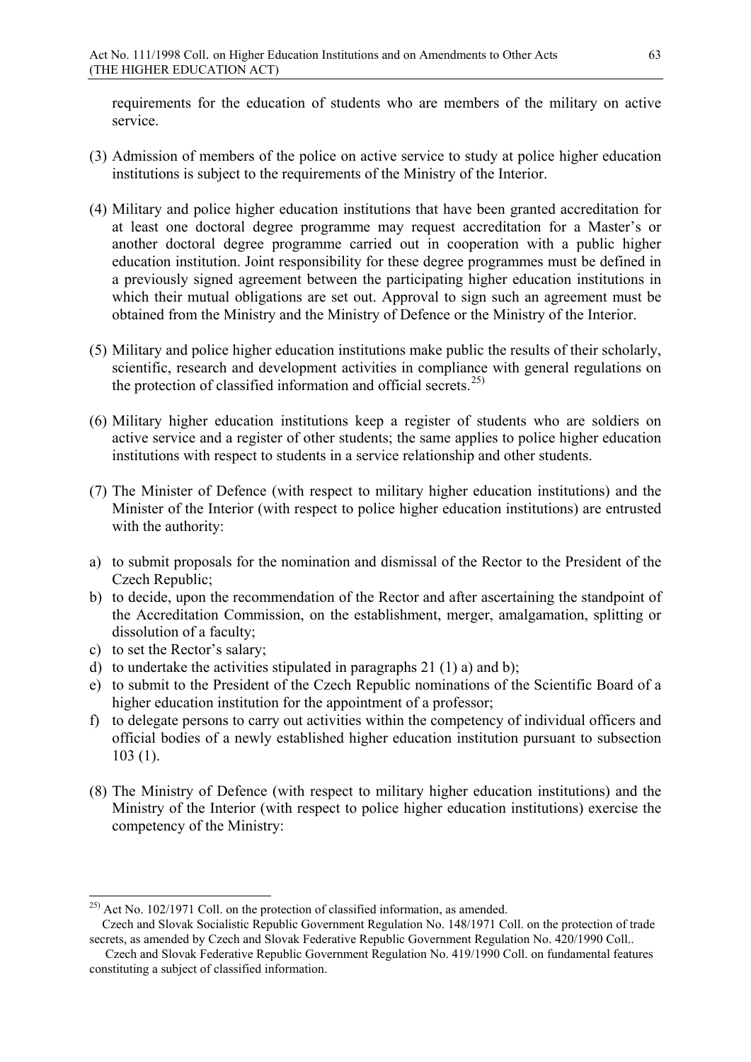requirements for the education of students who are members of the military on active service.

(3) Admission of members of the police on active service to study at police higher education institutions is subject to the requirements of the Ministry of the Interior.

(4) Military and police higher education institutions that have been granted accreditation for at least one doctoral degree programme may request accreditation for a Master's or another doctoral degree programme carried out in cooperation with a public higher education institution. Joint responsibility for these degree programmes must be defined in a previously signed agreement between the participating higher education institutions in which their mutual obligations are set out. Approval to sign such an agreement must be obtained from the Ministry and the Ministry of Defence or the Ministry of the Interior.

(5) Military and police higher education institutions make public the results of their scholarly, scientific, research and development activities in compliance with general regulations on the protection of classified information and official secrets.[25)]

(6) Military higher education institutions keep a register of students who are soldiers on active service and a register of other students; the same applies to police higher education institutions with respect to students in a service relationship and other students.

(7) The Minister of Defence (with respect to military higher education institutions) and the Minister of the Interior (with respect to police higher education institutions) are entrusted with the authority:

a) to submit proposals for the nomination and dismissal of the Rector to the President of the Czech Republic;
b) to decide, upon the recommendation of the Rector and after ascertaining the standpoint of the Accreditation Commission, on the establishment, merger, amalgamation, splitting or dissolution of a faculty;
c) to set the Rector's salary;
d) to undertake the activities stipulated in paragraphs 21 (1) a) and b);
e) to submit to the President of the Czech Republic nominations of the Scientific Board of a higher education institution for the appointment of a professor;
f) to delegate persons to carry out activities within the competency of individual officers and official bodies of a newly established higher education institution pursuant to subsection 103 (1).

(8) The Ministry of Defence (with respect to military higher education institutions) and the Ministry of the Interior (with respect to police higher education institutions) exercise the competency of the Ministry:

---

[25)] Act No. 102/1971 Coll. on the protection of classified information, as amended.
Czech and Slovak Socialistic Republic Government Regulation No. 148/1971 Coll. on the protection of trade secrets, as amended by Czech and Slovak Federative Republic Government Regulation No. 420/1990 Coll..
Czech and Slovak Federative Republic Government Regulation No. 419/1990 Coll. on fundamental features constituting a subject of classified information.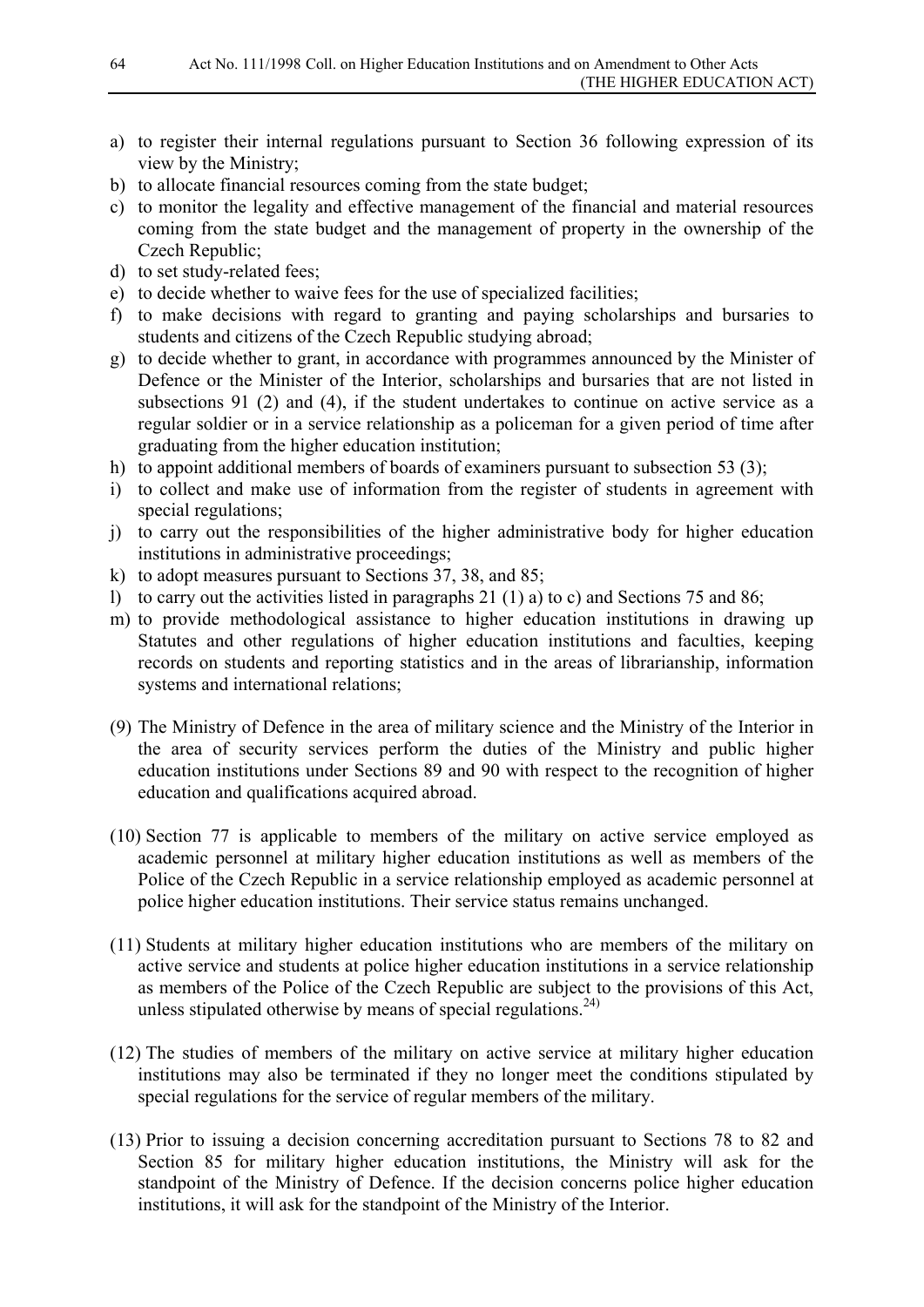a) to register their internal regulations pursuant to Section 36 following expression of its view by the Ministry;
b) to allocate financial resources coming from the state budget;
c) to monitor the legality and effective management of the financial and material resources coming from the state budget and the management of property in the ownership of the Czech Republic;
d) to set study-related fees;
e) to decide whether to waive fees for the use of specialized facilities;
f) to make decisions with regard to granting and paying scholarships and bursaries to students and citizens of the Czech Republic studying abroad;
g) to decide whether to grant, in accordance with programmes announced by the Minister of Defence or the Minister of the Interior, scholarships and bursaries that are not listed in subsections 91 (2) and (4), if the student undertakes to continue on active service as a regular soldier or in a service relationship as a policeman for a given period of time after graduating from the higher education institution;
h) to appoint additional members of boards of examiners pursuant to subsection 53 (3);
i) to collect and make use of information from the register of students in agreement with special regulations;
j) to carry out the responsibilities of the higher administrative body for higher education institutions in administrative proceedings;
k) to adopt measures pursuant to Sections 37, 38, and 85;
l) to carry out the activities listed in paragraphs 21 (1) a) to c) and Sections 75 and 86;
m) to provide methodological assistance to higher education institutions in drawing up Statutes and other regulations of higher education institutions and faculties, keeping records on students and reporting statistics and in the areas of librarianship, information systems and international relations;

(9) The Ministry of Defence in the area of military science and the Ministry of the Interior in the area of security services perform the duties of the Ministry and public higher education institutions under Sections 89 and 90 with respect to the recognition of higher education and qualifications acquired abroad.

(10) Section 77 is applicable to members of the military on active service employed as academic personnel at military higher education institutions as well as members of the Police of the Czech Republic in a service relationship employed as academic personnel at police higher education institutions. Their service status remains unchanged.

(11) Students at military higher education institutions who are members of the military on active service and students at police higher education institutions in a service relationship as members of the Police of the Czech Republic are subject to the provisions of this Act, unless stipulated otherwise by means of special regulations.[24)]

(12) The studies of members of the military on active service at military higher education institutions may also be terminated if they no longer meet the conditions stipulated by special regulations for the service of regular members of the military.

(13) Prior to issuing a decision concerning accreditation pursuant to Sections 78 to 82 and Section 85 for military higher education institutions, the Ministry will ask for the standpoint of the Ministry of Defence. If the decision concerns police higher education institutions, it will ask for the standpoint of the Ministry of the Interior.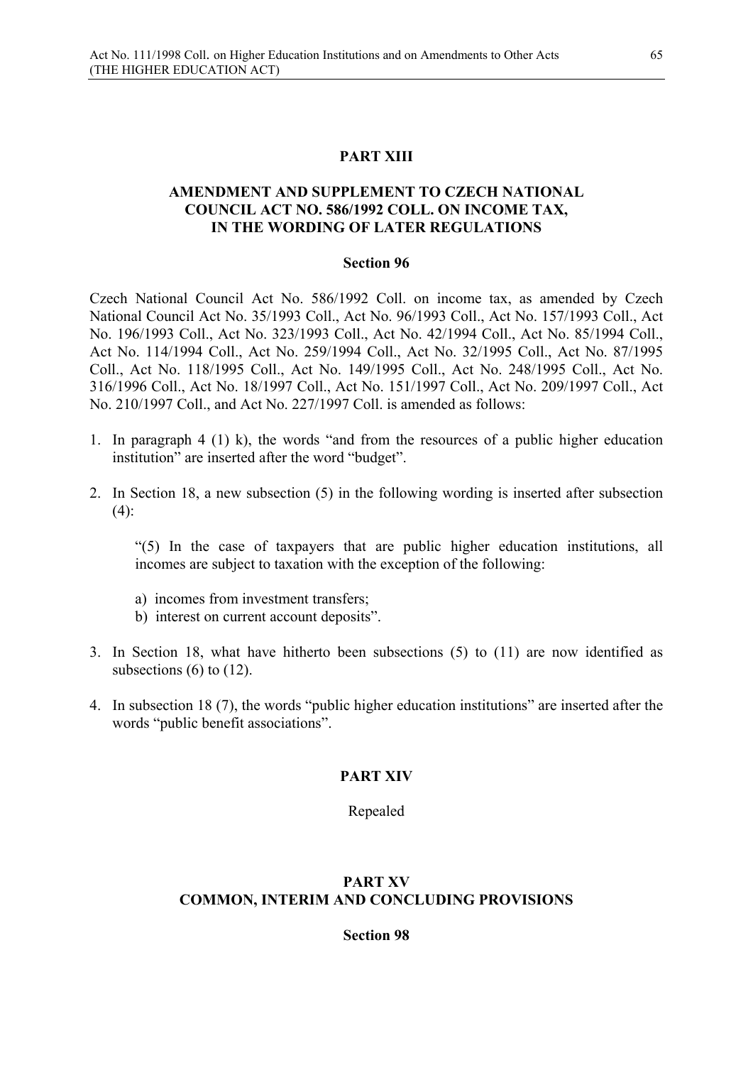## PART XIII

## AMENDMENT AND SUPPLEMENT TO CZECH NATIONAL COUNCIL ACT NO. 586/1992 COLL. ON INCOME TAX, IN THE WORDING OF LATER REGULATIONS

### Section 96

Czech National Council Act No. 586/1992 Coll. on income tax, as amended by Czech National Council Act No. 35/1993 Coll., Act No. 96/1993 Coll., Act No. 157/1993 Coll., Act No. 196/1993 Coll., Act No. 323/1993 Coll., Act No. 42/1994 Coll., Act No. 85/1994 Coll., Act No. 114/1994 Coll., Act No. 259/1994 Coll., Act No. 32/1995 Coll., Act No. 87/1995 Coll., Act No. 118/1995 Coll., Act No. 149/1995 Coll., Act No. 248/1995 Coll., Act No. 316/1996 Coll., Act No. 18/1997 Coll., Act No. 151/1997 Coll., Act No. 209/1997 Coll., Act No. 210/1997 Coll., and Act No. 227/1997 Coll. is amended as follows:

1. In paragraph 4 (1) k), the words "and from the resources of a public higher education institution" are inserted after the word "budget".

2. In Section 18, a new subsection (5) in the following wording is inserted after subsection (4):

   "(5) In the case of taxpayers that are public higher education institutions, all incomes are subject to taxation with the exception of the following:

   a) incomes from investment transfers;
   b) interest on current account deposits".

3. In Section 18, what have hitherto been subsections (5) to (11) are now identified as subsections (6) to (12).

4. In subsection 18 (7), the words "public higher education institutions" are inserted after the words "public benefit associations".

## PART XIV

Repealed

## PART XV
## COMMON, INTERIM AND CONCLUDING PROVISIONS

### Section 98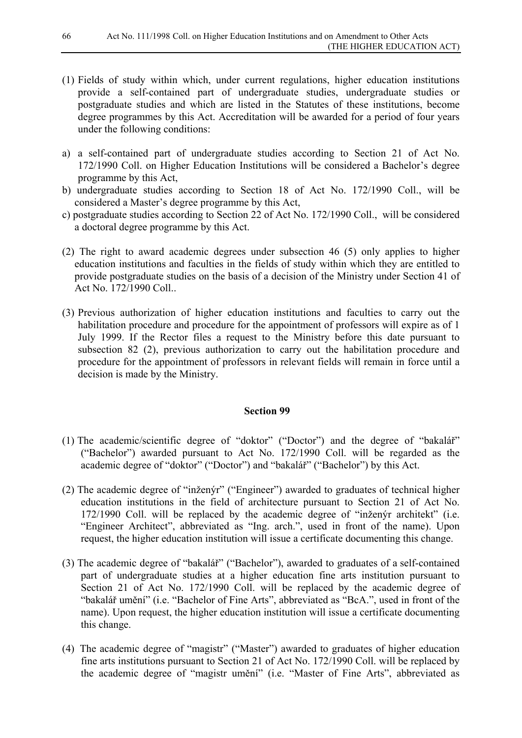(1) Fields of study within which, under current regulations, higher education institutions provide a self-contained part of undergraduate studies, undergraduate studies or postgraduate studies and which are listed in the Statutes of these institutions, become degree programmes by this Act. Accreditation will be awarded for a period of four years under the following conditions:

a) a self-contained part of undergraduate studies according to Section 21 of Act No. 172/1990 Coll. on Higher Education Institutions will be considered a Bachelor's degree programme by this Act,
b) undergraduate studies according to Section 18 of Act No. 172/1990 Coll., will be considered a Master's degree programme by this Act,
c) postgraduate studies according to Section 22 of Act No. 172/1990 Coll., will be considered a doctoral degree programme by this Act.

(2) The right to award academic degrees under subsection 46 (5) only applies to higher education institutions and faculties in the fields of study within which they are entitled to provide postgraduate studies on the basis of a decision of the Ministry under Section 41 of Act No. 172/1990 Coll..

(3) Previous authorization of higher education institutions and faculties to carry out the habilitation procedure and procedure for the appointment of professors will expire as of 1 July 1999. If the Rector files a request to the Ministry before this date pursuant to subsection 82 (2), previous authorization to carry out the habilitation procedure and procedure for the appointment of professors in relevant fields will remain in force until a decision is made by the Ministry.

**Section 99**

(1) The academic/scientific degree of "doktor" ("Doctor") and the degree of "bakalář" ("Bachelor") awarded pursuant to Act No. 172/1990 Coll. will be regarded as the academic degree of "doktor" ("Doctor") and "bakalář" ("Bachelor") by this Act.

(2) The academic degree of "inženýr" ("Engineer") awarded to graduates of technical higher education institutions in the field of architecture pursuant to Section 21 of Act No. 172/1990 Coll. will be replaced by the academic degree of "inženýr architekt" (i.e. "Engineer Architect", abbreviated as "Ing. arch.", used in front of the name). Upon request, the higher education institution will issue a certificate documenting this change.

(3) The academic degree of "bakalář" ("Bachelor"), awarded to graduates of a self-contained part of undergraduate studies at a higher education fine arts institution pursuant to Section 21 of Act No. 172/1990 Coll. will be replaced by the academic degree of "bakalář umění" (i.e. "Bachelor of Fine Arts", abbreviated as "BcA.", used in front of the name). Upon request, the higher education institution will issue a certificate documenting this change.

(4) The academic degree of "magistr" ("Master") awarded to graduates of higher education fine arts institutions pursuant to Section 21 of Act No. 172/1990 Coll. will be replaced by the academic degree of "magistr umění" (i.e. "Master of Fine Arts", abbreviated as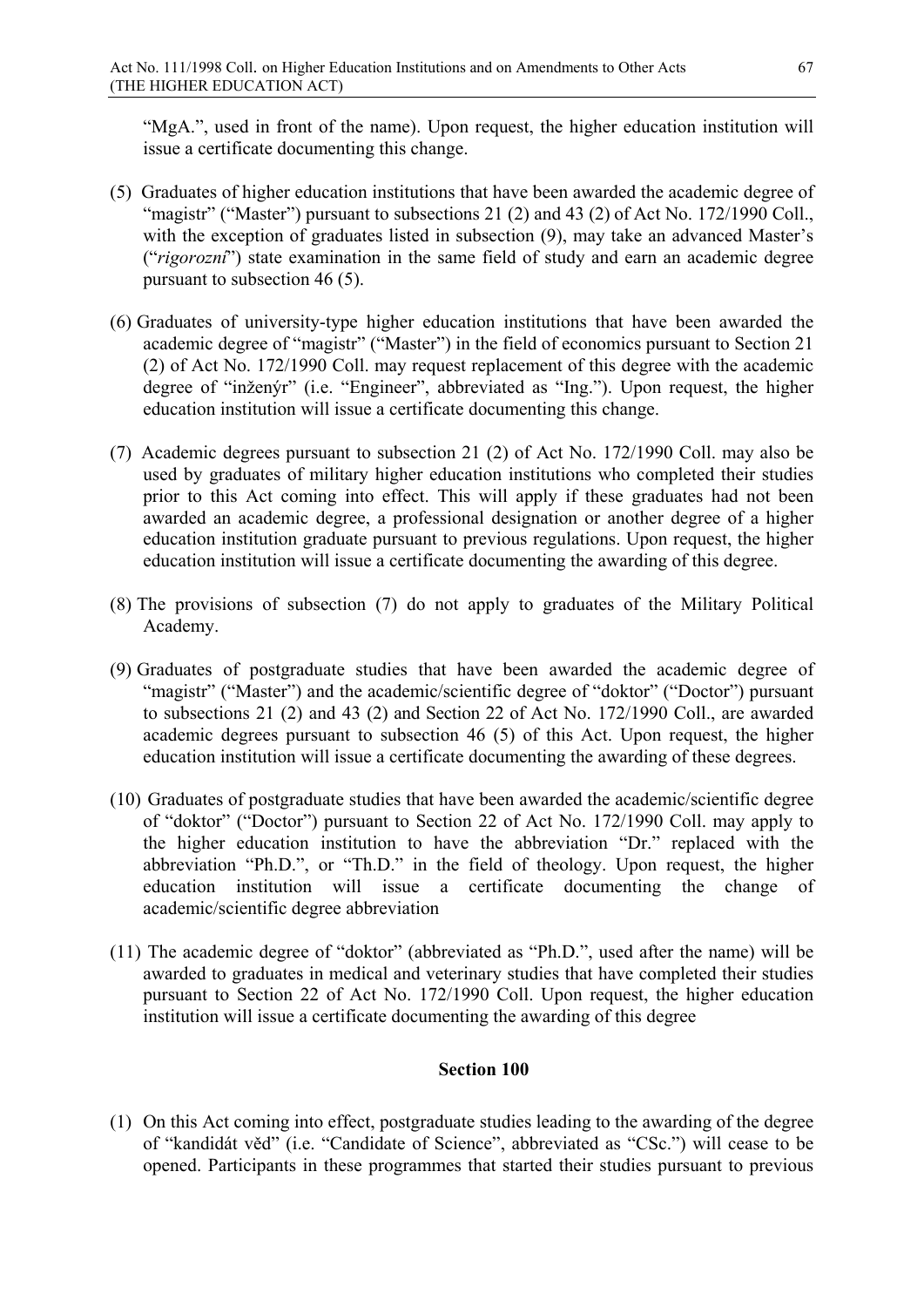"MgA.", used in front of the name). Upon request, the higher education institution will issue a certificate documenting this change.

(5) Graduates of higher education institutions that have been awarded the academic degree of "magistr" ("Master") pursuant to subsections 21 (2) and 43 (2) of Act No. 172/1990 Coll., with the exception of graduates listed in subsection (9), may take an advanced Master's ("*rigorozní*") state examination in the same field of study and earn an academic degree pursuant to subsection 46 (5).

(6) Graduates of university-type higher education institutions that have been awarded the academic degree of "magistr" ("Master") in the field of economics pursuant to Section 21 (2) of Act No. 172/1990 Coll. may request replacement of this degree with the academic degree of "inženýr" (i.e. "Engineer", abbreviated as "Ing."). Upon request, the higher education institution will issue a certificate documenting this change.

(7) Academic degrees pursuant to subsection 21 (2) of Act No. 172/1990 Coll. may also be used by graduates of military higher education institutions who completed their studies prior to this Act coming into effect. This will apply if these graduates had not been awarded an academic degree, a professional designation or another degree of a higher education institution graduate pursuant to previous regulations. Upon request, the higher education institution will issue a certificate documenting the awarding of this degree.

(8) The provisions of subsection (7) do not apply to graduates of the Military Political Academy.

(9) Graduates of postgraduate studies that have been awarded the academic degree of "magistr" ("Master") and the academic/scientific degree of "doktor" ("Doctor") pursuant to subsections 21 (2) and 43 (2) and Section 22 of Act No. 172/1990 Coll., are awarded academic degrees pursuant to subsection 46 (5) of this Act. Upon request, the higher education institution will issue a certificate documenting the awarding of these degrees.

(10) Graduates of postgraduate studies that have been awarded the academic/scientific degree of "doktor" ("Doctor") pursuant to Section 22 of Act No. 172/1990 Coll. may apply to the higher education institution to have the abbreviation "Dr." replaced with the abbreviation "Ph.D.", or "Th.D." in the field of theology. Upon request, the higher education institution will issue a certificate documenting the change of academic/scientific degree abbreviation

(11) The academic degree of "doktor" (abbreviated as "Ph.D.", used after the name) will be awarded to graduates in medical and veterinary studies that have completed their studies pursuant to Section 22 of Act No. 172/1990 Coll. Upon request, the higher education institution will issue a certificate documenting the awarding of this degree

**Section 100**

(1) On this Act coming into effect, postgraduate studies leading to the awarding of the degree of "kandidát věd" (i.e. "Candidate of Science", abbreviated as "CSc.") will cease to be opened. Participants in these programmes that started their studies pursuant to previous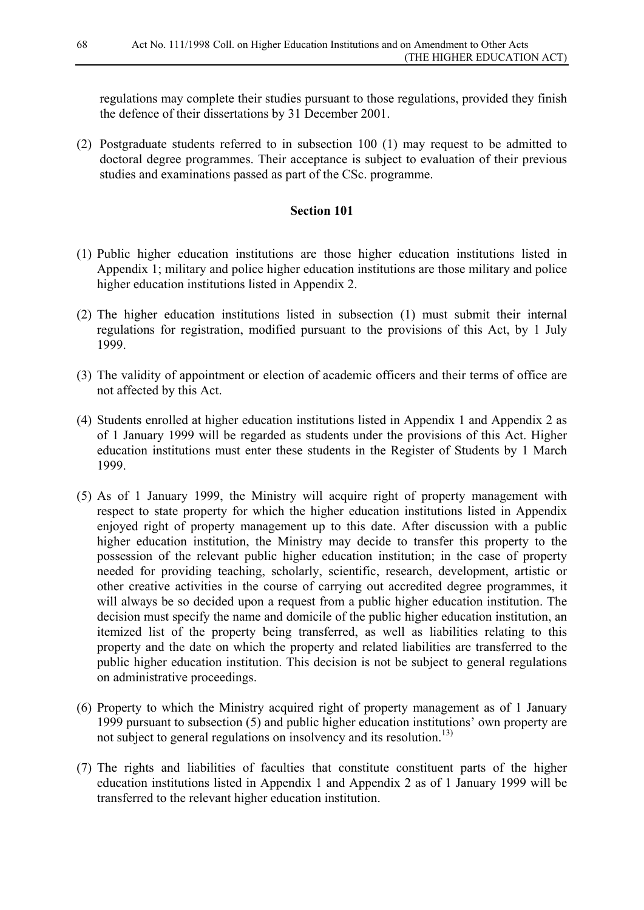regulations may complete their studies pursuant to those regulations, provided they finish the defence of their dissertations by 31 December 2001.

(2) Postgraduate students referred to in subsection 100 (1) may request to be admitted to doctoral degree programmes. Their acceptance is subject to evaluation of their previous studies and examinations passed as part of the CSc. programme.

### Section 101

(1) Public higher education institutions are those higher education institutions listed in Appendix 1; military and police higher education institutions are those military and police higher education institutions listed in Appendix 2.

(2) The higher education institutions listed in subsection (1) must submit their internal regulations for registration, modified pursuant to the provisions of this Act, by 1 July 1999.

(3) The validity of appointment or election of academic officers and their terms of office are not affected by this Act.

(4) Students enrolled at higher education institutions listed in Appendix 1 and Appendix 2 as of 1 January 1999 will be regarded as students under the provisions of this Act. Higher education institutions must enter these students in the Register of Students by 1 March 1999.

(5) As of 1 January 1999, the Ministry will acquire right of property management with respect to state property for which the higher education institutions listed in Appendix enjoyed right of property management up to this date. After discussion with a public higher education institution, the Ministry may decide to transfer this property to the possession of the relevant public higher education institution; in the case of property needed for providing teaching, scholarly, scientific, research, development, artistic or other creative activities in the course of carrying out accredited degree programmes, it will always be so decided upon a request from a public higher education institution. The decision must specify the name and domicile of the public higher education institution, an itemized list of the property being transferred, as well as liabilities relating to this property and the date on which the property and related liabilities are transferred to the public higher education institution. This decision is not be subject to general regulations on administrative proceedings.

(6) Property to which the Ministry acquired right of property management as of 1 January 1999 pursuant to subsection (5) and public higher education institutions' own property are not subject to general regulations on insolvency and its resolution.[13)]

(7) The rights and liabilities of faculties that constitute constituent parts of the higher education institutions listed in Appendix 1 and Appendix 2 as of 1 January 1999 will be transferred to the relevant higher education institution.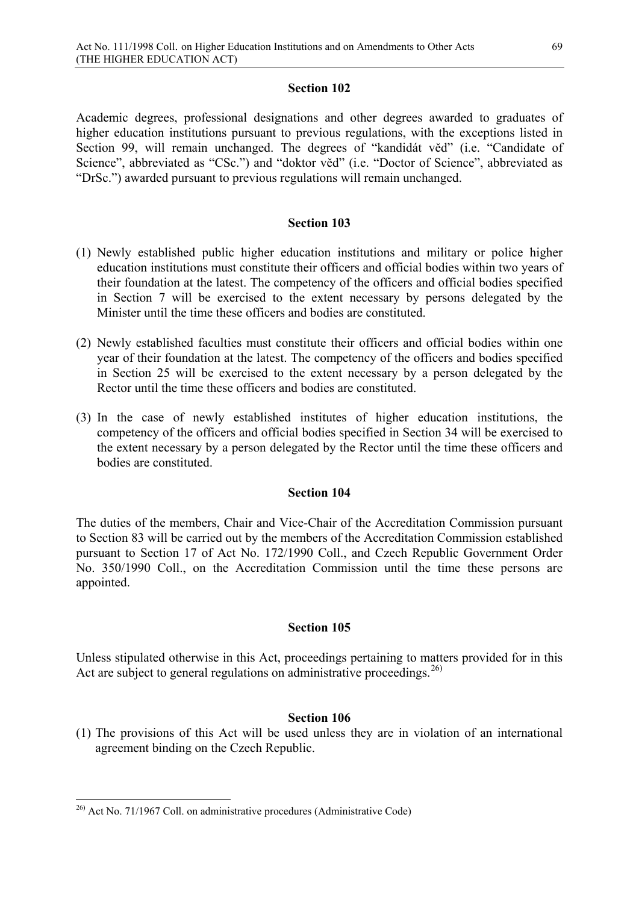## Section 102

Academic degrees, professional designations and other degrees awarded to graduates of higher education institutions pursuant to previous regulations, with the exceptions listed in Section 99, will remain unchanged. The degrees of "kandidát věd" (i.e. "Candidate of Science", abbreviated as "CSc.") and "doktor věd" (i.e. "Doctor of Science", abbreviated as "DrSc.") awarded pursuant to previous regulations will remain unchanged.

## Section 103

(1) Newly established public higher education institutions and military or police higher education institutions must constitute their officers and official bodies within two years of their foundation at the latest. The competency of the officers and official bodies specified in Section 7 will be exercised to the extent necessary by persons delegated by the Minister until the time these officers and bodies are constituted.

(2) Newly established faculties must constitute their officers and official bodies within one year of their foundation at the latest. The competency of the officers and bodies specified in Section 25 will be exercised to the extent necessary by a person delegated by the Rector until the time these officers and bodies are constituted.

(3) In the case of newly established institutes of higher education institutions, the competency of the officers and official bodies specified in Section 34 will be exercised to the extent necessary by a person delegated by the Rector until the time these officers and bodies are constituted.

## Section 104

The duties of the members, Chair and Vice-Chair of the Accreditation Commission pursuant to Section 83 will be carried out by the members of the Accreditation Commission established pursuant to Section 17 of Act No. 172/1990 Coll., and Czech Republic Government Order No. 350/1990 Coll., on the Accreditation Commission until the time these persons are appointed.

## Section 105

Unless stipulated otherwise in this Act, proceedings pertaining to matters provided for in this Act are subject to general regulations on administrative proceedings.[26)]

## Section 106

(1) The provisions of this Act will be used unless they are in violation of an international agreement binding on the Czech Republic.

---

[26)] Act No. 71/1967 Coll. on administrative procedures (Administrative Code)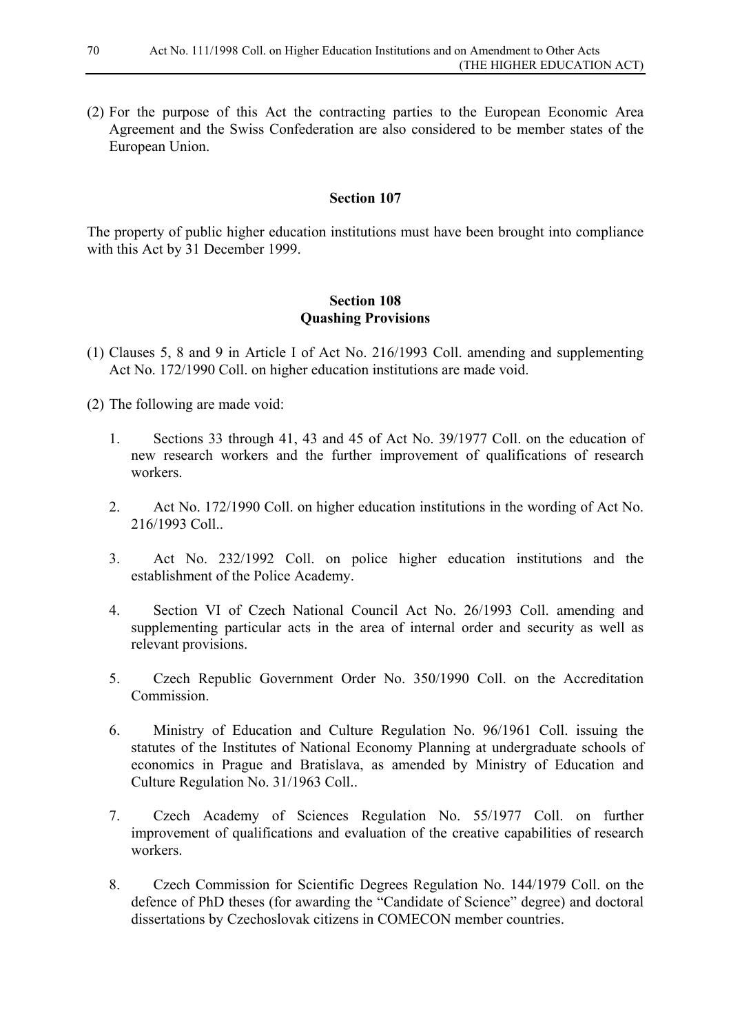(2) For the purpose of this Act the contracting parties to the European Economic Area Agreement and the Swiss Confederation are also considered to be member states of the European Union.

**Section 107**

The property of public higher education institutions must have been brought into compliance with this Act by 31 December 1999.

**Section 108**
**Quashing Provisions**

(1) Clauses 5, 8 and 9 in Article I of Act No. 216/1993 Coll. amending and supplementing Act No. 172/1990 Coll. on higher education institutions are made void.

(2) The following are made void:

1. Sections 33 through 41, 43 and 45 of Act No. 39/1977 Coll. on the education of new research workers and the further improvement of qualifications of research workers.

2. Act No. 172/1990 Coll. on higher education institutions in the wording of Act No. 216/1993 Coll..

3. Act No. 232/1992 Coll. on police higher education institutions and the establishment of the Police Academy.

4. Section VI of Czech National Council Act No. 26/1993 Coll. amending and supplementing particular acts in the area of internal order and security as well as relevant provisions.

5. Czech Republic Government Order No. 350/1990 Coll. on the Accreditation Commission.

6. Ministry of Education and Culture Regulation No. 96/1961 Coll. issuing the statutes of the Institutes of National Economy Planning at undergraduate schools of economics in Prague and Bratislava, as amended by Ministry of Education and Culture Regulation No. 31/1963 Coll..

7. Czech Academy of Sciences Regulation No. 55/1977 Coll. on further improvement of qualifications and evaluation of the creative capabilities of research workers.

8. Czech Commission for Scientific Degrees Regulation No. 144/1979 Coll. on the defence of PhD theses (for awarding the "Candidate of Science" degree) and doctoral dissertations by Czechoslovak citizens in COMECON member countries.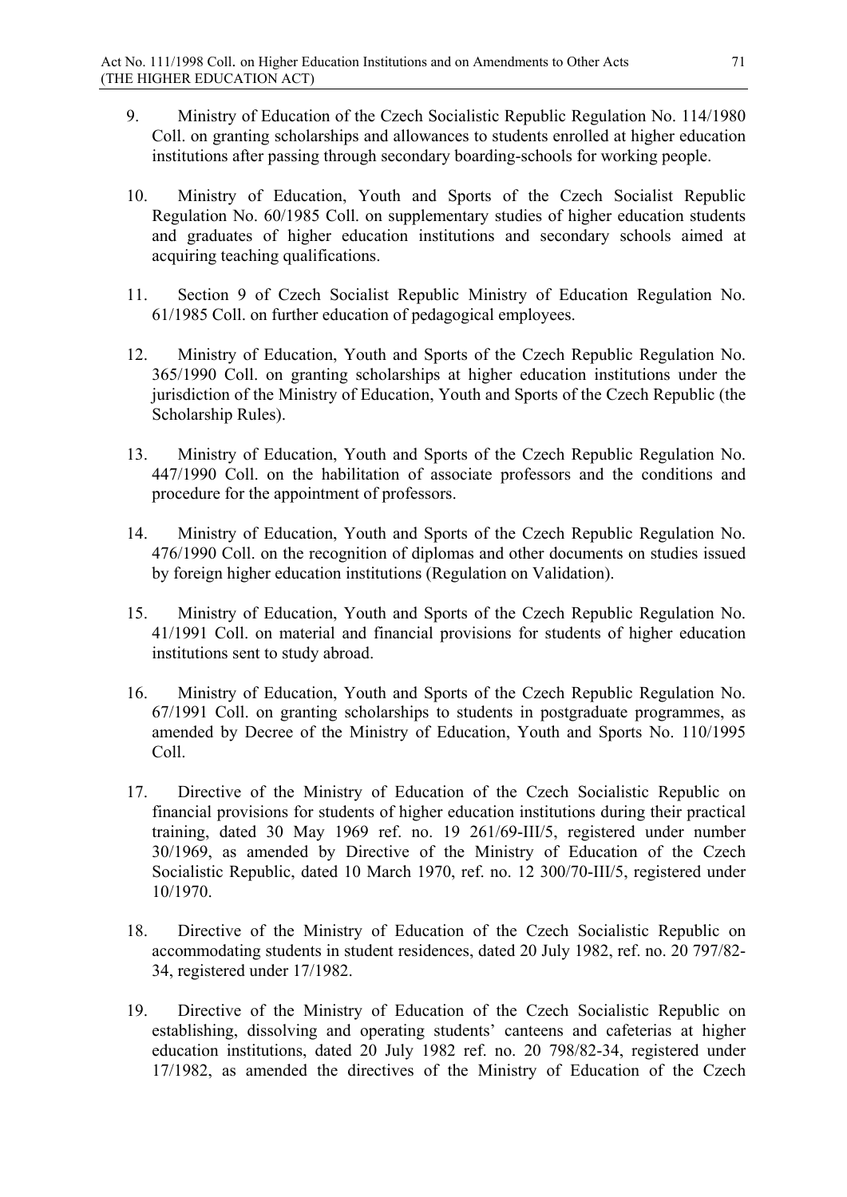9. Ministry of Education of the Czech Socialistic Republic Regulation No. 114/1980 Coll. on granting scholarships and allowances to students enrolled at higher education institutions after passing through secondary boarding-schools for working people.

10. Ministry of Education, Youth and Sports of the Czech Socialist Republic Regulation No. 60/1985 Coll. on supplementary studies of higher education students and graduates of higher education institutions and secondary schools aimed at acquiring teaching qualifications.

11. Section 9 of Czech Socialist Republic Ministry of Education Regulation No. 61/1985 Coll. on further education of pedagogical employees.

12. Ministry of Education, Youth and Sports of the Czech Republic Regulation No. 365/1990 Coll. on granting scholarships at higher education institutions under the jurisdiction of the Ministry of Education, Youth and Sports of the Czech Republic (the Scholarship Rules).

13. Ministry of Education, Youth and Sports of the Czech Republic Regulation No. 447/1990 Coll. on the habilitation of associate professors and the conditions and procedure for the appointment of professors.

14. Ministry of Education, Youth and Sports of the Czech Republic Regulation No. 476/1990 Coll. on the recognition of diplomas and other documents on studies issued by foreign higher education institutions (Regulation on Validation).

15. Ministry of Education, Youth and Sports of the Czech Republic Regulation No. 41/1991 Coll. on material and financial provisions for students of higher education institutions sent to study abroad.

16. Ministry of Education, Youth and Sports of the Czech Republic Regulation No. 67/1991 Coll. on granting scholarships to students in postgraduate programmes, as amended by Decree of the Ministry of Education, Youth and Sports No. 110/1995 Coll.

17. Directive of the Ministry of Education of the Czech Socialistic Republic on financial provisions for students of higher education institutions during their practical training, dated 30 May 1969 ref. no. 19 261/69-III/5, registered under number 30/1969, as amended by Directive of the Ministry of Education of the Czech Socialistic Republic, dated 10 March 1970, ref. no. 12 300/70-III/5, registered under 10/1970.

18. Directive of the Ministry of Education of the Czech Socialistic Republic on accommodating students in student residences, dated 20 July 1982, ref. no. 20 797/82-34, registered under 17/1982.

19. Directive of the Ministry of Education of the Czech Socialistic Republic on establishing, dissolving and operating students' canteens and cafeterias at higher education institutions, dated 20 July 1982 ref. no. 20 798/82-34, registered under 17/1982, as amended the directives of the Ministry of Education of the Czech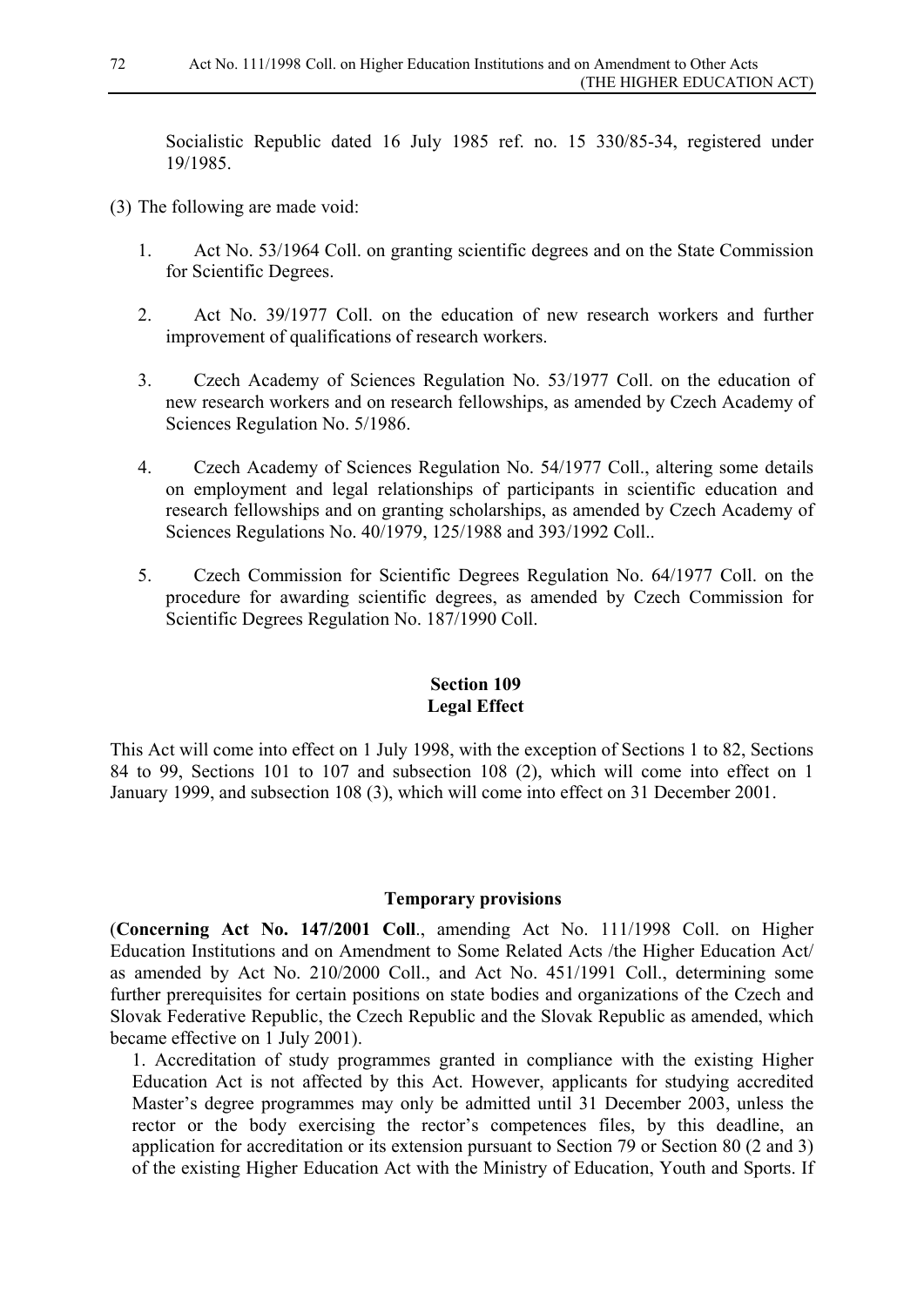Socialistic Republic dated 16 July 1985 ref. no. 15 330/85-34, registered under 19/1985.

(3) The following are made void:

1. Act No. 53/1964 Coll. on granting scientific degrees and on the State Commission for Scientific Degrees.

2. Act No. 39/1977 Coll. on the education of new research workers and further improvement of qualifications of research workers.

3. Czech Academy of Sciences Regulation No. 53/1977 Coll. on the education of new research workers and on research fellowships, as amended by Czech Academy of Sciences Regulation No. 5/1986.

4. Czech Academy of Sciences Regulation No. 54/1977 Coll., altering some details on employment and legal relationships of participants in scientific education and research fellowships and on granting scholarships, as amended by Czech Academy of Sciences Regulations No. 40/1979, 125/1988 and 393/1992 Coll..

5. Czech Commission for Scientific Degrees Regulation No. 64/1977 Coll. on the procedure for awarding scientific degrees, as amended by Czech Commission for Scientific Degrees Regulation No. 187/1990 Coll.

## Section 109
## Legal Effect

This Act will come into effect on 1 July 1998, with the exception of Sections 1 to 82, Sections 84 to 99, Sections 101 to 107 and subsection 108 (2), which will come into effect on 1 January 1999, and subsection 108 (3), which will come into effect on 31 December 2001.

## Temporary provisions

(**Concerning Act No. 147/2001 Coll**., amending Act No. 111/1998 Coll. on Higher Education Institutions and on Amendment to Some Related Acts /the Higher Education Act/ as amended by Act No. 210/2000 Coll., and Act No. 451/1991 Coll., determining some further prerequisites for certain positions on state bodies and organizations of the Czech and Slovak Federative Republic, the Czech Republic and the Slovak Republic as amended, which became effective on 1 July 2001).

1. Accreditation of study programmes granted in compliance with the existing Higher Education Act is not affected by this Act. However, applicants for studying accredited Master's degree programmes may only be admitted until 31 December 2003, unless the rector or the body exercising the rector's competences files, by this deadline, an application for accreditation or its extension pursuant to Section 79 or Section 80 (2 and 3) of the existing Higher Education Act with the Ministry of Education, Youth and Sports. If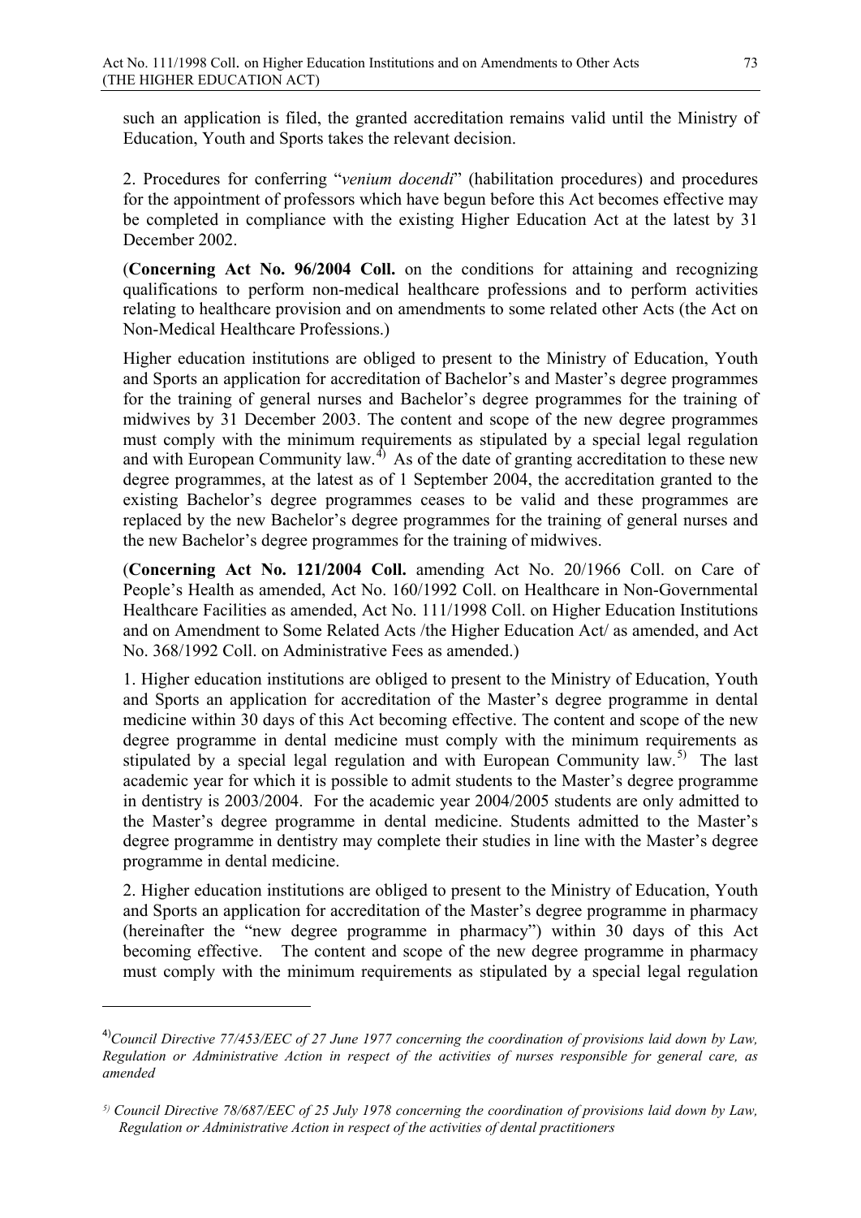such an application is filed, the granted accreditation remains valid until the Ministry of Education, Youth and Sports takes the relevant decision.

2. Procedures for conferring "*venium docendi*" (habilitation procedures) and procedures for the appointment of professors which have begun before this Act becomes effective may be completed in compliance with the existing Higher Education Act at the latest by 31 December 2002.

(**Concerning Act No. 96/2004 Coll.** on the conditions for attaining and recognizing qualifications to perform non-medical healthcare professions and to perform activities relating to healthcare provision and on amendments to some related other Acts (the Act on Non-Medical Healthcare Professions.)

Higher education institutions are obliged to present to the Ministry of Education, Youth and Sports an application for accreditation of Bachelor's and Master's degree programmes for the training of general nurses and Bachelor's degree programmes for the training of midwives by 31 December 2003. The content and scope of the new degree programmes must comply with the minimum requirements as stipulated by a special legal regulation and with European Community law.[4)] As of the date of granting accreditation to these new degree programmes, at the latest as of 1 September 2004, the accreditation granted to the existing Bachelor's degree programmes ceases to be valid and these programmes are replaced by the new Bachelor's degree programmes for the training of general nurses and the new Bachelor's degree programmes for the training of midwives.

(**Concerning Act No. 121/2004 Coll.** amending Act No. 20/1966 Coll. on Care of People's Health as amended, Act No. 160/1992 Coll. on Healthcare in Non-Governmental Healthcare Facilities as amended, Act No. 111/1998 Coll. on Higher Education Institutions and on Amendment to Some Related Acts /the Higher Education Act/ as amended, and Act No. 368/1992 Coll. on Administrative Fees as amended.)

1. Higher education institutions are obliged to present to the Ministry of Education, Youth and Sports an application for accreditation of the Master's degree programme in dental medicine within 30 days of this Act becoming effective. The content and scope of the new degree programme in dental medicine must comply with the minimum requirements as stipulated by a special legal regulation and with European Community law.[5)] The last academic year for which it is possible to admit students to the Master's degree programme in dentistry is 2003/2004. For the academic year 2004/2005 students are only admitted to the Master's degree programme in dental medicine. Students admitted to the Master's degree programme in dentistry may complete their studies in line with the Master's degree programme in dental medicine.

2. Higher education institutions are obliged to present to the Ministry of Education, Youth and Sports an application for accreditation of the Master's degree programme in pharmacy (hereinafter the "new degree programme in pharmacy") within 30 days of this Act becoming effective. The content and scope of the new degree programme in pharmacy must comply with the minimum requirements as stipulated by a special legal regulation

---

[4)] *Council Directive 77/453/EEC of 27 June 1977 concerning the coordination of provisions laid down by Law, Regulation or Administrative Action in respect of the activities of nurses responsible for general care, as amended*

[5)] *Council Directive 78/687/EEC of 25 July 1978 concerning the coordination of provisions laid down by Law, Regulation or Administrative Action in respect of the activities of dental practitioners*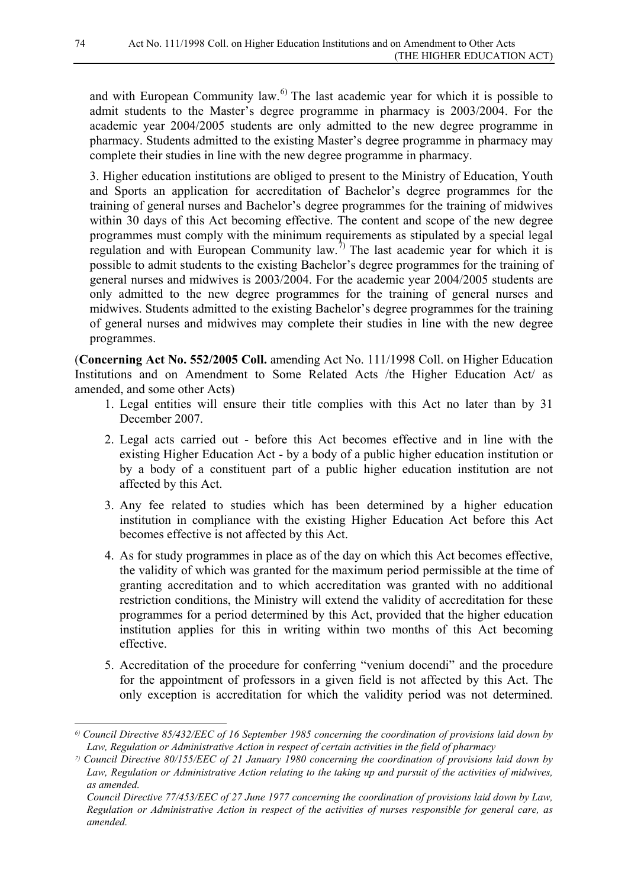and with European Community law.[6)] The last academic year for which it is possible to admit students to the Master's degree programme in pharmacy is 2003/2004. For the academic year 2004/2005 students are only admitted to the new degree programme in pharmacy. Students admitted to the existing Master's degree programme in pharmacy may complete their studies in line with the new degree programme in pharmacy.

3. Higher education institutions are obliged to present to the Ministry of Education, Youth and Sports an application for accreditation of Bachelor's degree programmes for the training of general nurses and Bachelor's degree programmes for the training of midwives within 30 days of this Act becoming effective. The content and scope of the new degree programmes must comply with the minimum requirements as stipulated by a special legal regulation and with European Community law.[7)] The last academic year for which it is possible to admit students to the existing Bachelor's degree programmes for the training of general nurses and midwives is 2003/2004. For the academic year 2004/2005 students are only admitted to the new degree programmes for the training of general nurses and midwives. Students admitted to the existing Bachelor's degree programmes for the training of general nurses and midwives may complete their studies in line with the new degree programmes.

(**Concerning Act No. 552/2005 Coll.** amending Act No. 111/1998 Coll. on Higher Education Institutions and on Amendment to Some Related Acts /the Higher Education Act/ as amended, and some other Acts)

1. Legal entities will ensure their title complies with this Act no later than by 31 December 2007.
2. Legal acts carried out - before this Act becomes effective and in line with the existing Higher Education Act - by a body of a public higher education institution or by a body of a constituent part of a public higher education institution are not affected by this Act.
3. Any fee related to studies which has been determined by a higher education institution in compliance with the existing Higher Education Act before this Act becomes effective is not affected by this Act.
4. As for study programmes in place as of the day on which this Act becomes effective, the validity of which was granted for the maximum period permissible at the time of granting accreditation and to which accreditation was granted with no additional restriction conditions, the Ministry will extend the validity of accreditation for these programmes for a period determined by this Act, provided that the higher education institution applies for this in writing within two months of this Act becoming effective.
5. Accreditation of the procedure for conferring "venium docendi" and the procedure for the appointment of professors in a given field is not affected by this Act. The only exception is accreditation for which the validity period was not determined.

---

*[6)] Council Directive 85/432/EEC of 16 September 1985 concerning the coordination of provisions laid down by Law, Regulation or Administrative Action in respect of certain activities in the field of pharmacy*

*[7)] Council Directive 80/155/EEC of 21 January 1980 concerning the coordination of provisions laid down by Law, Regulation or Administrative Action relating to the taking up and pursuit of the activities of midwives, as amended.*

*Council Directive 77/453/EEC of 27 June 1977 concerning the coordination of provisions laid down by Law, Regulation or Administrative Action in respect of the activities of nurses responsible for general care, as amended.*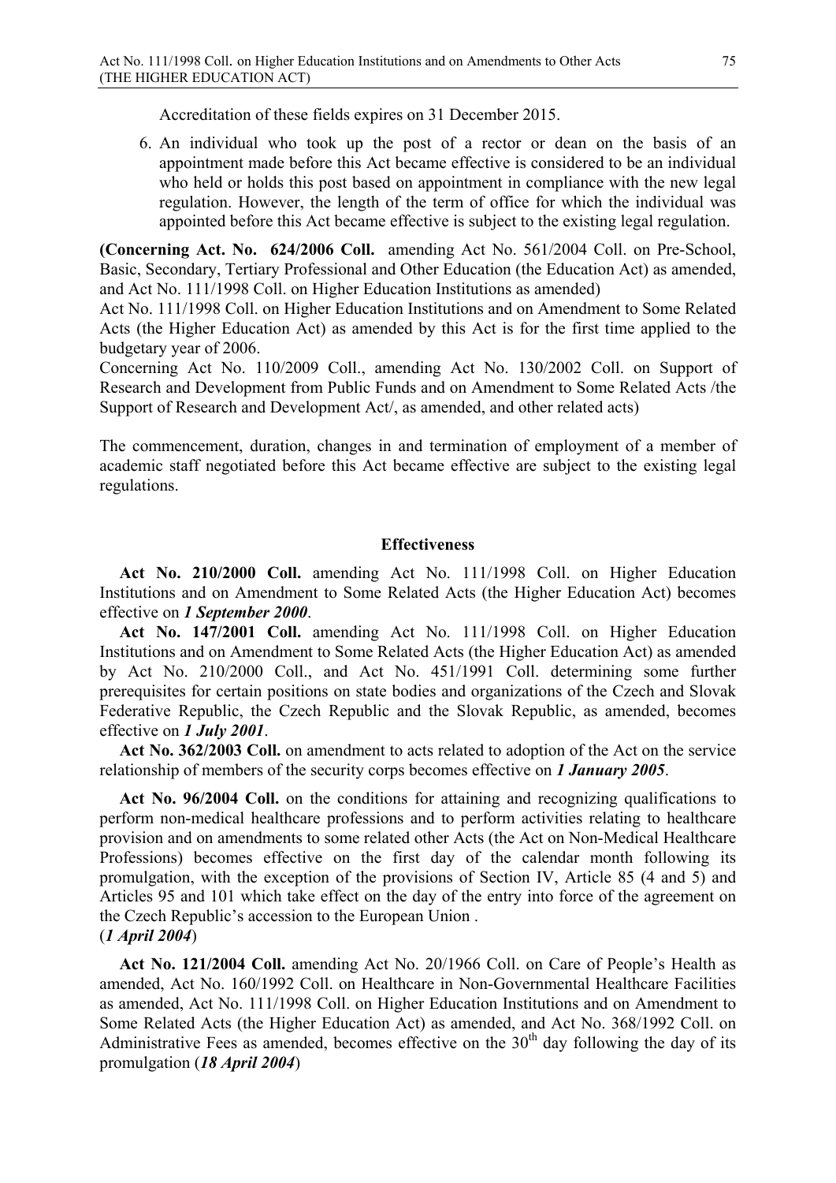Accreditation of these fields expires on 31 December 2015.

6. An individual who took up the post of a rector or dean on the basis of an appointment made before this Act became effective is considered to be an individual who held or holds this post based on appointment in compliance with the new legal regulation. However, the length of the term of office for which the individual was appointed before this Act became effective is subject to the existing legal regulation.

**(Concerning Act. No. 624/2006 Coll.** amending Act No. 561/2004 Coll. on Pre-School, Basic, Secondary, Tertiary Professional and Other Education (the Education Act) as amended, and Act No. 111/1998 Coll. on Higher Education Institutions as amended)

Act No. 111/1998 Coll. on Higher Education Institutions and on Amendment to Some Related Acts (the Higher Education Act) as amended by this Act is for the first time applied to the budgetary year of 2006.

Concerning Act No. 110/2009 Coll., amending Act No. 130/2002 Coll. on Support of Research and Development from Public Funds and on Amendment to Some Related Acts /the Support of Research and Development Act/, as amended, and other related acts)

The commencement, duration, changes in and termination of employment of a member of academic staff negotiated before this Act became effective are subject to the existing legal regulations.

### Effectiveness

**Act No. 210/2000 Coll.** amending Act No. 111/1998 Coll. on Higher Education Institutions and on Amendment to Some Related Acts (the Higher Education Act) becomes effective on ***1 September 2000***.

**Act No. 147/2001 Coll.** amending Act No. 111/1998 Coll. on Higher Education Institutions and on Amendment to Some Related Acts (the Higher Education Act) as amended by Act No. 210/2000 Coll., and Act No. 451/1991 Coll. determining some further prerequisites for certain positions on state bodies and organizations of the Czech and Slovak Federative Republic, the Czech Republic and the Slovak Republic, as amended, becomes effective on ***1 July 2001***.

**Act No. 362/2003 Coll.** on amendment to acts related to adoption of the Act on the service relationship of members of the security corps becomes effective on ***1 January 2005***.

**Act No. 96/2004 Coll.** on the conditions for attaining and recognizing qualifications to perform non-medical healthcare professions and to perform activities relating to healthcare provision and on amendments to some related other Acts (the Act on Non-Medical Healthcare Professions) becomes effective on the first day of the calendar month following its promulgation, with the exception of the provisions of Section IV, Article 85 (4 and 5) and Articles 95 and 101 which take effect on the day of the entry into force of the agreement on the Czech Republic's accession to the European Union .
(***1 April 2004***)

**Act No. 121/2004 Coll.** amending Act No. 20/1966 Coll. on Care of People's Health as amended, Act No. 160/1992 Coll. on Healthcare in Non-Governmental Healthcare Facilities as amended, Act No. 111/1998 Coll. on Higher Education Institutions and on Amendment to Some Related Acts (the Higher Education Act) as amended, and Act No. 368/1992 Coll. on Administrative Fees as amended, becomes effective on the 30th day following the day of its promulgation (***18 April 2004***)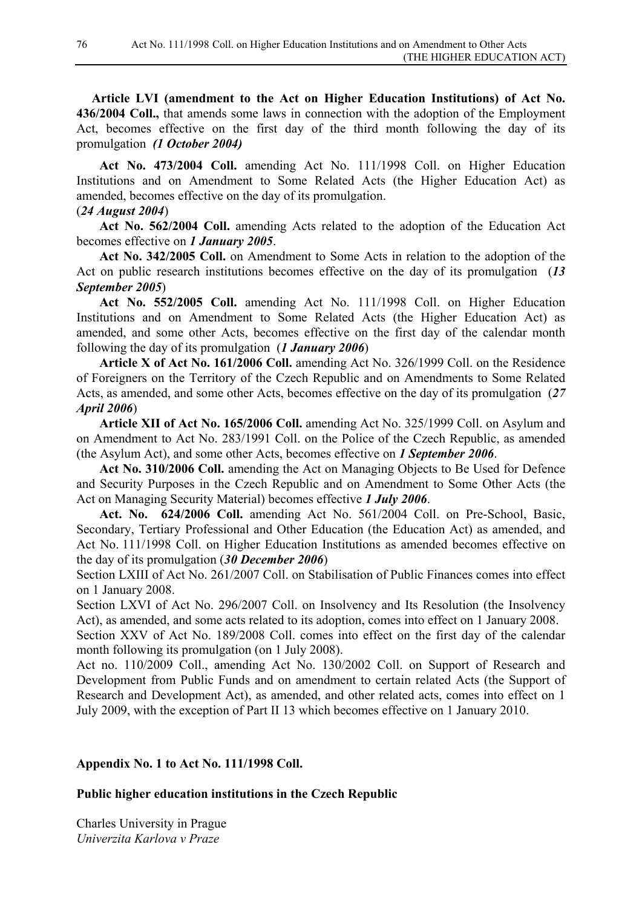**Article LVI (amendment to the Act on Higher Education Institutions) of Act No. 436/2004 Coll.,** that amends some laws in connection with the adoption of the Employment Act, becomes effective on the first day of the third month following the day of its promulgation ***(1 October 2004)***

**Act No. 473/2004 Coll.** amending Act No. 111/1998 Coll. on Higher Education Institutions and on Amendment to Some Related Acts (the Higher Education Act) as amended, becomes effective on the day of its promulgation.
(***24 August 2004***)

**Act No. 562/2004 Coll.** amending Acts related to the adoption of the Education Act becomes effective on ***1 January 2005***.

**Act No. 342/2005 Coll.** on Amendment to Some Acts in relation to the adoption of the Act on public research institutions becomes effective on the day of its promulgation (***13 September 2005***)

**Act No. 552/2005 Coll.** amending Act No. 111/1998 Coll. on Higher Education Institutions and on Amendment to Some Related Acts (the Higher Education Act) as amended, and some other Acts, becomes effective on the first day of the calendar month following the day of its promulgation (***1 January 2006***)

**Article X of Act No. 161/2006 Coll.** amending Act No. 326/1999 Coll. on the Residence of Foreigners on the Territory of the Czech Republic and on Amendments to Some Related Acts, as amended, and some other Acts, becomes effective on the day of its promulgation (***27 April 2006***)

**Article XII of Act No. 165/2006 Coll.** amending Act No. 325/1999 Coll. on Asylum and on Amendment to Act No. 283/1991 Coll. on the Police of the Czech Republic, as amended (the Asylum Act), and some other Acts, becomes effective on ***1 September 2006***.

**Act No. 310/2006 Coll.** amending the Act on Managing Objects to Be Used for Defence and Security Purposes in the Czech Republic and on Amendment to Some Other Acts (the Act on Managing Security Material) becomes effective ***1 July 2006***.

**Act. No. 624/2006 Coll.** amending Act No. 561/2004 Coll. on Pre-School, Basic, Secondary, Tertiary Professional and Other Education (the Education Act) as amended, and Act No. 111/1998 Coll. on Higher Education Institutions as amended becomes effective on the day of its promulgation (***30 December 2006***)

Section LXIII of Act No. 261/2007 Coll. on Stabilisation of Public Finances comes into effect on 1 January 2008.

Section LXVI of Act No. 296/2007 Coll. on Insolvency and Its Resolution (the Insolvency Act), as amended, and some acts related to its adoption, comes into effect on 1 January 2008.

Section XXV of Act No. 189/2008 Coll. comes into effect on the first day of the calendar month following its promulgation (on 1 July 2008).

Act no. 110/2009 Coll., amending Act No. 130/2002 Coll. on Support of Research and Development from Public Funds and on amendment to certain related Acts (the Support of Research and Development Act), as amended, and other related acts, comes into effect on 1 July 2009, with the exception of Part II 13 which becomes effective on 1 January 2010.

## Appendix No. 1 to Act No. 111/1998 Coll.

### Public higher education institutions in the Czech Republic

Charles University in Prague
*Univerzita Karlova v Praze*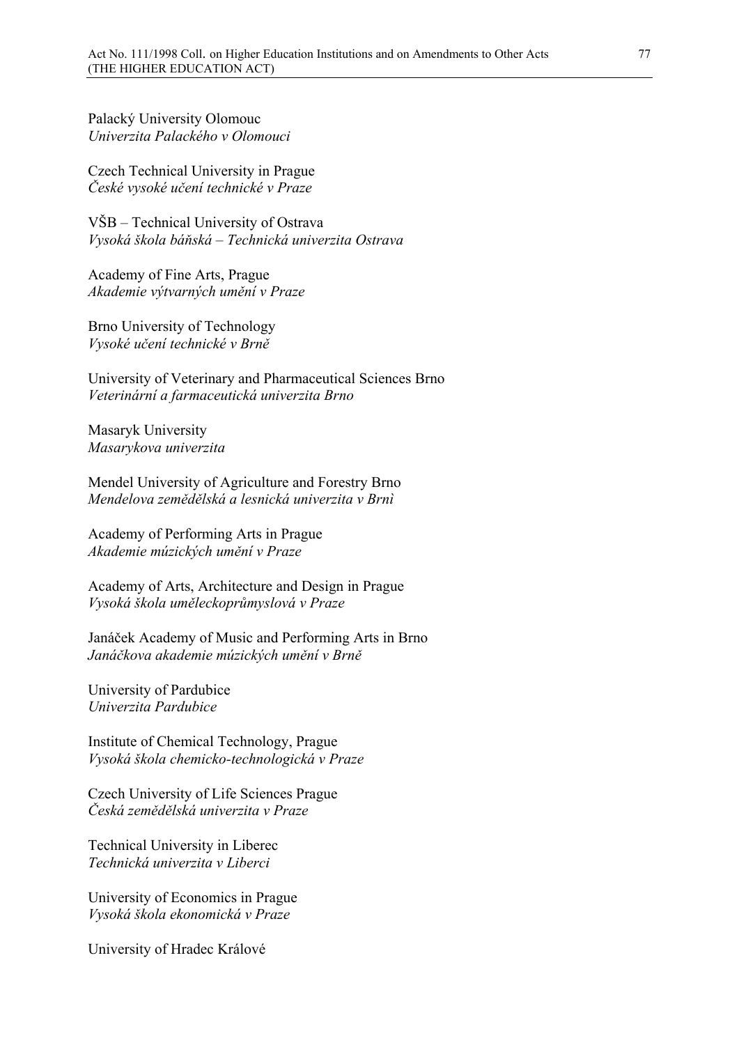Palacký University Olomouc
*Univerzita Palackého v Olomouci*

Czech Technical University in Prague
*České vysoké učení technické v Praze*

VŠB – Technical University of Ostrava
*Vysoká škola báňská – Technická univerzita Ostrava*

Academy of Fine Arts, Prague
*Akademie výtvarných umění v Praze*

Brno University of Technology
*Vysoké učení technické v Brně*

University of Veterinary and Pharmaceutical Sciences Brno
*Veterinární a farmaceutická univerzita Brno*

Masaryk University
*Masarykova univerzita*

Mendel University of Agriculture and Forestry Brno
*Mendelova zemědělská a lesnická univerzita v Brnì*

Academy of Performing Arts in Prague
*Akademie múzických umění v Praze*

Academy of Arts, Architecture and Design in Prague
*Vysoká škola uměleckoprůmyslová v Praze*

Janáček Academy of Music and Performing Arts in Brno
*Janáčkova akademie múzických umění v Brně*

University of Pardubice
*Univerzita Pardubice*

Institute of Chemical Technology, Prague
*Vysoká škola chemicko-technologická v Praze*

Czech University of Life Sciences Prague
*Česká zemědělská univerzita v Praze*

Technical University in Liberec
*Technická univerzita v Liberci*

University of Economics in Prague
*Vysoká škola ekonomická v Praze*

University of Hradec Králové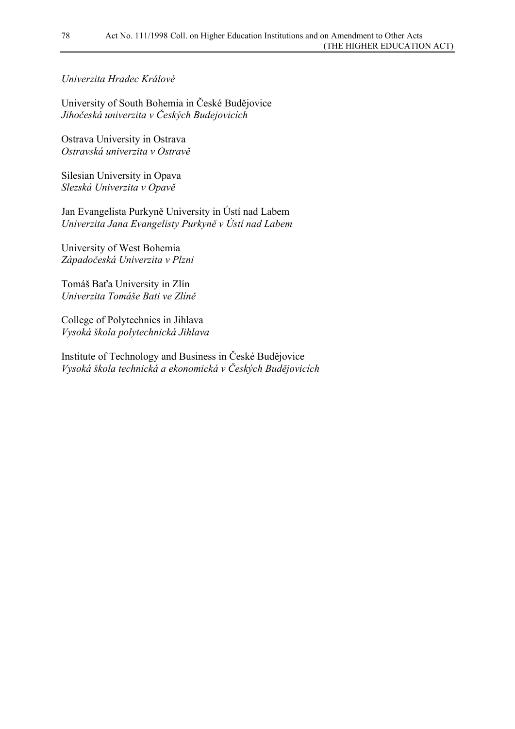*Univerzita Hradec Králové*

University of South Bohemia in České Budějovice
*Jihočeská univerzita v Českých Budejovicích*

Ostrava University in Ostrava
*Ostravská univerzita v Ostravě*

Silesian University in Opava
*Slezská Univerzita v Opavě*

Jan Evangelista Purkyně University in Ústí nad Labem
*Univerzita Jana Evangelisty Purkyně v Ústí nad Labem*

University of West Bohemia
*Západočeská Univerzita v Plzni*

Tomáš Baťa University in Zlín
*Univerzita Tomáše Bati ve Zlíně*

College of Polytechnics in Jihlava
*Vysoká škola polytechnická Jihlava*

Institute of Technology and Business in České Budějovice
*Vysoká škola technická a ekonomická v Českých Budějovicích*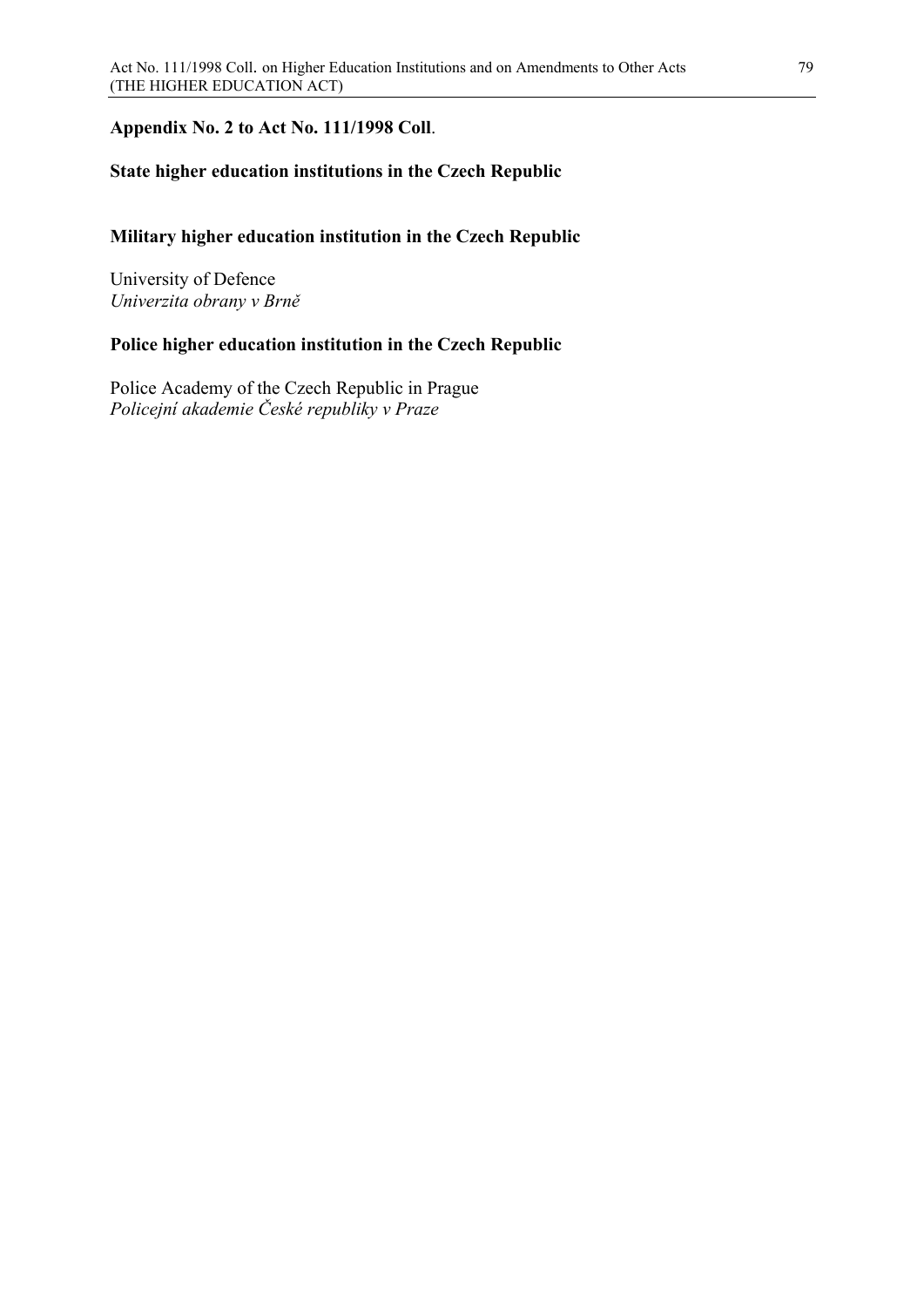## Appendix No. 2 to Act No. 111/1998 Coll.

### State higher education institutions in the Czech Republic

### Military higher education institution in the Czech Republic

University of Defence
*Univerzita obrany v Brně*

### Police higher education institution in the Czech Republic

Police Academy of the Czech Republic in Prague
*Policejní akademie České republiky v Praze*